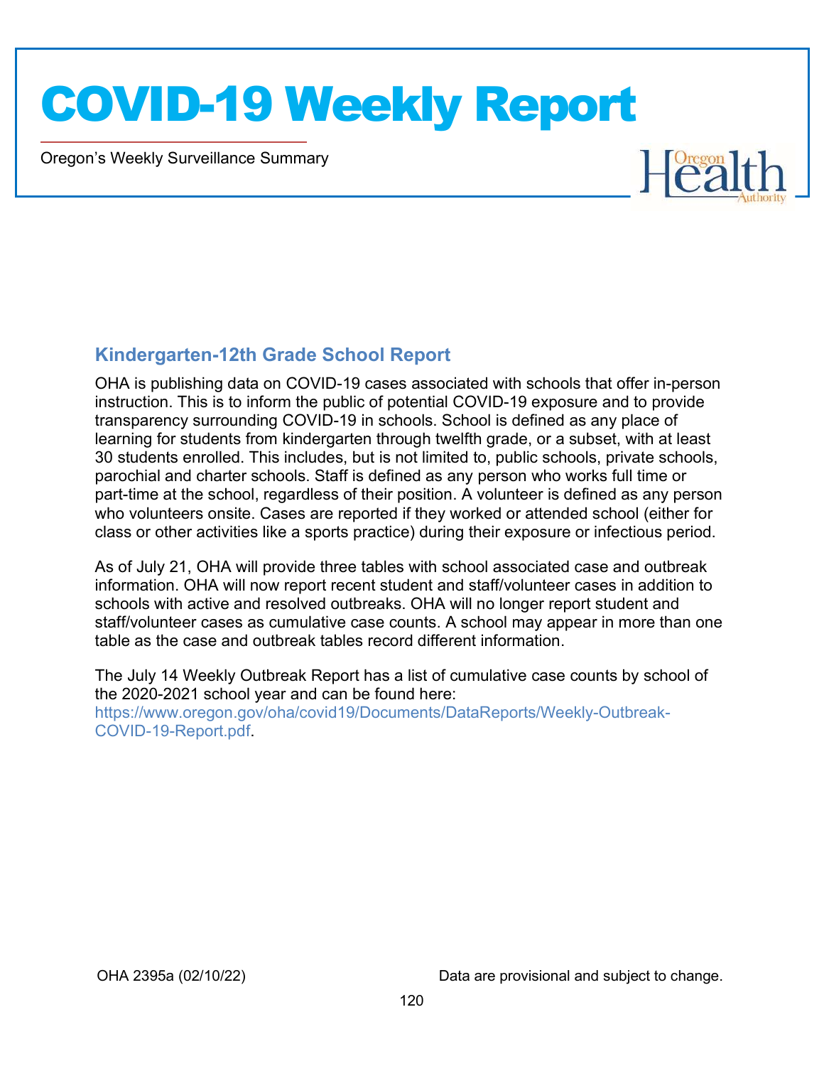# COVID-19 Weekly Report

Oregon's Weekly Surveillance Summary

## Kindergarten-12th Grade School Report

OHA is publishing data on COVID-19 cases associated with schools that offer in-person instruction. This is to inform the public of potential COVID-19 exposure and to provide transparency surrounding COVID-19 in schools. School is defined as any place of learning for students from kindergarten through twelfth grade, or a subset, with at least 30 students enrolled. This includes, but is not limited to, public schools, private schools, parochial and charter schools. Staff is defined as any person who works full time or part-time at the school, regardless of their position. A volunteer is defined as any person who volunteers onsite. Cases are reported if they worked or attended school (either for class or other activities like a sports practice) during their exposure or infectious period.

As of July 21, OHA will provide three tables with school associated case and outbreak information. OHA will now report recent student and staff/volunteer cases in addition to schools with active and resolved outbreaks. OHA will no longer report student and staff/volunteer cases as cumulative case counts. A school may appear in more than one table as the case and outbreak tables record different information.

The July 14 Weekly Outbreak Report has a list of cumulative case counts by school of the 2020-2021 school year and can be found here: https://www.oregon.gov/oha/covid19/Documents/DataReports/Weekly-Outbreak-COVID-19-Report.pdf.

OHA 2395a (02/10/22) Data are provisional and subject to change.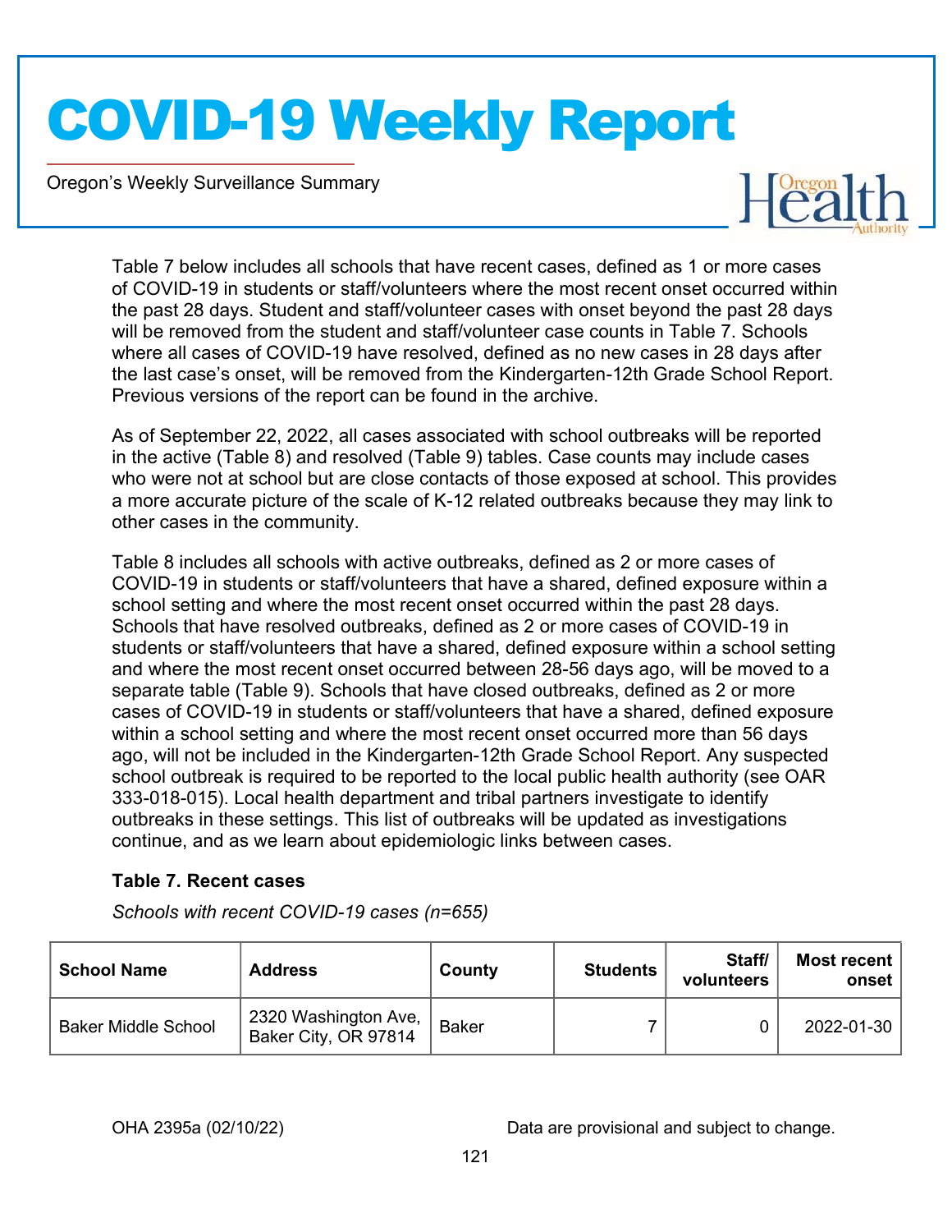Table 7 below includes all schools that have recent cases, defined as 1 or more cases of COVID-19 in students or staff/volunteers where the most recent onset occurred within the past 28 days. Student and staff/volunteer cases with onset beyond the past 28 days will be removed from the student and staff/volunteer case counts in Table 7. Schools where all cases of COVID-19 have resolved, defined as no new cases in 28 days after the last case's onset, will be removed from the Kindergarten-12th Grade School Report. Previous versions of the report can be found in the archive.

As of September 22, 2022, all cases associated with school outbreaks will be reported in the active (Table 8) and resolved (Table 9) tables. Case counts may include cases who were not at school but are close contacts of those exposed at school. This provides a more accurate picture of the scale of K-12 related outbreaks because they may link to other cases in the community.

Table 8 includes all schools with active outbreaks, defined as 2 or more cases of COVID-19 in students or staff/volunteers that have a shared, defined exposure within a school setting and where the most recent onset occurred within the past 28 days. Schools that have resolved outbreaks, defined as 2 or more cases of COVID-19 in students or staff/volunteers that have a shared, defined exposure within a school setting and where the most recent onset occurred between 28-56 days ago, will be moved to a separate table (Table 9). Schools that have closed outbreaks, defined as 2 or more cases of COVID-19 in students or staff/volunteers that have a shared, defined exposure within a school setting and where the most recent onset occurred more than 56 days ago, will not be included in the Kindergarten-12th Grade School Report. Any suspected school outbreak is required to be reported to the local public health authority (see OAR 333-018-015). Local health department and tribal partners investigate to identify outbreaks in these settings. This list of outbreaks will be updated as investigations continue, and as we learn about epidemiologic links between cases.

### Table 7. Recent cases

*Schools with recent COVID-19 cases (n=655)*

| School Name | Address | County | Students | Staff/ volunteers | Most recent onset |
|---|---|---|---|---|---|
| Baker Middle School | 2320 Washington Ave, Baker City, OR 97814 | Baker | 7 | 0 | 2022-01-30 |

OHA 2395a (02/10/22) Data are provisional and subject to change.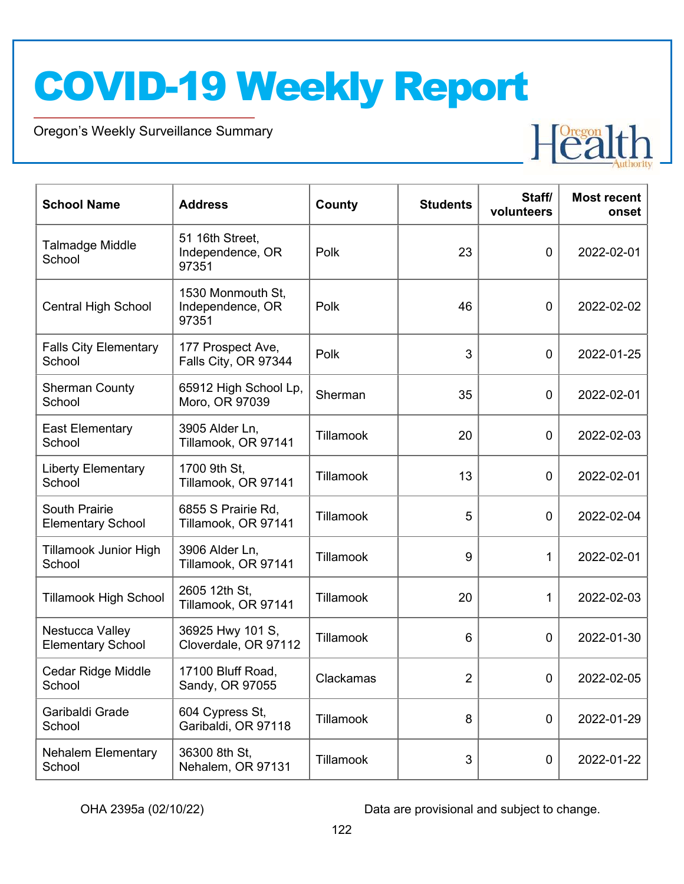# COVID-19 Weekly Report

Oregon's Weekly Surveillance Summary

| School Name | Address | County | Students | Staff/ volunteers | Most recent onset |
|---|---|---|---|---|---|
| Talmadge Middle School | 51 16th Street, Independence, OR 97351 | Polk | 23 | 0 | 2022-02-01 |
| Central High School | 1530 Monmouth St, Independence, OR 97351 | Polk | 46 | 0 | 2022-02-02 |
| Falls City Elementary School | 177 Prospect Ave, Falls City, OR 97344 | Polk | 3 | 0 | 2022-01-25 |
| Sherman County School | 65912 High School Lp, Moro, OR 97039 | Sherman | 35 | 0 | 2022-02-01 |
| East Elementary School | 3905 Alder Ln, Tillamook, OR 97141 | Tillamook | 20 | 0 | 2022-02-03 |
| Liberty Elementary School | 1700 9th St, Tillamook, OR 97141 | Tillamook | 13 | 0 | 2022-02-01 |
| South Prairie Elementary School | 6855 S Prairie Rd, Tillamook, OR 97141 | Tillamook | 5 | 0 | 2022-02-04 |
| Tillamook Junior High School | 3906 Alder Ln, Tillamook, OR 97141 | Tillamook | 9 | 1 | 2022-02-01 |
| Tillamook High School | 2605 12th St, Tillamook, OR 97141 | Tillamook | 20 | 1 | 2022-02-03 |
| Nestucca Valley Elementary School | 36925 Hwy 101 S, Cloverdale, OR 97112 | Tillamook | 6 | 0 | 2022-01-30 |
| Cedar Ridge Middle School | 17100 Bluff Road, Sandy, OR 97055 | Clackamas | 2 | 0 | 2022-02-05 |
| Garibaldi Grade School | 604 Cypress St, Garibaldi, OR 97118 | Tillamook | 8 | 0 | 2022-01-29 |
| Nehalem Elementary School | 36300 8th St, Nehalem, OR 97131 | Tillamook | 3 | 0 | 2022-01-22 |

OHA 2395a (02/10/22)

Data are provisional and subject to change.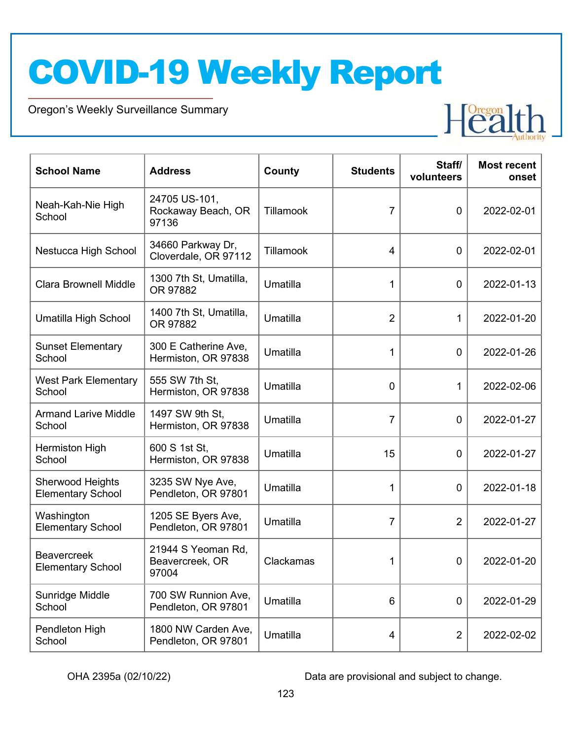# COVID-19 Weekly Report

Oregon's Weekly Surveillance Summary

| School Name | Address | County | Students | Staff/ volunteers | Most recent onset |
|---|---|---|---|---|---|
| Neah-Kah-Nie High School | 24705 US-101, Rockaway Beach, OR 97136 | Tillamook | 7 | 0 | 2022-02-01 |
| Nestucca High School | 34660 Parkway Dr, Cloverdale, OR 97112 | Tillamook | 4 | 0 | 2022-02-01 |
| Clara Brownell Middle | 1300 7th St, Umatilla, OR 97882 | Umatilla | 1 | 0 | 2022-01-13 |
| Umatilla High School | 1400 7th St, Umatilla, OR 97882 | Umatilla | 2 | 1 | 2022-01-20 |
| Sunset Elementary School | 300 E Catherine Ave, Hermiston, OR 97838 | Umatilla | 1 | 0 | 2022-01-26 |
| West Park Elementary School | 555 SW 7th St, Hermiston, OR 97838 | Umatilla | 0 | 1 | 2022-02-06 |
| Armand Larive Middle School | 1497 SW 9th St, Hermiston, OR 97838 | Umatilla | 7 | 0 | 2022-01-27 |
| Hermiston High School | 600 S 1st St, Hermiston, OR 97838 | Umatilla | 15 | 0 | 2022-01-27 |
| Sherwood Heights Elementary School | 3235 SW Nye Ave, Pendleton, OR 97801 | Umatilla | 1 | 0 | 2022-01-18 |
| Washington Elementary School | 1205 SE Byers Ave, Pendleton, OR 97801 | Umatilla | 7 | 2 | 2022-01-27 |
| Beavercreek Elementary School | 21944 S Yeoman Rd, Beavercreek, OR 97004 | Clackamas | 1 | 0 | 2022-01-20 |
| Sunridge Middle School | 700 SW Runnion Ave, Pendleton, OR 97801 | Umatilla | 6 | 0 | 2022-01-29 |
| Pendleton High School | 1800 NW Carden Ave, Pendleton, OR 97801 | Umatilla | 4 | 2 | 2022-02-02 |

OHA 2395a (02/10/22)

Data are provisional and subject to change.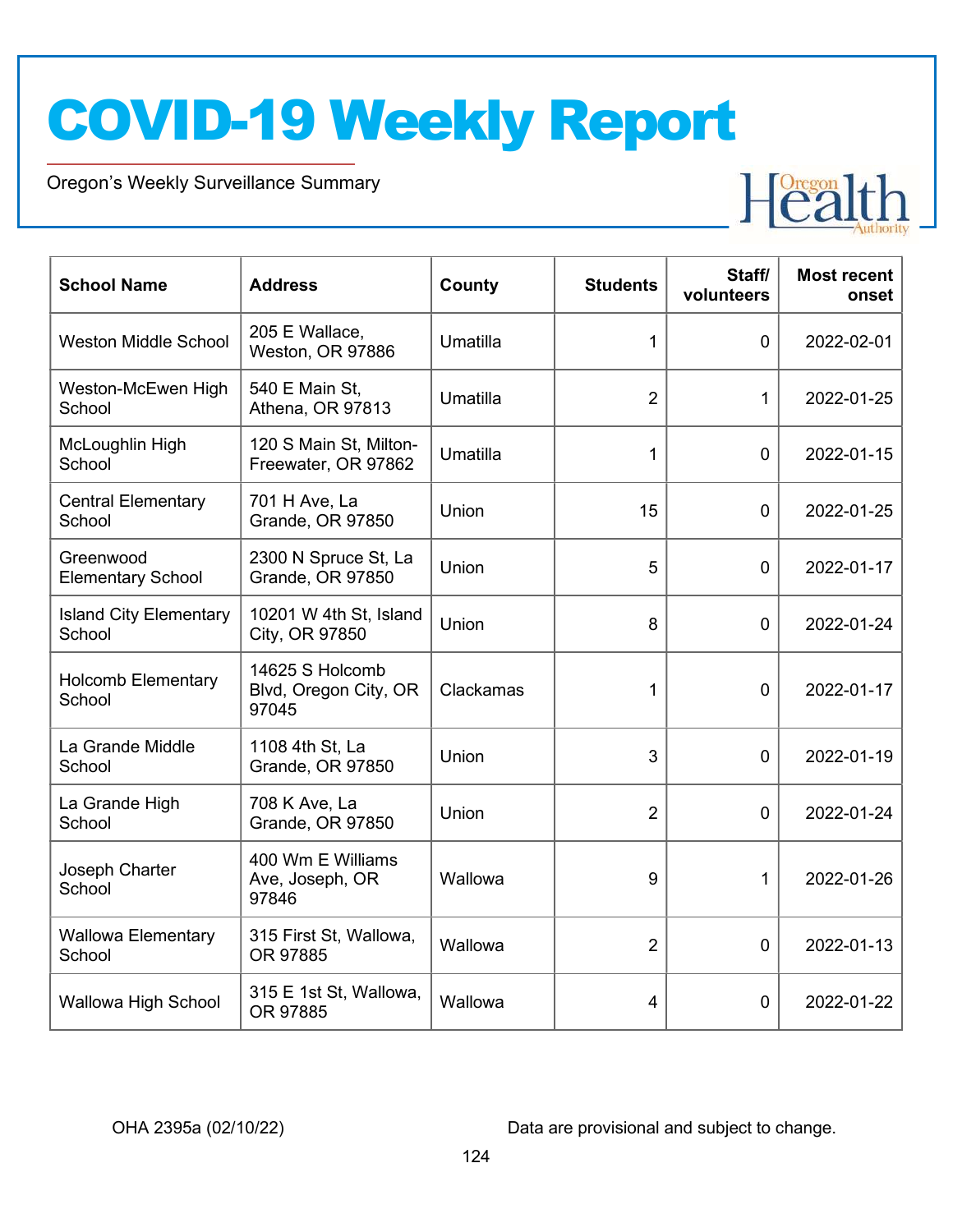# COVID-19 Weekly Report

Oregon's Weekly Surveillance Summary

| School Name | Address | County | Students | Staff/ volunteers | Most recent onset |
|---|---|---|---|---|---|
| Weston Middle School | 205 E Wallace, Weston, OR 97886 | Umatilla | 1 | 0 | 2022-02-01 |
| Weston-McEwen High School | 540 E Main St, Athena, OR 97813 | Umatilla | 2 | 1 | 2022-01-25 |
| McLoughlin High School | 120 S Main St, Milton-Freewater, OR 97862 | Umatilla | 1 | 0 | 2022-01-15 |
| Central Elementary School | 701 H Ave, La Grande, OR 97850 | Union | 15 | 0 | 2022-01-25 |
| Greenwood Elementary School | 2300 N Spruce St, La Grande, OR 97850 | Union | 5 | 0 | 2022-01-17 |
| Island City Elementary School | 10201 W 4th St, Island City, OR 97850 | Union | 8 | 0 | 2022-01-24 |
| Holcomb Elementary School | 14625 S Holcomb Blvd, Oregon City, OR 97045 | Clackamas | 1 | 0 | 2022-01-17 |
| La Grande Middle School | 1108 4th St, La Grande, OR 97850 | Union | 3 | 0 | 2022-01-19 |
| La Grande High School | 708 K Ave, La Grande, OR 97850 | Union | 2 | 0 | 2022-01-24 |
| Joseph Charter School | 400 Wm E Williams Ave, Joseph, OR 97846 | Wallowa | 9 | 1 | 2022-01-26 |
| Wallowa Elementary School | 315 First St, Wallowa, OR 97885 | Wallowa | 2 | 0 | 2022-01-13 |
| Wallowa High School | 315 E 1st St, Wallowa, OR 97885 | Wallowa | 4 | 0 | 2022-01-22 |

OHA 2395a (02/10/22) Data are provisional and subject to change.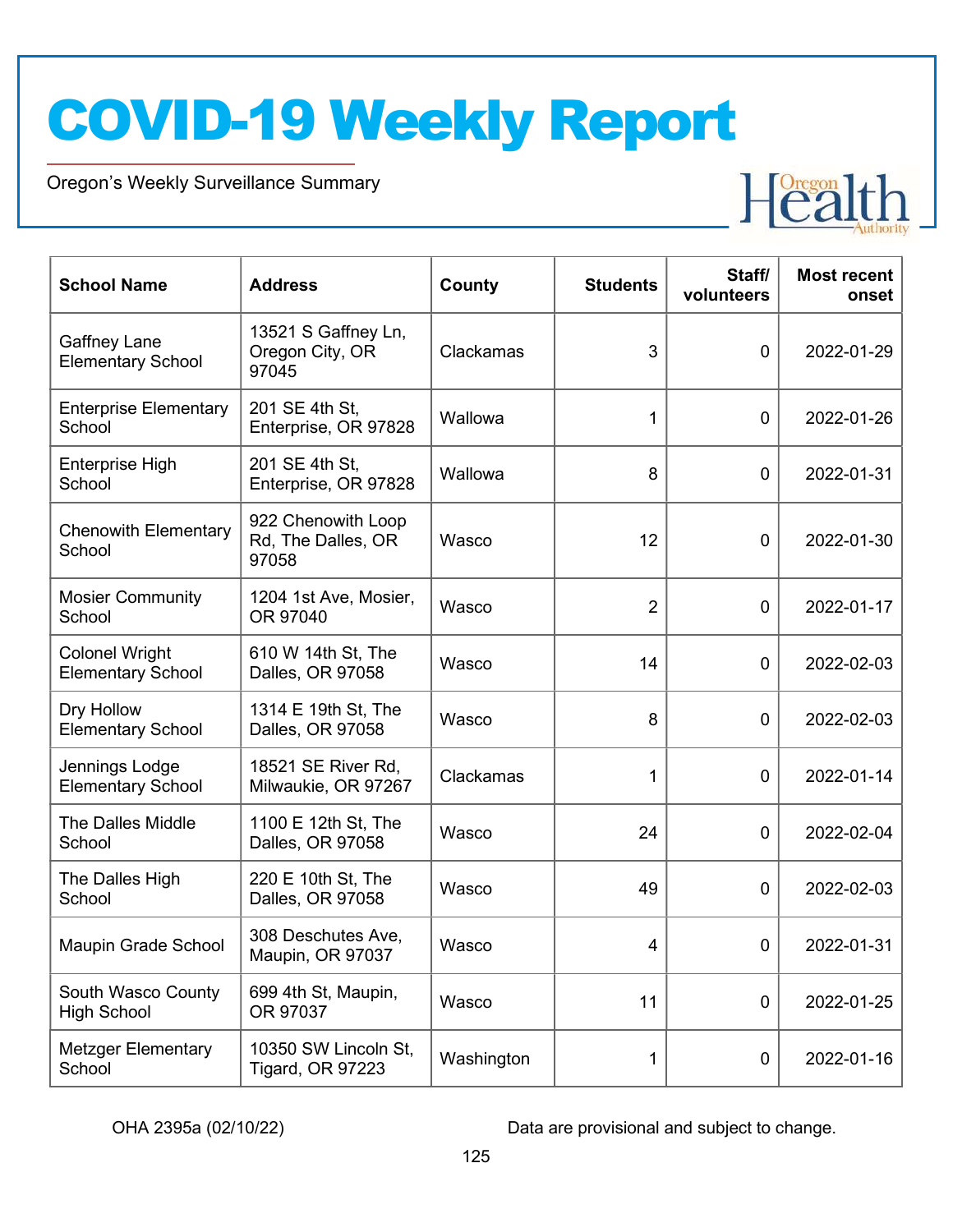# COVID-19 Weekly Report

Oregon's Weekly Surveillance Summary

| School Name | Address | County | Students | Staff/ volunteers | Most recent onset |
|---|---|---|---|---|---|
| Gaffney Lane Elementary School | 13521 S Gaffney Ln, Oregon City, OR 97045 | Clackamas | 3 | 0 | 2022-01-29 |
| Enterprise Elementary School | 201 SE 4th St, Enterprise, OR 97828 | Wallowa | 1 | 0 | 2022-01-26 |
| Enterprise High School | 201 SE 4th St, Enterprise, OR 97828 | Wallowa | 8 | 0 | 2022-01-31 |
| Chenowith Elementary School | 922 Chenowith Loop Rd, The Dalles, OR 97058 | Wasco | 12 | 0 | 2022-01-30 |
| Mosier Community School | 1204 1st Ave, Mosier, OR 97040 | Wasco | 2 | 0 | 2022-01-17 |
| Colonel Wright Elementary School | 610 W 14th St, The Dalles, OR 97058 | Wasco | 14 | 0 | 2022-02-03 |
| Dry Hollow Elementary School | 1314 E 19th St, The Dalles, OR 97058 | Wasco | 8 | 0 | 2022-02-03 |
| Jennings Lodge Elementary School | 18521 SE River Rd, Milwaukie, OR 97267 | Clackamas | 1 | 0 | 2022-01-14 |
| The Dalles Middle School | 1100 E 12th St, The Dalles, OR 97058 | Wasco | 24 | 0 | 2022-02-04 |
| The Dalles High School | 220 E 10th St, The Dalles, OR 97058 | Wasco | 49 | 0 | 2022-02-03 |
| Maupin Grade School | 308 Deschutes Ave, Maupin, OR 97037 | Wasco | 4 | 0 | 2022-01-31 |
| South Wasco County High School | 699 4th St, Maupin, OR 97037 | Wasco | 11 | 0 | 2022-01-25 |
| Metzger Elementary School | 10350 SW Lincoln St, Tigard, OR 97223 | Washington | 1 | 0 | 2022-01-16 |

OHA 2395a (02/10/22) Data are provisional and subject to change.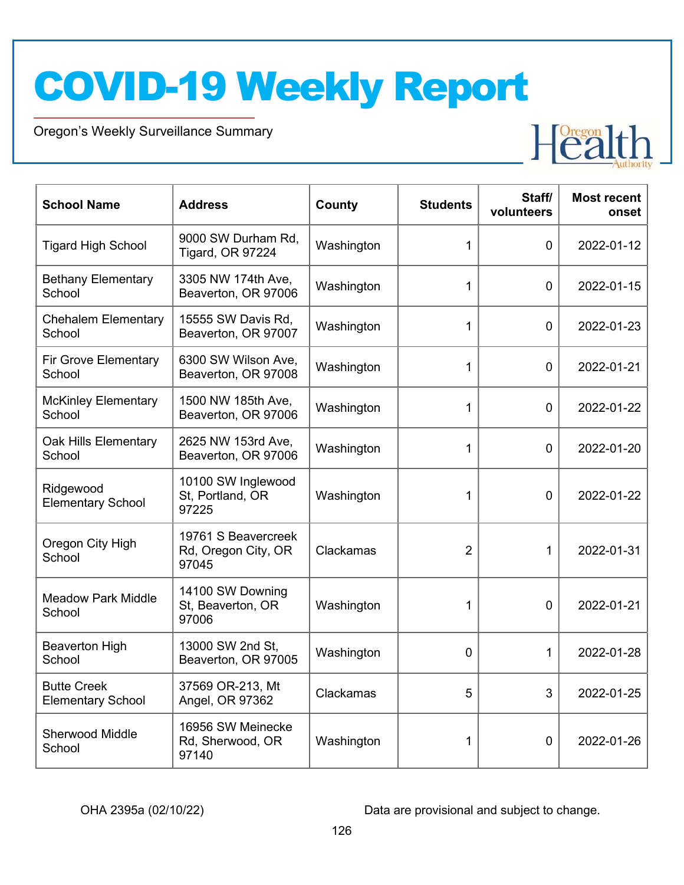# COVID-19 Weekly Report

Oregon's Weekly Surveillance Summary

| School Name | Address | County | Students | Staff/ volunteers | Most recent onset |
|---|---|---|---|---|---|
| Tigard High School | 9000 SW Durham Rd, Tigard, OR 97224 | Washington | 1 | 0 | 2022-01-12 |
| Bethany Elementary School | 3305 NW 174th Ave, Beaverton, OR 97006 | Washington | 1 | 0 | 2022-01-15 |
| Chehalem Elementary School | 15555 SW Davis Rd, Beaverton, OR 97007 | Washington | 1 | 0 | 2022-01-23 |
| Fir Grove Elementary School | 6300 SW Wilson Ave, Beaverton, OR 97008 | Washington | 1 | 0 | 2022-01-21 |
| McKinley Elementary School | 1500 NW 185th Ave, Beaverton, OR 97006 | Washington | 1 | 0 | 2022-01-22 |
| Oak Hills Elementary School | 2625 NW 153rd Ave, Beaverton, OR 97006 | Washington | 1 | 0 | 2022-01-20 |
| Ridgewood Elementary School | 10100 SW Inglewood St, Portland, OR 97225 | Washington | 1 | 0 | 2022-01-22 |
| Oregon City High School | 19761 S Beavercreek Rd, Oregon City, OR 97045 | Clackamas | 2 | 1 | 2022-01-31 |
| Meadow Park Middle School | 14100 SW Downing St, Beaverton, OR 97006 | Washington | 1 | 0 | 2022-01-21 |
| Beaverton High School | 13000 SW 2nd St, Beaverton, OR 97005 | Washington | 0 | 1 | 2022-01-28 |
| Butte Creek Elementary School | 37569 OR-213, Mt Angel, OR 97362 | Clackamas | 5 | 3 | 2022-01-25 |
| Sherwood Middle School | 16956 SW Meinecke Rd, Sherwood, OR 97140 | Washington | 1 | 0 | 2022-01-26 |

OHA 2395a (02/10/22)

Data are provisional and subject to change.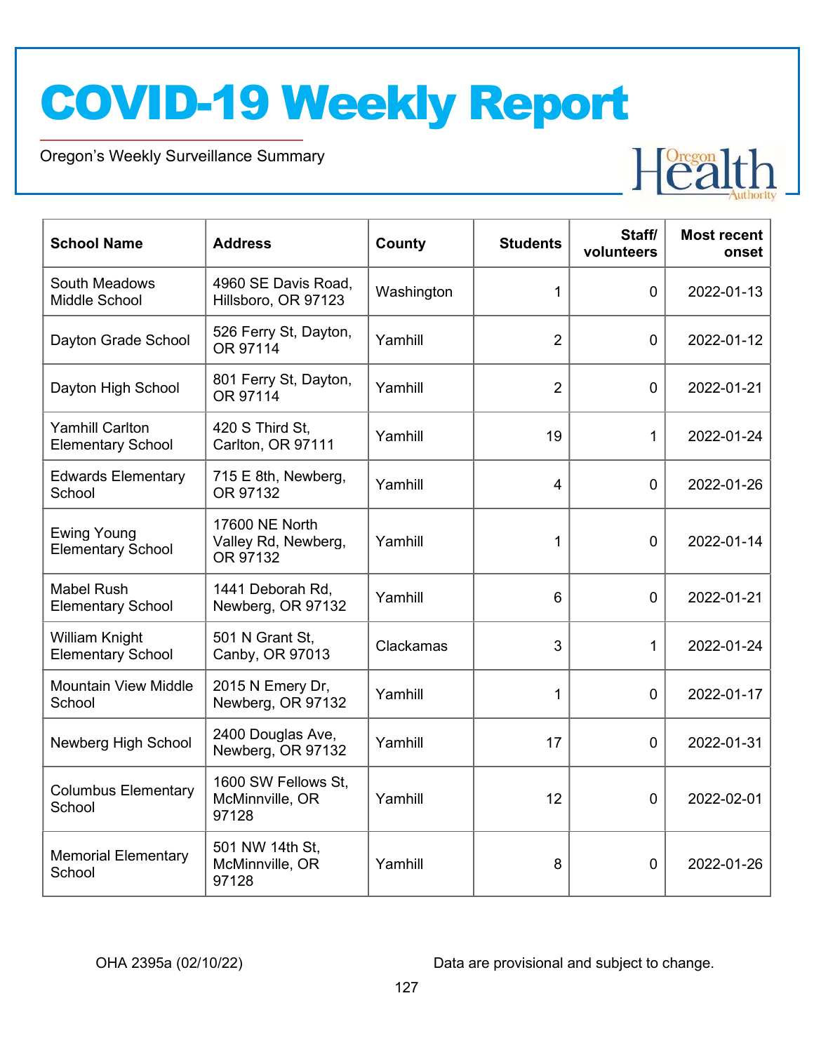# COVID-19 Weekly Report

Oregon's Weekly Surveillance Summary

| School Name | Address | County | Students | Staff/ volunteers | Most recent onset |
|---|---|---|---|---|---|
| South Meadows Middle School | 4960 SE Davis Road, Hillsboro, OR 97123 | Washington | 1 | 0 | 2022-01-13 |
| Dayton Grade School | 526 Ferry St, Dayton, OR 97114 | Yamhill | 2 | 0 | 2022-01-12 |
| Dayton High School | 801 Ferry St, Dayton, OR 97114 | Yamhill | 2 | 0 | 2022-01-21 |
| Yamhill Carlton Elementary School | 420 S Third St, Carlton, OR 97111 | Yamhill | 19 | 1 | 2022-01-24 |
| Edwards Elementary School | 715 E 8th, Newberg, OR 97132 | Yamhill | 4 | 0 | 2022-01-26 |
| Ewing Young Elementary School | 17600 NE North Valley Rd, Newberg, OR 97132 | Yamhill | 1 | 0 | 2022-01-14 |
| Mabel Rush Elementary School | 1441 Deborah Rd, Newberg, OR 97132 | Yamhill | 6 | 0 | 2022-01-21 |
| William Knight Elementary School | 501 N Grant St, Canby, OR 97013 | Clackamas | 3 | 1 | 2022-01-24 |
| Mountain View Middle School | 2015 N Emery Dr, Newberg, OR 97132 | Yamhill | 1 | 0 | 2022-01-17 |
| Newberg High School | 2400 Douglas Ave, Newberg, OR 97132 | Yamhill | 17 | 0 | 2022-01-31 |
| Columbus Elementary School | 1600 SW Fellows St, McMinnville, OR 97128 | Yamhill | 12 | 0 | 2022-02-01 |
| Memorial Elementary School | 501 NW 14th St, McMinnville, OR 97128 | Yamhill | 8 | 0 | 2022-01-26 |

OHA 2395a (02/10/22) Data are provisional and subject to change.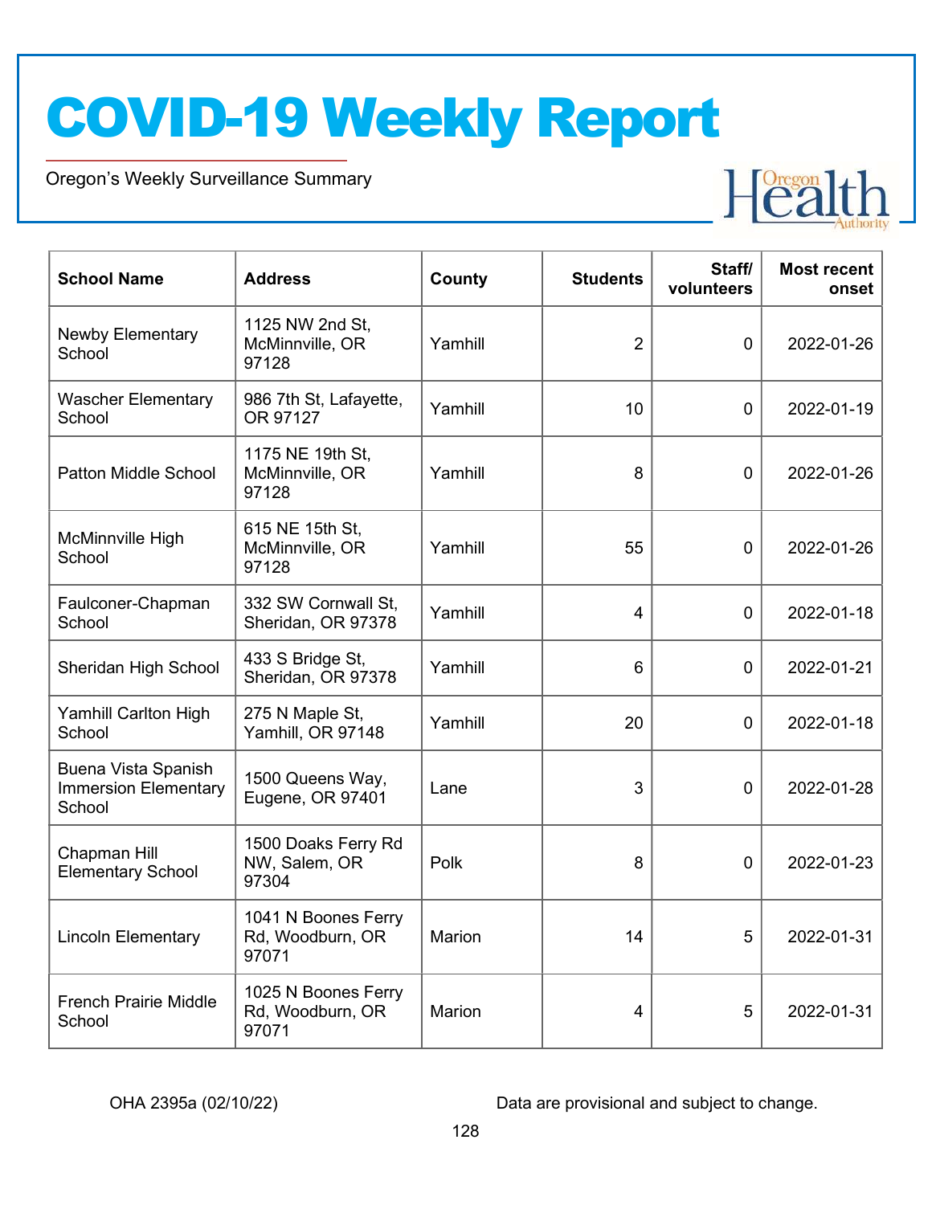# COVID-19 Weekly Report

Oregon's Weekly Surveillance Summary

| School Name | Address | County | Students | Staff/ volunteers | Most recent onset |
|---|---|---|---|---|---|
| Newby Elementary School | 1125 NW 2nd St, McMinnville, OR 97128 | Yamhill | 2 | 0 | 2022-01-26 |
| Wascher Elementary School | 986 7th St, Lafayette, OR 97127 | Yamhill | 10 | 0 | 2022-01-19 |
| Patton Middle School | 1175 NE 19th St, McMinnville, OR 97128 | Yamhill | 8 | 0 | 2022-01-26 |
| McMinnville High School | 615 NE 15th St, McMinnville, OR 97128 | Yamhill | 55 | 0 | 2022-01-26 |
| Faulconer-Chapman School | 332 SW Cornwall St, Sheridan, OR 97378 | Yamhill | 4 | 0 | 2022-01-18 |
| Sheridan High School | 433 S Bridge St, Sheridan, OR 97378 | Yamhill | 6 | 0 | 2022-01-21 |
| Yamhill Carlton High School | 275 N Maple St, Yamhill, OR 97148 | Yamhill | 20 | 0 | 2022-01-18 |
| Buena Vista Spanish Immersion Elementary School | 1500 Queens Way, Eugene, OR 97401 | Lane | 3 | 0 | 2022-01-28 |
| Chapman Hill Elementary School | 1500 Doaks Ferry Rd NW, Salem, OR 97304 | Polk | 8 | 0 | 2022-01-23 |
| Lincoln Elementary | 1041 N Boones Ferry Rd, Woodburn, OR 97071 | Marion | 14 | 5 | 2022-01-31 |
| French Prairie Middle School | 1025 N Boones Ferry Rd, Woodburn, OR 97071 | Marion | 4 | 5 | 2022-01-31 |

OHA 2395a (02/10/22) Data are provisional and subject to change.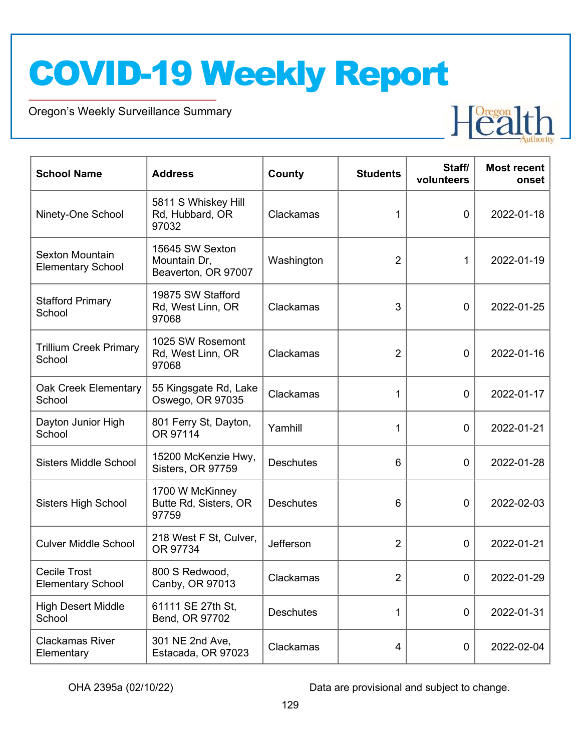# COVID-19 Weekly Report

Oregon's Weekly Surveillance Summary

| School Name | Address | County | Students | Staff/ volunteers | Most recent onset |
|---|---|---|---|---|---|
| Ninety-One School | 5811 S Whiskey Hill Rd, Hubbard, OR 97032 | Clackamas | 1 | 0 | 2022-01-18 |
| Sexton Mountain Elementary School | 15645 SW Sexton Mountain Dr, Beaverton, OR 97007 | Washington | 2 | 1 | 2022-01-19 |
| Stafford Primary School | 19875 SW Stafford Rd, West Linn, OR 97068 | Clackamas | 3 | 0 | 2022-01-25 |
| Trillium Creek Primary School | 1025 SW Rosemont Rd, West Linn, OR 97068 | Clackamas | 2 | 0 | 2022-01-16 |
| Oak Creek Elementary School | 55 Kingsgate Rd, Lake Oswego, OR 97035 | Clackamas | 1 | 0 | 2022-01-17 |
| Dayton Junior High School | 801 Ferry St, Dayton, OR 97114 | Yamhill | 1 | 0 | 2022-01-21 |
| Sisters Middle School | 15200 McKenzie Hwy, Sisters, OR 97759 | Deschutes | 6 | 0 | 2022-01-28 |
| Sisters High School | 1700 W McKinney Butte Rd, Sisters, OR 97759 | Deschutes | 6 | 0 | 2022-02-03 |
| Culver Middle School | 218 West F St, Culver, OR 97734 | Jefferson | 2 | 0 | 2022-01-21 |
| Cecile Trost Elementary School | 800 S Redwood, Canby, OR 97013 | Clackamas | 2 | 0 | 2022-01-29 |
| High Desert Middle School | 61111 SE 27th St, Bend, OR 97702 | Deschutes | 1 | 0 | 2022-01-31 |
| Clackamas River Elementary | 301 NE 2nd Ave, Estacada, OR 97023 | Clackamas | 4 | 0 | 2022-02-04 |

OHA 2395a (02/10/22) Data are provisional and subject to change.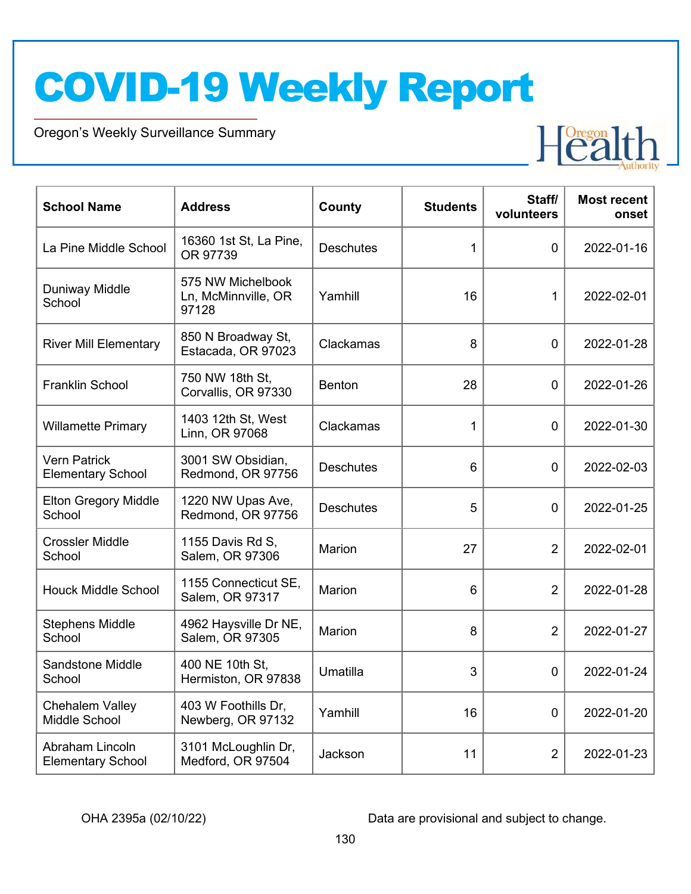# COVID-19 Weekly Report

Oregon's Weekly Surveillance Summary

| School Name | Address | County | Students | Staff/ volunteers | Most recent onset |
|---|---|---|---|---|---|
| La Pine Middle School | 16360 1st St, La Pine, OR 97739 | Deschutes | 1 | 0 | 2022-01-16 |
| Duniway Middle School | 575 NW Michelbook Ln, McMinnville, OR 97128 | Yamhill | 16 | 1 | 2022-02-01 |
| River Mill Elementary | 850 N Broadway St, Estacada, OR 97023 | Clackamas | 8 | 0 | 2022-01-28 |
| Franklin School | 750 NW 18th St, Corvallis, OR 97330 | Benton | 28 | 0 | 2022-01-26 |
| Willamette Primary | 1403 12th St, West Linn, OR 97068 | Clackamas | 1 | 0 | 2022-01-30 |
| Vern Patrick Elementary School | 3001 SW Obsidian, Redmond, OR 97756 | Deschutes | 6 | 0 | 2022-02-03 |
| Elton Gregory Middle School | 1220 NW Upas Ave, Redmond, OR 97756 | Deschutes | 5 | 0 | 2022-01-25 |
| Crossler Middle School | 1155 Davis Rd S, Salem, OR 97306 | Marion | 27 | 2 | 2022-02-01 |
| Houck Middle School | 1155 Connecticut SE, Salem, OR 97317 | Marion | 6 | 2 | 2022-01-28 |
| Stephens Middle School | 4962 Haysville Dr NE, Salem, OR 97305 | Marion | 8 | 2 | 2022-01-27 |
| Sandstone Middle School | 400 NE 10th St, Hermiston, OR 97838 | Umatilla | 3 | 0 | 2022-01-24 |
| Chehalem Valley Middle School | 403 W Foothills Dr, Newberg, OR 97132 | Yamhill | 16 | 0 | 2022-01-20 |
| Abraham Lincoln Elementary School | 3101 McLoughlin Dr, Medford, OR 97504 | Jackson | 11 | 2 | 2022-01-23 |

OHA 2395a (02/10/22) Data are provisional and subject to change.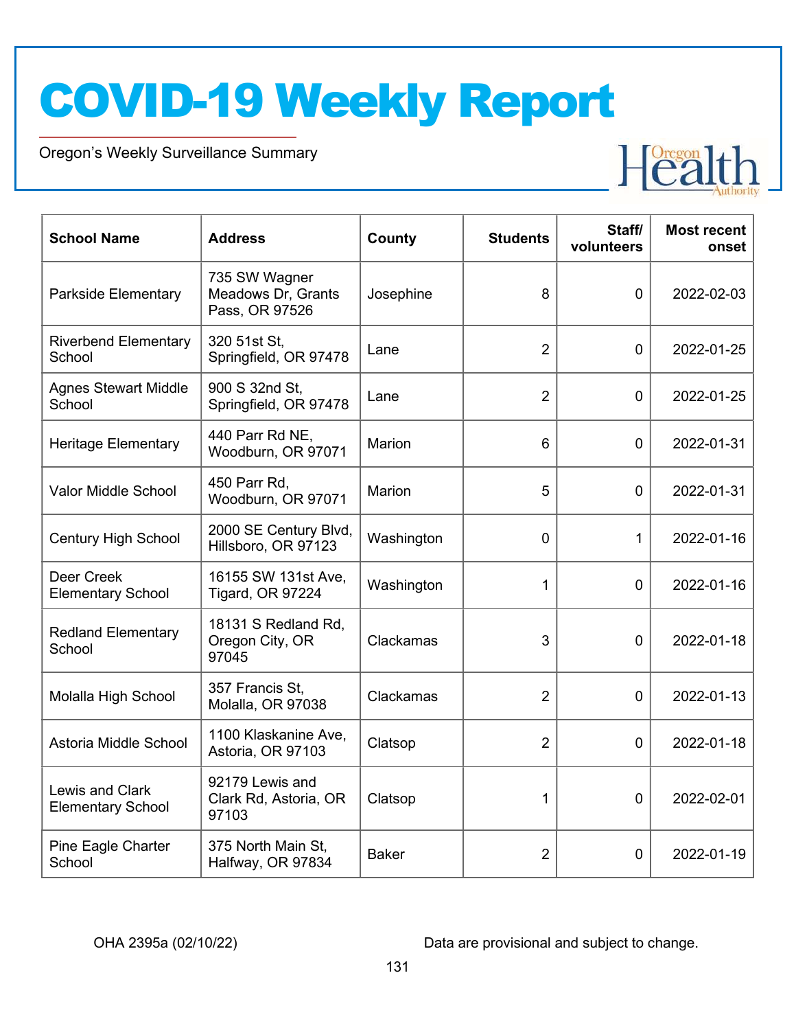| School Name | Address | County | Students | Staff/ volunteers | Most recent onset |
|---|---|---|---|---|---|
| Parkside Elementary | 735 SW Wagner Meadows Dr, Grants Pass, OR 97526 | Josephine | 8 | 0 | 2022-02-03 |
| Riverbend Elementary School | 320 51st St, Springfield, OR 97478 | Lane | 2 | 0 | 2022-01-25 |
| Agnes Stewart Middle School | 900 S 32nd St, Springfield, OR 97478 | Lane | 2 | 0 | 2022-01-25 |
| Heritage Elementary | 440 Parr Rd NE, Woodburn, OR 97071 | Marion | 6 | 0 | 2022-01-31 |
| Valor Middle School | 450 Parr Rd, Woodburn, OR 97071 | Marion | 5 | 0 | 2022-01-31 |
| Century High School | 2000 SE Century Blvd, Hillsboro, OR 97123 | Washington | 0 | 1 | 2022-01-16 |
| Deer Creek Elementary School | 16155 SW 131st Ave, Tigard, OR 97224 | Washington | 1 | 0 | 2022-01-16 |
| Redland Elementary School | 18131 S Redland Rd, Oregon City, OR 97045 | Clackamas | 3 | 0 | 2022-01-18 |
| Molalla High School | 357 Francis St, Molalla, OR 97038 | Clackamas | 2 | 0 | 2022-01-13 |
| Astoria Middle School | 1100 Klaskanine Ave, Astoria, OR 97103 | Clatsop | 2 | 0 | 2022-01-18 |
| Lewis and Clark Elementary School | 92179 Lewis and Clark Rd, Astoria, OR 97103 | Clatsop | 1 | 0 | 2022-02-01 |
| Pine Eagle Charter School | 375 North Main St, Halfway, OR 97834 | Baker | 2 | 0 | 2022-01-19 |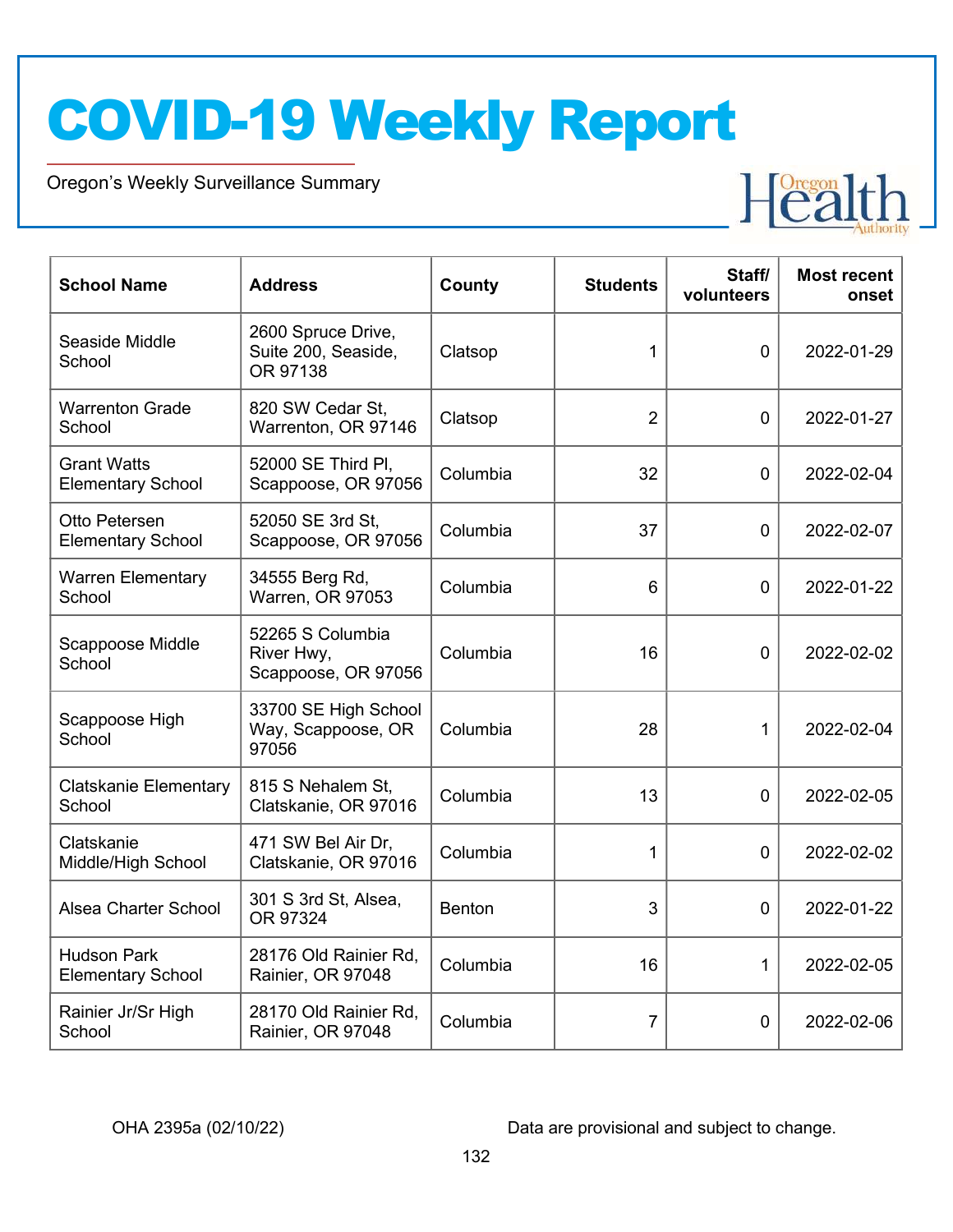# COVID-19 Weekly Report

Oregon's Weekly Surveillance Summary

| School Name | Address | County | Students | Staff/ volunteers | Most recent onset |
|---|---|---|---|---|---|
| Seaside Middle School | 2600 Spruce Drive, Suite 200, Seaside, OR 97138 | Clatsop | 1 | 0 | 2022-01-29 |
| Warrenton Grade School | 820 SW Cedar St, Warrenton, OR 97146 | Clatsop | 2 | 0 | 2022-01-27 |
| Grant Watts Elementary School | 52000 SE Third Pl, Scappoose, OR 97056 | Columbia | 32 | 0 | 2022-02-04 |
| Otto Petersen Elementary School | 52050 SE 3rd St, Scappoose, OR 97056 | Columbia | 37 | 0 | 2022-02-07 |
| Warren Elementary School | 34555 Berg Rd, Warren, OR 97053 | Columbia | 6 | 0 | 2022-01-22 |
| Scappoose Middle School | 52265 S Columbia River Hwy, Scappoose, OR 97056 | Columbia | 16 | 0 | 2022-02-02 |
| Scappoose High School | 33700 SE High School Way, Scappoose, OR 97056 | Columbia | 28 | 1 | 2022-02-04 |
| Clatskanie Elementary School | 815 S Nehalem St, Clatskanie, OR 97016 | Columbia | 13 | 0 | 2022-02-05 |
| Clatskanie Middle/High School | 471 SW Bel Air Dr, Clatskanie, OR 97016 | Columbia | 1 | 0 | 2022-02-02 |
| Alsea Charter School | 301 S 3rd St, Alsea, OR 97324 | Benton | 3 | 0 | 2022-01-22 |
| Hudson Park Elementary School | 28176 Old Rainier Rd, Rainier, OR 97048 | Columbia | 16 | 1 | 2022-02-05 |
| Rainier Jr/Sr High School | 28170 Old Rainier Rd, Rainier, OR 97048 | Columbia | 7 | 0 | 2022-02-06 |

OHA 2395a (02/10/22) Data are provisional and subject to change.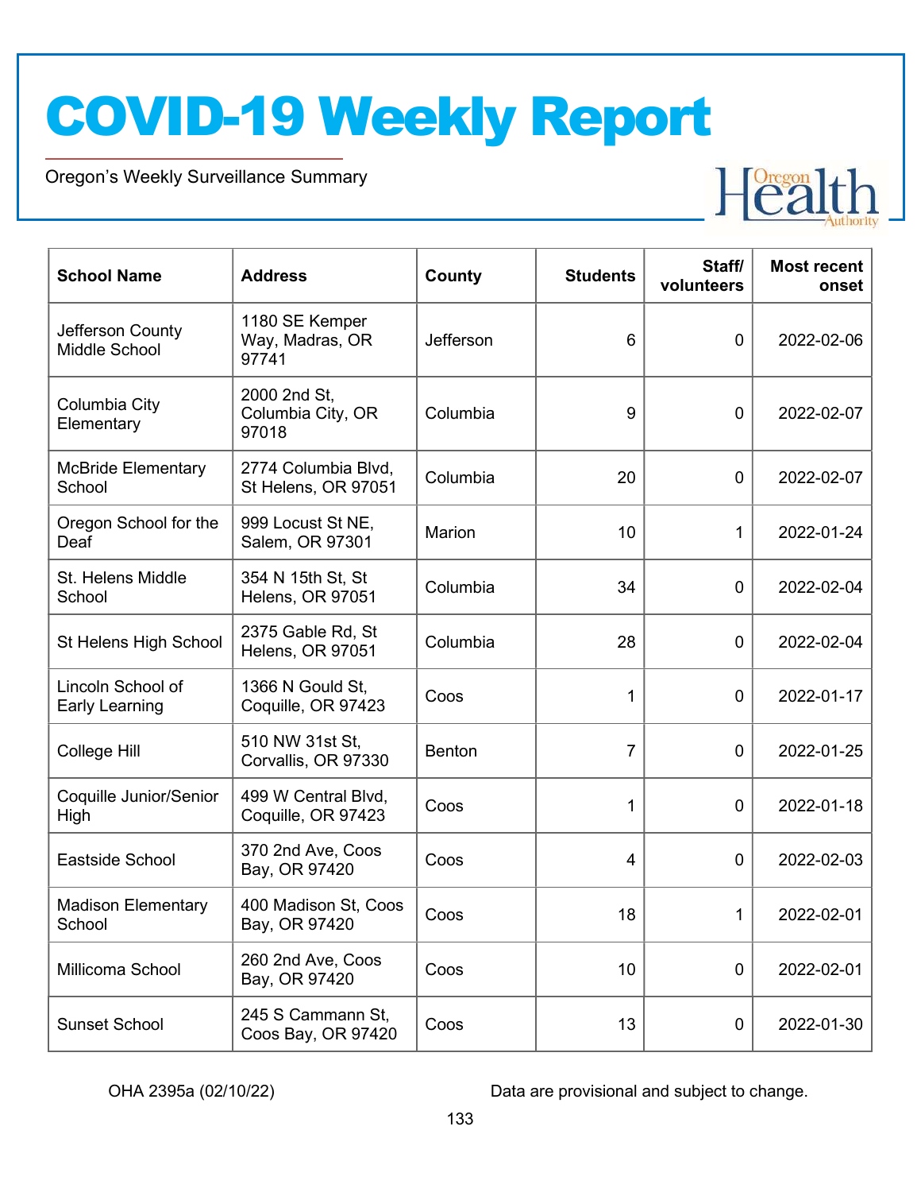| School Name | Address | County | Students | Staff/ volunteers | Most recent onset |
|---|---|---|---|---|---|
| Jefferson County Middle School | 1180 SE Kemper Way, Madras, OR 97741 | Jefferson | 6 | 0 | 2022-02-06 |
| Columbia City Elementary | 2000 2nd St, Columbia City, OR 97018 | Columbia | 9 | 0 | 2022-02-07 |
| McBride Elementary School | 2774 Columbia Blvd, St Helens, OR 97051 | Columbia | 20 | 0 | 2022-02-07 |
| Oregon School for the Deaf | 999 Locust St NE, Salem, OR 97301 | Marion | 10 | 1 | 2022-01-24 |
| St. Helens Middle School | 354 N 15th St, St Helens, OR 97051 | Columbia | 34 | 0 | 2022-02-04 |
| St Helens High School | 2375 Gable Rd, St Helens, OR 97051 | Columbia | 28 | 0 | 2022-02-04 |
| Lincoln School of Early Learning | 1366 N Gould St, Coquille, OR 97423 | Coos | 1 | 0 | 2022-01-17 |
| College Hill | 510 NW 31st St, Corvallis, OR 97330 | Benton | 7 | 0 | 2022-01-25 |
| Coquille Junior/Senior High | 499 W Central Blvd, Coquille, OR 97423 | Coos | 1 | 0 | 2022-01-18 |
| Eastside School | 370 2nd Ave, Coos Bay, OR 97420 | Coos | 4 | 0 | 2022-02-03 |
| Madison Elementary School | 400 Madison St, Coos Bay, OR 97420 | Coos | 18 | 1 | 2022-02-01 |
| Millicoma School | 260 2nd Ave, Coos Bay, OR 97420 | Coos | 10 | 0 | 2022-02-01 |
| Sunset School | 245 S Cammann St, Coos Bay, OR 97420 | Coos | 13 | 0 | 2022-01-30 |

OHA 2395a (02/10/22)

Data are provisional and subject to change.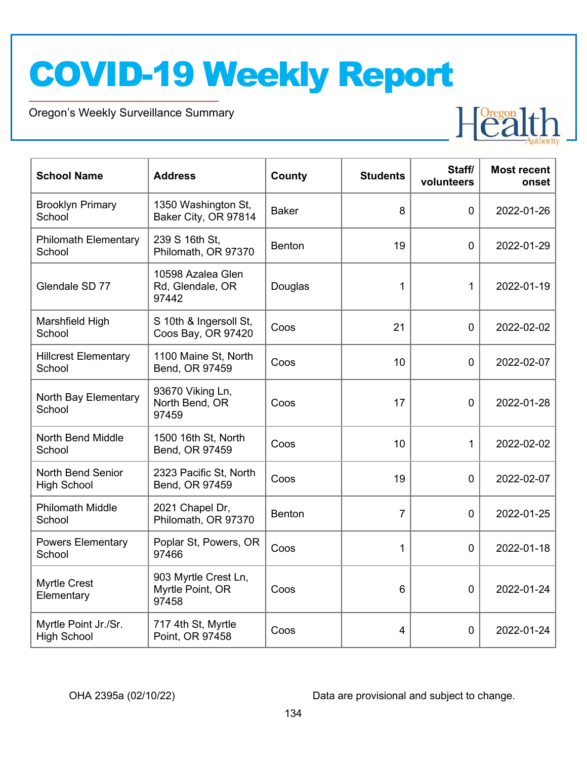# COVID-19 Weekly Report

Oregon's Weekly Surveillance Summary

| School Name | Address | County | Students | Staff/ volunteers | Most recent onset |
|---|---|---|---|---|---|
| Brooklyn Primary School | 1350 Washington St, Baker City, OR 97814 | Baker | 8 | 0 | 2022-01-26 |
| Philomath Elementary School | 239 S 16th St, Philomath, OR 97370 | Benton | 19 | 0 | 2022-01-29 |
| Glendale SD 77 | 10598 Azalea Glen Rd, Glendale, OR 97442 | Douglas | 1 | 1 | 2022-01-19 |
| Marshfield High School | S 10th & Ingersoll St, Coos Bay, OR 97420 | Coos | 21 | 0 | 2022-02-02 |
| Hillcrest Elementary School | 1100 Maine St, North Bend, OR 97459 | Coos | 10 | 0 | 2022-02-07 |
| North Bay Elementary School | 93670 Viking Ln, North Bend, OR 97459 | Coos | 17 | 0 | 2022-01-28 |
| North Bend Middle School | 1500 16th St, North Bend, OR 97459 | Coos | 10 | 1 | 2022-02-02 |
| North Bend Senior High School | 2323 Pacific St, North Bend, OR 97459 | Coos | 19 | 0 | 2022-02-07 |
| Philomath Middle School | 2021 Chapel Dr, Philomath, OR 97370 | Benton | 7 | 0 | 2022-01-25 |
| Powers Elementary School | Poplar St, Powers, OR 97466 | Coos | 1 | 0 | 2022-01-18 |
| Myrtle Crest Elementary | 903 Myrtle Crest Ln, Myrtle Point, OR 97458 | Coos | 6 | 0 | 2022-01-24 |
| Myrtle Point Jr./Sr. High School | 717 4th St, Myrtle Point, OR 97458 | Coos | 4 | 0 | 2022-01-24 |

OHA 2395a (02/10/22) Data are provisional and subject to change.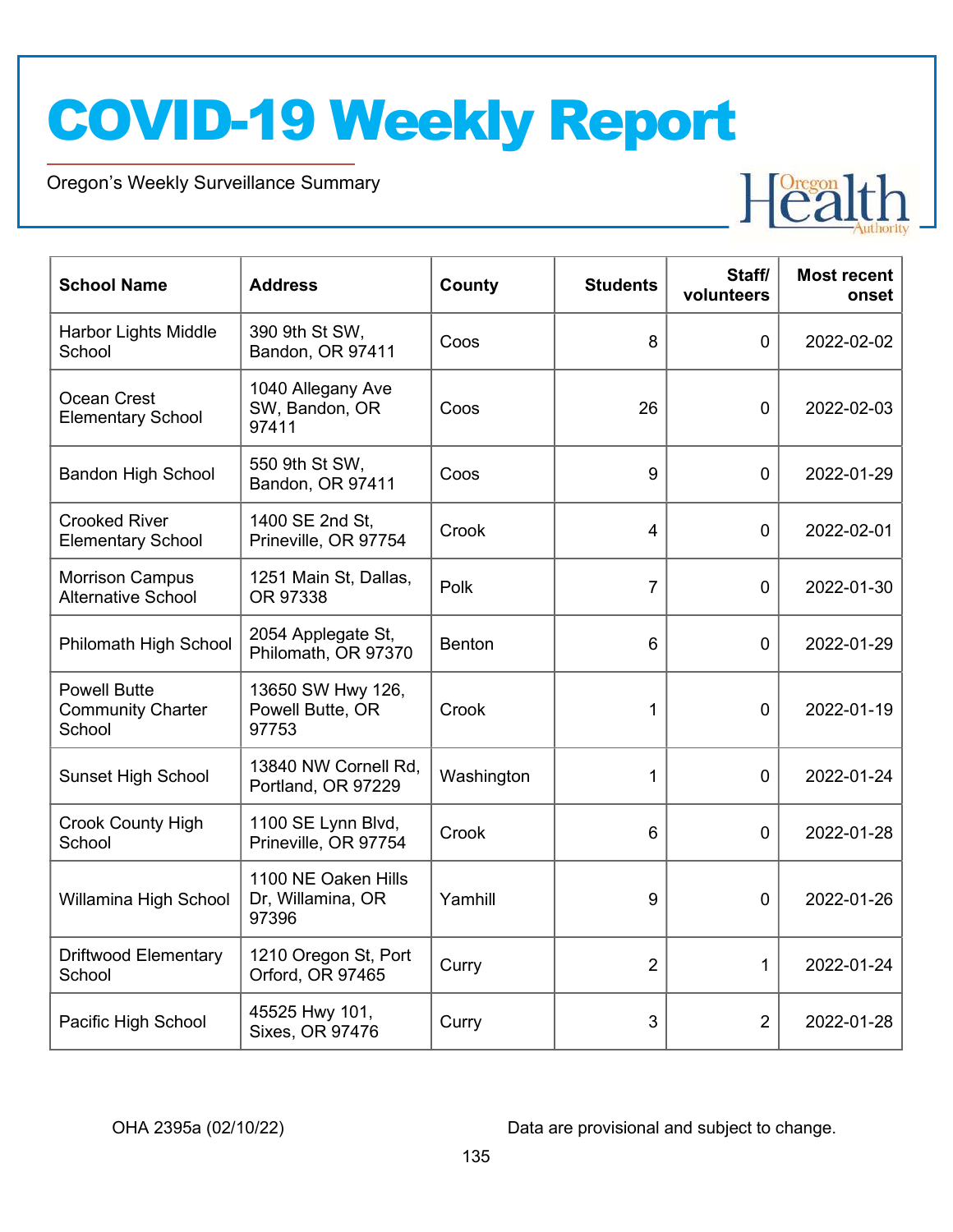# COVID-19 Weekly Report

Oregon's Weekly Surveillance Summary

| School Name | Address | County | Students | Staff/ volunteers | Most recent onset |
|---|---|---|---|---|---|
| Harbor Lights Middle School | 390 9th St SW, Bandon, OR 97411 | Coos | 8 | 0 | 2022-02-02 |
| Ocean Crest Elementary School | 1040 Allegany Ave SW, Bandon, OR 97411 | Coos | 26 | 0 | 2022-02-03 |
| Bandon High School | 550 9th St SW, Bandon, OR 97411 | Coos | 9 | 0 | 2022-01-29 |
| Crooked River Elementary School | 1400 SE 2nd St, Prineville, OR 97754 | Crook | 4 | 0 | 2022-02-01 |
| Morrison Campus Alternative School | 1251 Main St, Dallas, OR 97338 | Polk | 7 | 0 | 2022-01-30 |
| Philomath High School | 2054 Applegate St, Philomath, OR 97370 | Benton | 6 | 0 | 2022-01-29 |
| Powell Butte Community Charter School | 13650 SW Hwy 126, Powell Butte, OR 97753 | Crook | 1 | 0 | 2022-01-19 |
| Sunset High School | 13840 NW Cornell Rd, Portland, OR 97229 | Washington | 1 | 0 | 2022-01-24 |
| Crook County High School | 1100 SE Lynn Blvd, Prineville, OR 97754 | Crook | 6 | 0 | 2022-01-28 |
| Willamina High School | 1100 NE Oaken Hills Dr, Willamina, OR 97396 | Yamhill | 9 | 0 | 2022-01-26 |
| Driftwood Elementary School | 1210 Oregon St, Port Orford, OR 97465 | Curry | 2 | 1 | 2022-01-24 |
| Pacific High School | 45525 Hwy 101, Sixes, OR 97476 | Curry | 3 | 2 | 2022-01-28 |

OHA 2395a (02/10/22)

Data are provisional and subject to change.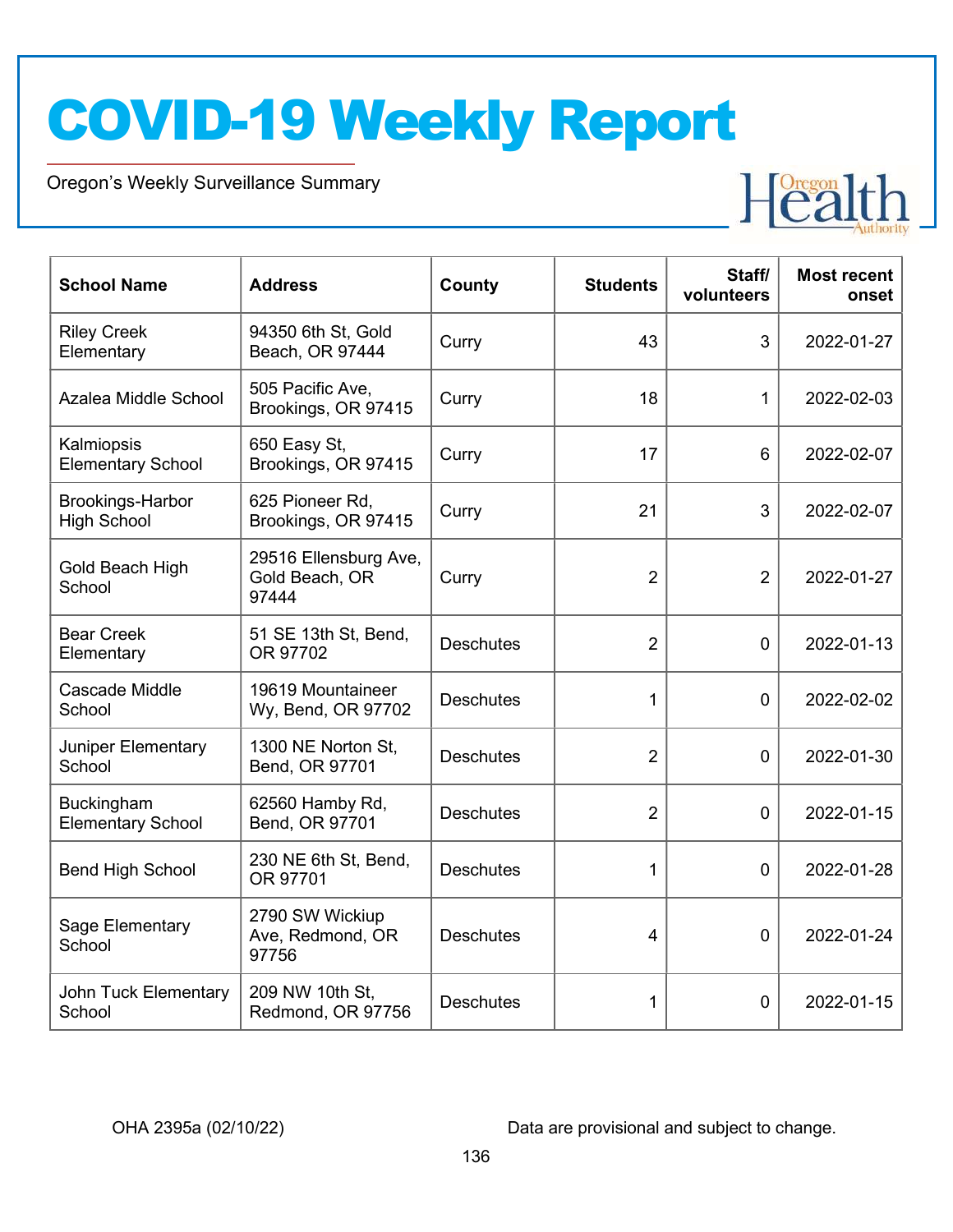# COVID-19 Weekly Report

Oregon's Weekly Surveillance Summary

| School Name | Address | County | Students | Staff/ volunteers | Most recent onset |
|---|---|---|---|---|---|
| Riley Creek Elementary | 94350 6th St, Gold Beach, OR 97444 | Curry | 43 | 3 | 2022-01-27 |
| Azalea Middle School | 505 Pacific Ave, Brookings, OR 97415 | Curry | 18 | 1 | 2022-02-03 |
| Kalmiopsis Elementary School | 650 Easy St, Brookings, OR 97415 | Curry | 17 | 6 | 2022-02-07 |
| Brookings-Harbor High School | 625 Pioneer Rd, Brookings, OR 97415 | Curry | 21 | 3 | 2022-02-07 |
| Gold Beach High School | 29516 Ellensburg Ave, Gold Beach, OR 97444 | Curry | 2 | 2 | 2022-01-27 |
| Bear Creek Elementary | 51 SE 13th St, Bend, OR 97702 | Deschutes | 2 | 0 | 2022-01-13 |
| Cascade Middle School | 19619 Mountaineer Wy, Bend, OR 97702 | Deschutes | 1 | 0 | 2022-02-02 |
| Juniper Elementary School | 1300 NE Norton St, Bend, OR 97701 | Deschutes | 2 | 0 | 2022-01-30 |
| Buckingham Elementary School | 62560 Hamby Rd, Bend, OR 97701 | Deschutes | 2 | 0 | 2022-01-15 |
| Bend High School | 230 NE 6th St, Bend, OR 97701 | Deschutes | 1 | 0 | 2022-01-28 |
| Sage Elementary School | 2790 SW Wickiup Ave, Redmond, OR 97756 | Deschutes | 4 | 0 | 2022-01-24 |
| John Tuck Elementary School | 209 NW 10th St, Redmond, OR 97756 | Deschutes | 1 | 0 | 2022-01-15 |

OHA 2395a (02/10/22) Data are provisional and subject to change.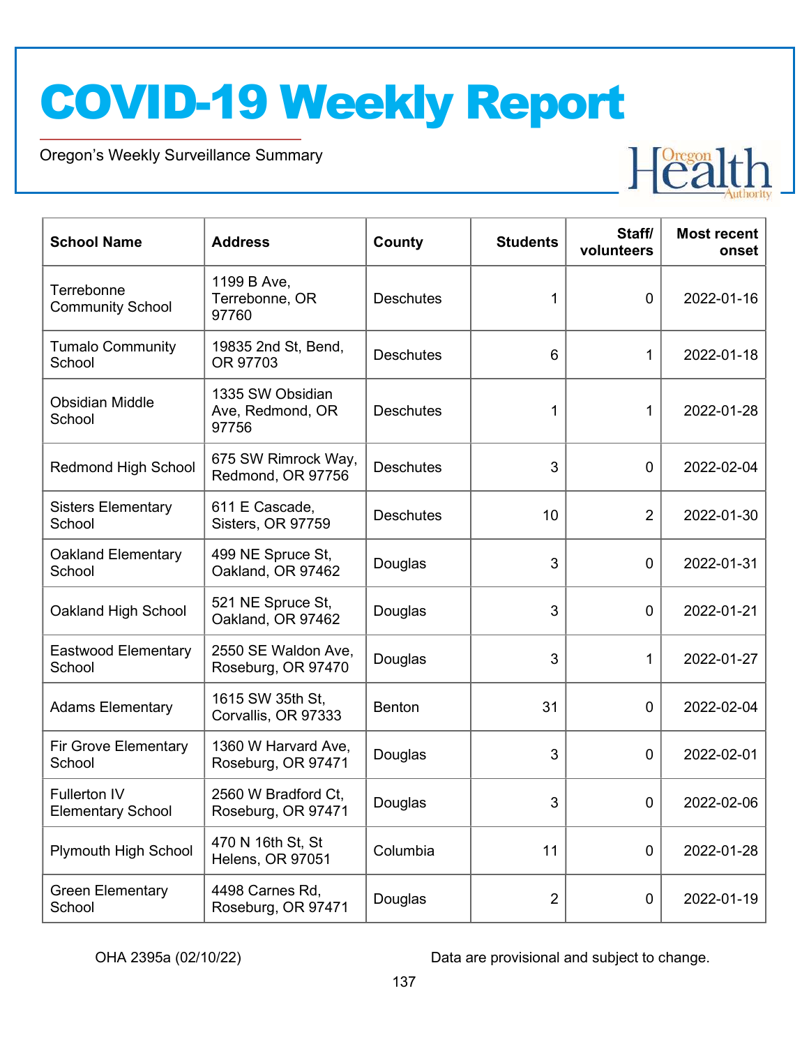# COVID-19 Weekly Report

Oregon's Weekly Surveillance Summary

| School Name | Address | County | Students | Staff/ volunteers | Most recent onset |
|---|---|---|---|---|---|
| Terrebonne Community School | 1199 B Ave, Terrebonne, OR 97760 | Deschutes | 1 | 0 | 2022-01-16 |
| Tumalo Community School | 19835 2nd St, Bend, OR 97703 | Deschutes | 6 | 1 | 2022-01-18 |
| Obsidian Middle School | 1335 SW Obsidian Ave, Redmond, OR 97756 | Deschutes | 1 | 1 | 2022-01-28 |
| Redmond High School | 675 SW Rimrock Way, Redmond, OR 97756 | Deschutes | 3 | 0 | 2022-02-04 |
| Sisters Elementary School | 611 E Cascade, Sisters, OR 97759 | Deschutes | 10 | 2 | 2022-01-30 |
| Oakland Elementary School | 499 NE Spruce St, Oakland, OR 97462 | Douglas | 3 | 0 | 2022-01-31 |
| Oakland High School | 521 NE Spruce St, Oakland, OR 97462 | Douglas | 3 | 0 | 2022-01-21 |
| Eastwood Elementary School | 2550 SE Waldon Ave, Roseburg, OR 97470 | Douglas | 3 | 1 | 2022-01-27 |
| Adams Elementary | 1615 SW 35th St, Corvallis, OR 97333 | Benton | 31 | 0 | 2022-02-04 |
| Fir Grove Elementary School | 1360 W Harvard Ave, Roseburg, OR 97471 | Douglas | 3 | 0 | 2022-02-01 |
| Fullerton IV Elementary School | 2560 W Bradford Ct, Roseburg, OR 97471 | Douglas | 3 | 0 | 2022-02-06 |
| Plymouth High School | 470 N 16th St, St Helens, OR 97051 | Columbia | 11 | 0 | 2022-01-28 |
| Green Elementary School | 4498 Carnes Rd, Roseburg, OR 97471 | Douglas | 2 | 0 | 2022-01-19 |

OHA 2395a (02/10/22) Data are provisional and subject to change.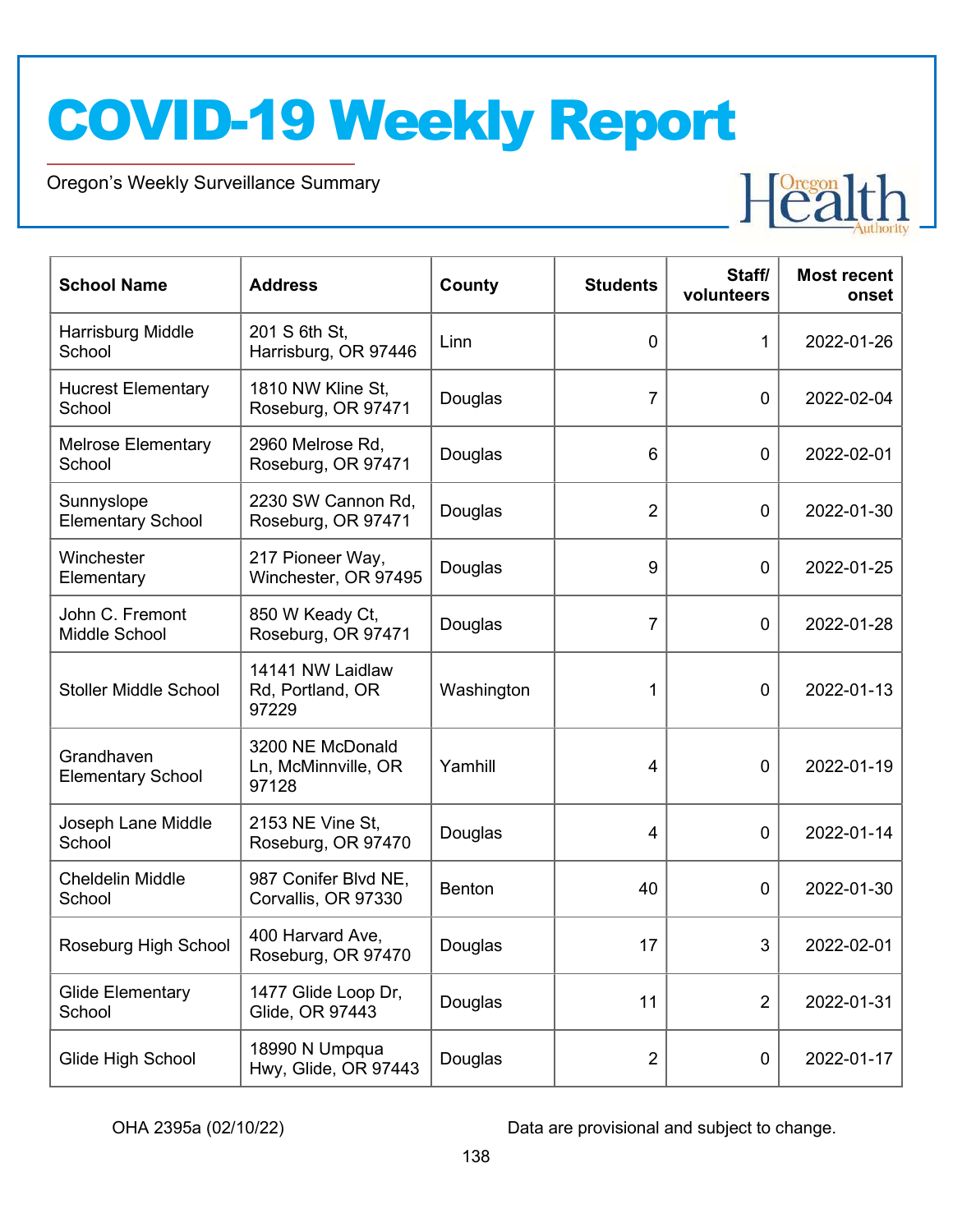# COVID-19 Weekly Report

Oregon's Weekly Surveillance Summary

| School Name | Address | County | Students | Staff/ volunteers | Most recent onset |
|---|---|---|---|---|---|
| Harrisburg Middle School | 201 S 6th St, Harrisburg, OR 97446 | Linn | 0 | 1 | 2022-01-26 |
| Hucrest Elementary School | 1810 NW Kline St, Roseburg, OR 97471 | Douglas | 7 | 0 | 2022-02-04 |
| Melrose Elementary School | 2960 Melrose Rd, Roseburg, OR 97471 | Douglas | 6 | 0 | 2022-02-01 |
| Sunnyslope Elementary School | 2230 SW Cannon Rd, Roseburg, OR 97471 | Douglas | 2 | 0 | 2022-01-30 |
| Winchester Elementary | 217 Pioneer Way, Winchester, OR 97495 | Douglas | 9 | 0 | 2022-01-25 |
| John C. Fremont Middle School | 850 W Keady Ct, Roseburg, OR 97471 | Douglas | 7 | 0 | 2022-01-28 |
| Stoller Middle School | 14141 NW Laidlaw Rd, Portland, OR 97229 | Washington | 1 | 0 | 2022-01-13 |
| Grandhaven Elementary School | 3200 NE McDonald Ln, McMinnville, OR 97128 | Yamhill | 4 | 0 | 2022-01-19 |
| Joseph Lane Middle School | 2153 NE Vine St, Roseburg, OR 97470 | Douglas | 4 | 0 | 2022-01-14 |
| Cheldelin Middle School | 987 Conifer Blvd NE, Corvallis, OR 97330 | Benton | 40 | 0 | 2022-01-30 |
| Roseburg High School | 400 Harvard Ave, Roseburg, OR 97470 | Douglas | 17 | 3 | 2022-02-01 |
| Glide Elementary School | 1477 Glide Loop Dr, Glide, OR 97443 | Douglas | 11 | 2 | 2022-01-31 |
| Glide High School | 18990 N Umpqua Hwy, Glide, OR 97443 | Douglas | 2 | 0 | 2022-01-17 |

OHA 2395a (02/10/22) Data are provisional and subject to change.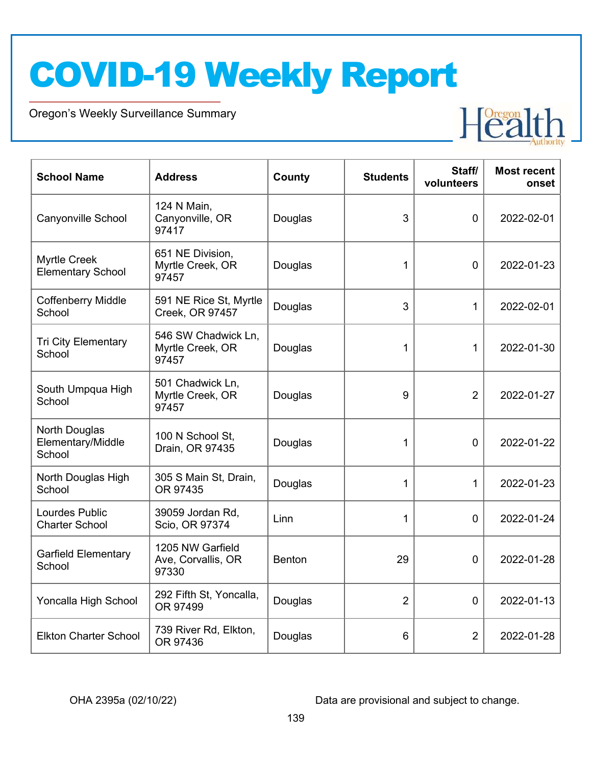| School Name | Address | County | Students | Staff/ volunteers | Most recent onset |
| --- | --- | --- | --- | --- | --- |
| Canyonville School | 124 N Main, Canyonville, OR 97417 | Douglas | 3 | 0 | 2022-02-01 |
| Myrtle Creek Elementary School | 651 NE Division, Myrtle Creek, OR 97457 | Douglas | 1 | 0 | 2022-01-23 |
| Coffenberry Middle School | 591 NE Rice St, Myrtle Creek, OR 97457 | Douglas | 3 | 1 | 2022-02-01 |
| Tri City Elementary School | 546 SW Chadwick Ln, Myrtle Creek, OR 97457 | Douglas | 1 | 1 | 2022-01-30 |
| South Umpqua High School | 501 Chadwick Ln, Myrtle Creek, OR 97457 | Douglas | 9 | 2 | 2022-01-27 |
| North Douglas Elementary/Middle School | 100 N School St, Drain, OR 97435 | Douglas | 1 | 0 | 2022-01-22 |
| North Douglas High School | 305 S Main St, Drain, OR 97435 | Douglas | 1 | 1 | 2022-01-23 |
| Lourdes Public Charter School | 39059 Jordan Rd, Scio, OR 97374 | Linn | 1 | 0 | 2022-01-24 |
| Garfield Elementary School | 1205 NW Garfield Ave, Corvallis, OR 97330 | Benton | 29 | 0 | 2022-01-28 |
| Yoncalla High School | 292 Fifth St, Yoncalla, OR 97499 | Douglas | 2 | 0 | 2022-01-13 |
| Elkton Charter School | 739 River Rd, Elkton, OR 97436 | Douglas | 6 | 2 | 2022-01-28 |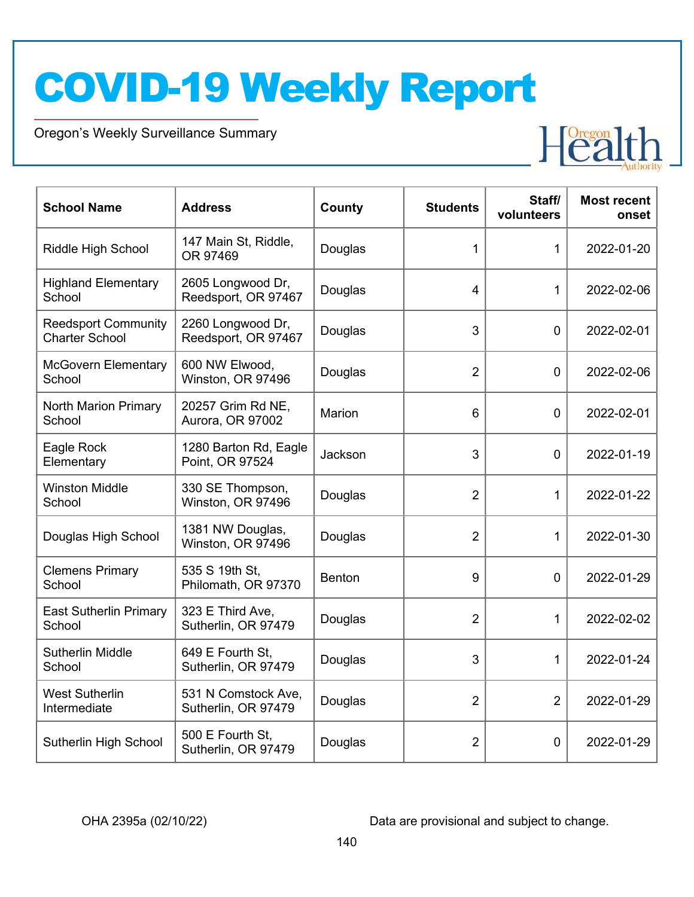# COVID-19 Weekly Report

Oregon's Weekly Surveillance Summary

| School Name | Address | County | Students | Staff/ volunteers | Most recent onset |
|---|---|---|---|---|---|
| Riddle High School | 147 Main St, Riddle, OR 97469 | Douglas | 1 | 1 | 2022-01-20 |
| Highland Elementary School | 2605 Longwood Dr, Reedsport, OR 97467 | Douglas | 4 | 1 | 2022-02-06 |
| Reedsport Community Charter School | 2260 Longwood Dr, Reedsport, OR 97467 | Douglas | 3 | 0 | 2022-02-01 |
| McGovern Elementary School | 600 NW Elwood, Winston, OR 97496 | Douglas | 2 | 0 | 2022-02-06 |
| North Marion Primary School | 20257 Grim Rd NE, Aurora, OR 97002 | Marion | 6 | 0 | 2022-02-01 |
| Eagle Rock Elementary | 1280 Barton Rd, Eagle Point, OR 97524 | Jackson | 3 | 0 | 2022-01-19 |
| Winston Middle School | 330 SE Thompson, Winston, OR 97496 | Douglas | 2 | 1 | 2022-01-22 |
| Douglas High School | 1381 NW Douglas, Winston, OR 97496 | Douglas | 2 | 1 | 2022-01-30 |
| Clemens Primary School | 535 S 19th St, Philomath, OR 97370 | Benton | 9 | 0 | 2022-01-29 |
| East Sutherlin Primary School | 323 E Third Ave, Sutherlin, OR 97479 | Douglas | 2 | 1 | 2022-02-02 |
| Sutherlin Middle School | 649 E Fourth St, Sutherlin, OR 97479 | Douglas | 3 | 1 | 2022-01-24 |
| West Sutherlin Intermediate | 531 N Comstock Ave, Sutherlin, OR 97479 | Douglas | 2 | 2 | 2022-01-29 |
| Sutherlin High School | 500 E Fourth St, Sutherlin, OR 97479 | Douglas | 2 | 0 | 2022-01-29 |

OHA 2395a (02/10/22) Data are provisional and subject to change.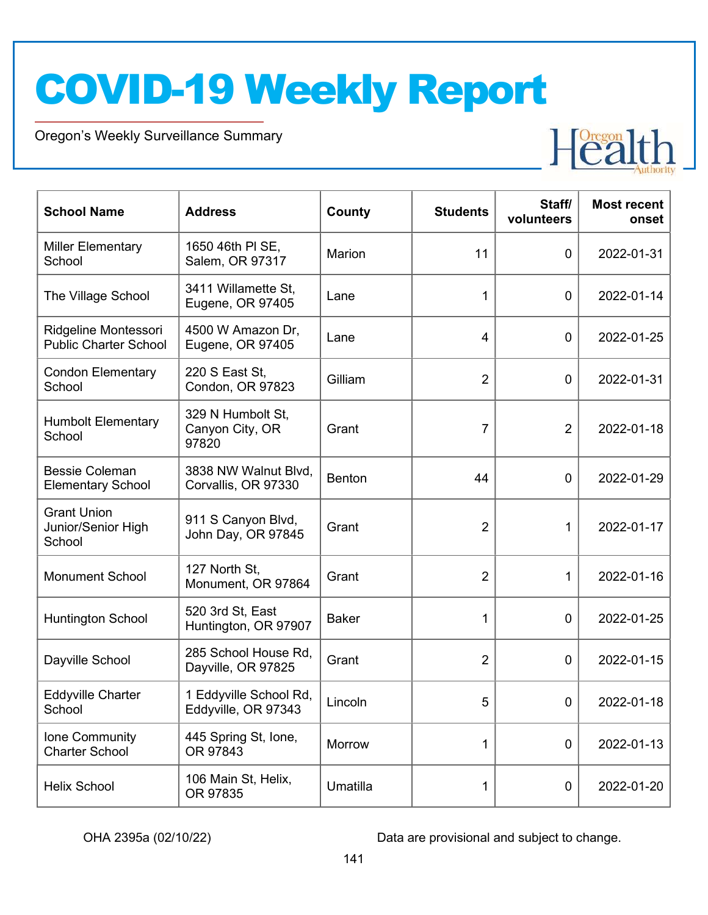# COVID-19 Weekly Report

Oregon's Weekly Surveillance Summary

| School Name | Address | County | Students | Staff/ volunteers | Most recent onset |
|---|---|---|---|---|---|
| Miller Elementary School | 1650 46th Pl SE, Salem, OR 97317 | Marion | 11 | 0 | 2022-01-31 |
| The Village School | 3411 Willamette St, Eugene, OR 97405 | Lane | 1 | 0 | 2022-01-14 |
| Ridgeline Montessori Public Charter School | 4500 W Amazon Dr, Eugene, OR 97405 | Lane | 4 | 0 | 2022-01-25 |
| Condon Elementary School | 220 S East St, Condon, OR 97823 | Gilliam | 2 | 0 | 2022-01-31 |
| Humbolt Elementary School | 329 N Humbolt St, Canyon City, OR 97820 | Grant | 7 | 2 | 2022-01-18 |
| Bessie Coleman Elementary School | 3838 NW Walnut Blvd, Corvallis, OR 97330 | Benton | 44 | 0 | 2022-01-29 |
| Grant Union Junior/Senior High School | 911 S Canyon Blvd, John Day, OR 97845 | Grant | 2 | 1 | 2022-01-17 |
| Monument School | 127 North St, Monument, OR 97864 | Grant | 2 | 1 | 2022-01-16 |
| Huntington School | 520 3rd St, East Huntington, OR 97907 | Baker | 1 | 0 | 2022-01-25 |
| Dayville School | 285 School House Rd, Dayville, OR 97825 | Grant | 2 | 0 | 2022-01-15 |
| Eddyville Charter School | 1 Eddyville School Rd, Eddyville, OR 97343 | Lincoln | 5 | 0 | 2022-01-18 |
| Ione Community Charter School | 445 Spring St, Ione, OR 97843 | Morrow | 1 | 0 | 2022-01-13 |
| Helix School | 106 Main St, Helix, OR 97835 | Umatilla | 1 | 0 | 2022-01-20 |

OHA 2395a (02/10/22)

Data are provisional and subject to change.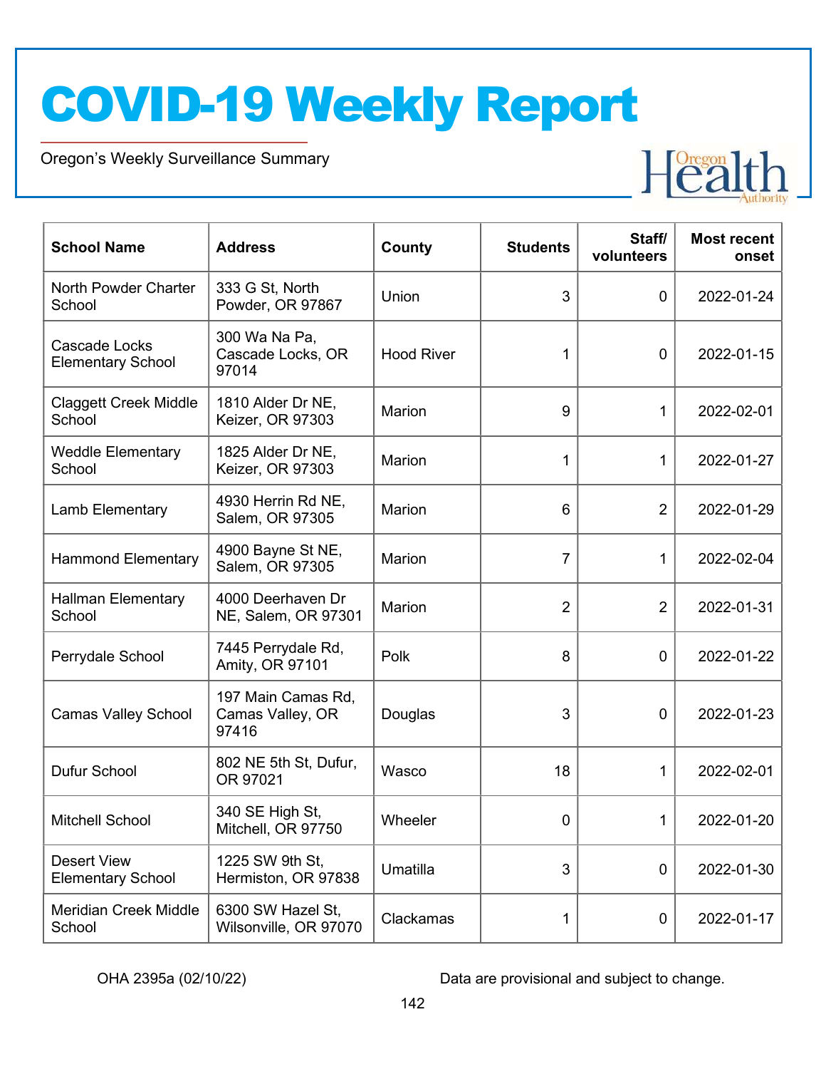| School Name | Address | County | Students | Staff/ volunteers | Most recent onset |
|---|---|---|---|---|---|
| North Powder Charter School | 333 G St, North Powder, OR 97867 | Union | 3 | 0 | 2022-01-24 |
| Cascade Locks Elementary School | 300 Wa Na Pa, Cascade Locks, OR 97014 | Hood River | 1 | 0 | 2022-01-15 |
| Claggett Creek Middle School | 1810 Alder Dr NE, Keizer, OR 97303 | Marion | 9 | 1 | 2022-02-01 |
| Weddle Elementary School | 1825 Alder Dr NE, Keizer, OR 97303 | Marion | 1 | 1 | 2022-01-27 |
| Lamb Elementary | 4930 Herrin Rd NE, Salem, OR 97305 | Marion | 6 | 2 | 2022-01-29 |
| Hammond Elementary | 4900 Bayne St NE, Salem, OR 97305 | Marion | 7 | 1 | 2022-02-04 |
| Hallman Elementary School | 4000 Deerhaven Dr NE, Salem, OR 97301 | Marion | 2 | 2 | 2022-01-31 |
| Perrydale School | 7445 Perrydale Rd, Amity, OR 97101 | Polk | 8 | 0 | 2022-01-22 |
| Camas Valley School | 197 Main Camas Rd, Camas Valley, OR 97416 | Douglas | 3 | 0 | 2022-01-23 |
| Dufur School | 802 NE 5th St, Dufur, OR 97021 | Wasco | 18 | 1 | 2022-02-01 |
| Mitchell School | 340 SE High St, Mitchell, OR 97750 | Wheeler | 0 | 1 | 2022-01-20 |
| Desert View Elementary School | 1225 SW 9th St, Hermiston, OR 97838 | Umatilla | 3 | 0 | 2022-01-30 |
| Meridian Creek Middle School | 6300 SW Hazel St, Wilsonville, OR 97070 | Clackamas | 1 | 0 | 2022-01-17 |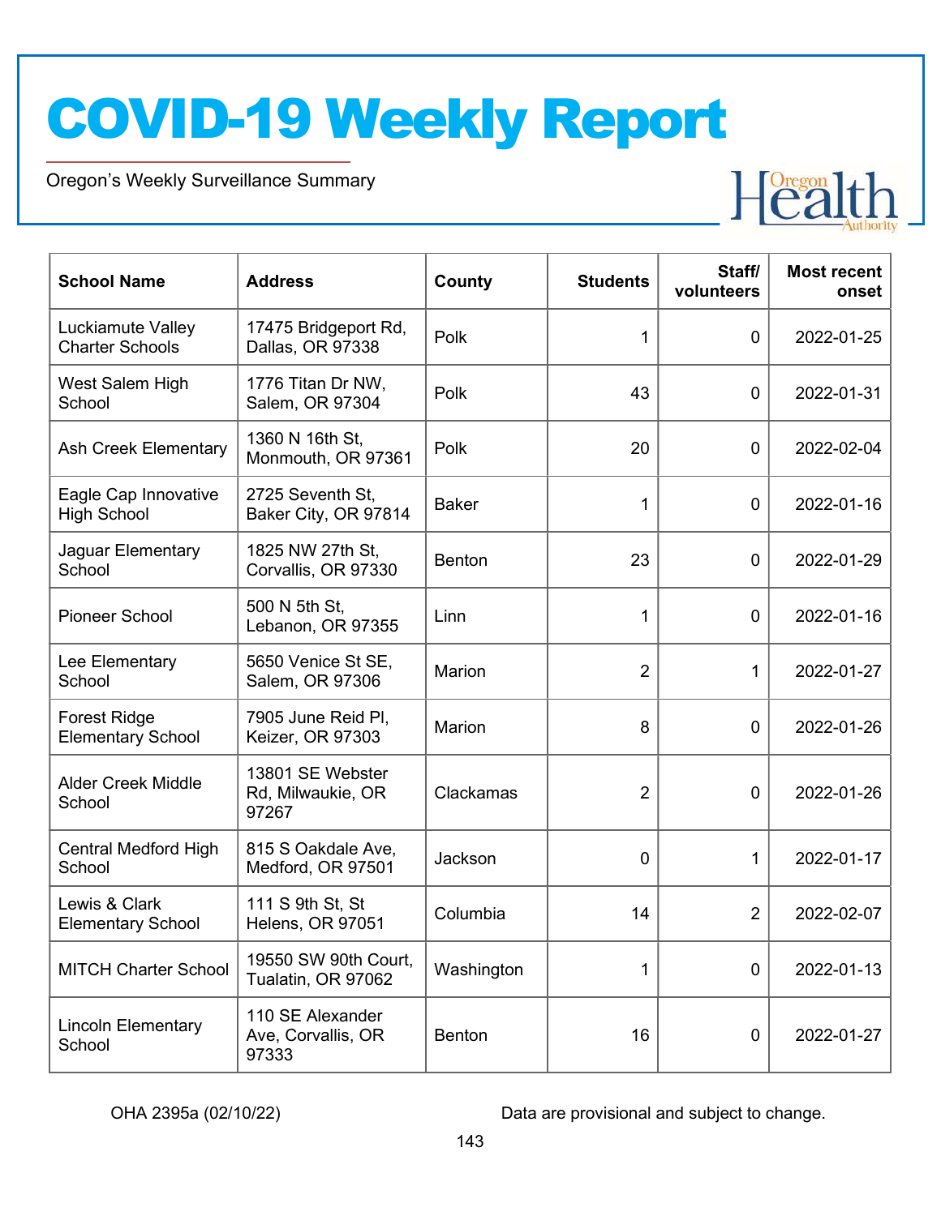# COVID-19 Weekly Report

Oregon's Weekly Surveillance Summary

| School Name | Address | County | Students | Staff/ volunteers | Most recent onset |
|---|---|---|---|---|---|
| Luckiamute Valley Charter Schools | 17475 Bridgeport Rd, Dallas, OR 97338 | Polk | 1 | 0 | 2022-01-25 |
| West Salem High School | 1776 Titan Dr NW, Salem, OR 97304 | Polk | 43 | 0 | 2022-01-31 |
| Ash Creek Elementary | 1360 N 16th St, Monmouth, OR 97361 | Polk | 20 | 0 | 2022-02-04 |
| Eagle Cap Innovative High School | 2725 Seventh St, Baker City, OR 97814 | Baker | 1 | 0 | 2022-01-16 |
| Jaguar Elementary School | 1825 NW 27th St, Corvallis, OR 97330 | Benton | 23 | 0 | 2022-01-29 |
| Pioneer School | 500 N 5th St, Lebanon, OR 97355 | Linn | 1 | 0 | 2022-01-16 |
| Lee Elementary School | 5650 Venice St SE, Salem, OR 97306 | Marion | 2 | 1 | 2022-01-27 |
| Forest Ridge Elementary School | 7905 June Reid Pl, Keizer, OR 97303 | Marion | 8 | 0 | 2022-01-26 |
| Alder Creek Middle School | 13801 SE Webster Rd, Milwaukie, OR 97267 | Clackamas | 2 | 0 | 2022-01-26 |
| Central Medford High School | 815 S Oakdale Ave, Medford, OR 97501 | Jackson | 0 | 1 | 2022-01-17 |
| Lewis & Clark Elementary School | 111 S 9th St, St Helens, OR 97051 | Columbia | 14 | 2 | 2022-02-07 |
| MITCH Charter School | 19550 SW 90th Court, Tualatin, OR 97062 | Washington | 1 | 0 | 2022-01-13 |
| Lincoln Elementary School | 110 SE Alexander Ave, Corvallis, OR 97333 | Benton | 16 | 0 | 2022-01-27 |

OHA 2395a (02/10/22)

Data are provisional and subject to change.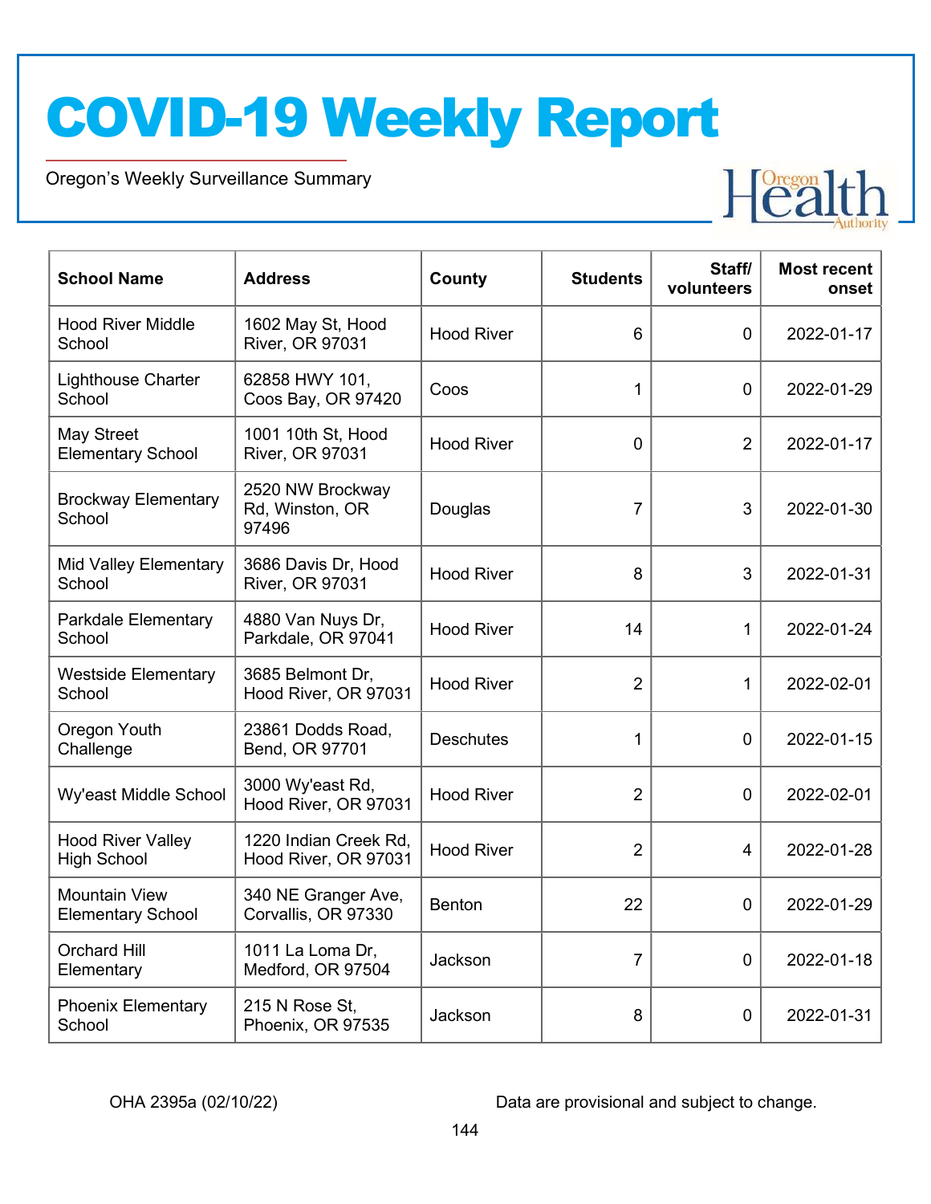# COVID-19 Weekly Report

Oregon's Weekly Surveillance Summary

| School Name | Address | County | Students | Staff/ volunteers | Most recent onset |
|---|---|---|---|---|---|
| Hood River Middle School | 1602 May St, Hood River, OR 97031 | Hood River | 6 | 0 | 2022-01-17 |
| Lighthouse Charter School | 62858 HWY 101, Coos Bay, OR 97420 | Coos | 1 | 0 | 2022-01-29 |
| May Street Elementary School | 1001 10th St, Hood River, OR 97031 | Hood River | 0 | 2 | 2022-01-17 |
| Brockway Elementary School | 2520 NW Brockway Rd, Winston, OR 97496 | Douglas | 7 | 3 | 2022-01-30 |
| Mid Valley Elementary School | 3686 Davis Dr, Hood River, OR 97031 | Hood River | 8 | 3 | 2022-01-31 |
| Parkdale Elementary School | 4880 Van Nuys Dr, Parkdale, OR 97041 | Hood River | 14 | 1 | 2022-01-24 |
| Westside Elementary School | 3685 Belmont Dr, Hood River, OR 97031 | Hood River | 2 | 1 | 2022-02-01 |
| Oregon Youth Challenge | 23861 Dodds Road, Bend, OR 97701 | Deschutes | 1 | 0 | 2022-01-15 |
| Wy'east Middle School | 3000 Wy'east Rd, Hood River, OR 97031 | Hood River | 2 | 0 | 2022-02-01 |
| Hood River Valley High School | 1220 Indian Creek Rd, Hood River, OR 97031 | Hood River | 2 | 4 | 2022-01-28 |
| Mountain View Elementary School | 340 NE Granger Ave, Corvallis, OR 97330 | Benton | 22 | 0 | 2022-01-29 |
| Orchard Hill Elementary | 1011 La Loma Dr, Medford, OR 97504 | Jackson | 7 | 0 | 2022-01-18 |
| Phoenix Elementary School | 215 N Rose St, Phoenix, OR 97535 | Jackson | 8 | 0 | 2022-01-31 |

OHA 2395a (02/10/22) Data are provisional and subject to change.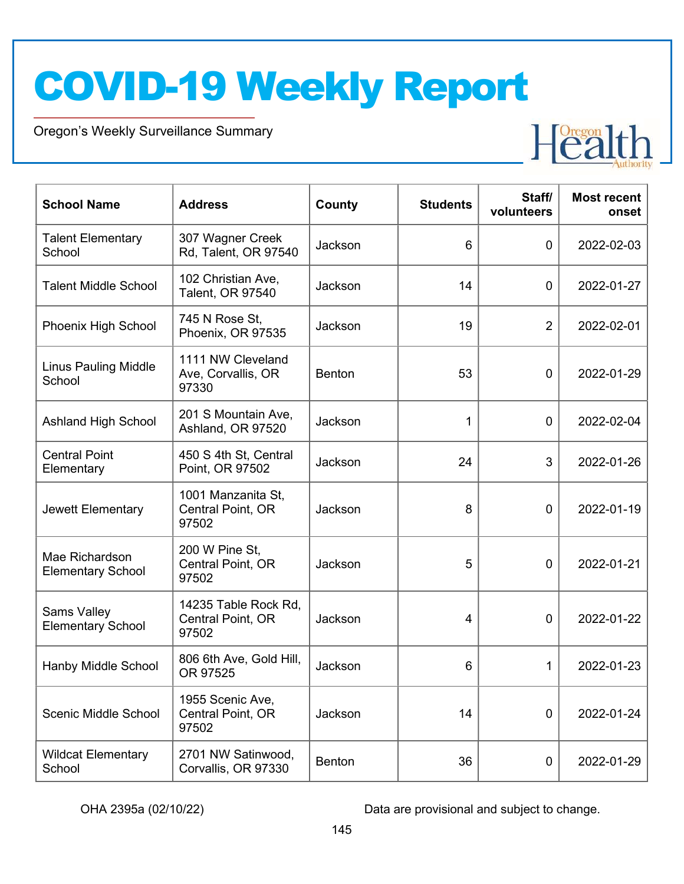# COVID-19 Weekly Report

Oregon's Weekly Surveillance Summary

| School Name | Address | County | Students | Staff/ volunteers | Most recent onset |
|---|---|---|---|---|---|
| Talent Elementary School | 307 Wagner Creek Rd, Talent, OR 97540 | Jackson | 6 | 0 | 2022-02-03 |
| Talent Middle School | 102 Christian Ave, Talent, OR 97540 | Jackson | 14 | 0 | 2022-01-27 |
| Phoenix High School | 745 N Rose St, Phoenix, OR 97535 | Jackson | 19 | 2 | 2022-02-01 |
| Linus Pauling Middle School | 1111 NW Cleveland Ave, Corvallis, OR 97330 | Benton | 53 | 0 | 2022-01-29 |
| Ashland High School | 201 S Mountain Ave, Ashland, OR 97520 | Jackson | 1 | 0 | 2022-02-04 |
| Central Point Elementary | 450 S 4th St, Central Point, OR 97502 | Jackson | 24 | 3 | 2022-01-26 |
| Jewett Elementary | 1001 Manzanita St, Central Point, OR 97502 | Jackson | 8 | 0 | 2022-01-19 |
| Mae Richardson Elementary School | 200 W Pine St, Central Point, OR 97502 | Jackson | 5 | 0 | 2022-01-21 |
| Sams Valley Elementary School | 14235 Table Rock Rd, Central Point, OR 97502 | Jackson | 4 | 0 | 2022-01-22 |
| Hanby Middle School | 806 6th Ave, Gold Hill, OR 97525 | Jackson | 6 | 1 | 2022-01-23 |
| Scenic Middle School | 1955 Scenic Ave, Central Point, OR 97502 | Jackson | 14 | 0 | 2022-01-24 |
| Wildcat Elementary School | 2701 NW Satinwood, Corvallis, OR 97330 | Benton | 36 | 0 | 2022-01-29 |

OHA 2395a (02/10/22) Data are provisional and subject to change.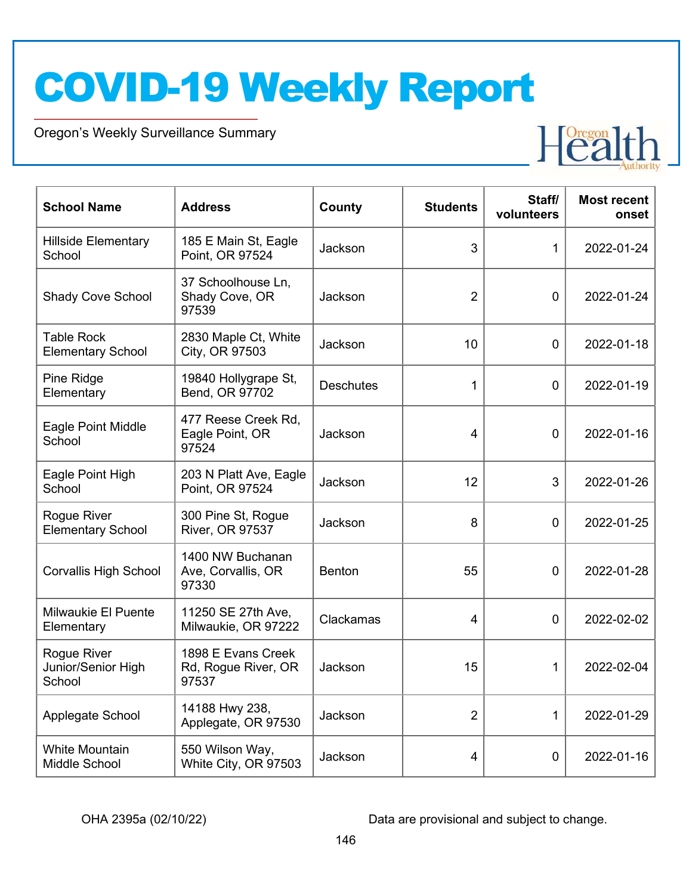# COVID-19 Weekly Report

Oregon's Weekly Surveillance Summary

| School Name | Address | County | Students | Staff/ volunteers | Most recent onset |
|---|---|---|---|---|---|
| Hillside Elementary School | 185 E Main St, Eagle Point, OR 97524 | Jackson | 3 | 1 | 2022-01-24 |
| Shady Cove School | 37 Schoolhouse Ln, Shady Cove, OR 97539 | Jackson | 2 | 0 | 2022-01-24 |
| Table Rock Elementary School | 2830 Maple Ct, White City, OR 97503 | Jackson | 10 | 0 | 2022-01-18 |
| Pine Ridge Elementary | 19840 Hollygrape St, Bend, OR 97702 | Deschutes | 1 | 0 | 2022-01-19 |
| Eagle Point Middle School | 477 Reese Creek Rd, Eagle Point, OR 97524 | Jackson | 4 | 0 | 2022-01-16 |
| Eagle Point High School | 203 N Platt Ave, Eagle Point, OR 97524 | Jackson | 12 | 3 | 2022-01-26 |
| Rogue River Elementary School | 300 Pine St, Rogue River, OR 97537 | Jackson | 8 | 0 | 2022-01-25 |
| Corvallis High School | 1400 NW Buchanan Ave, Corvallis, OR 97330 | Benton | 55 | 0 | 2022-01-28 |
| Milwaukie El Puente Elementary | 11250 SE 27th Ave, Milwaukie, OR 97222 | Clackamas | 4 | 0 | 2022-02-02 |
| Rogue River Junior/Senior High School | 1898 E Evans Creek Rd, Rogue River, OR 97537 | Jackson | 15 | 1 | 2022-02-04 |
| Applegate School | 14188 Hwy 238, Applegate, OR 97530 | Jackson | 2 | 1 | 2022-01-29 |
| White Mountain Middle School | 550 Wilson Way, White City, OR 97503 | Jackson | 4 | 0 | 2022-01-16 |

OHA 2395a (02/10/22) Data are provisional and subject to change.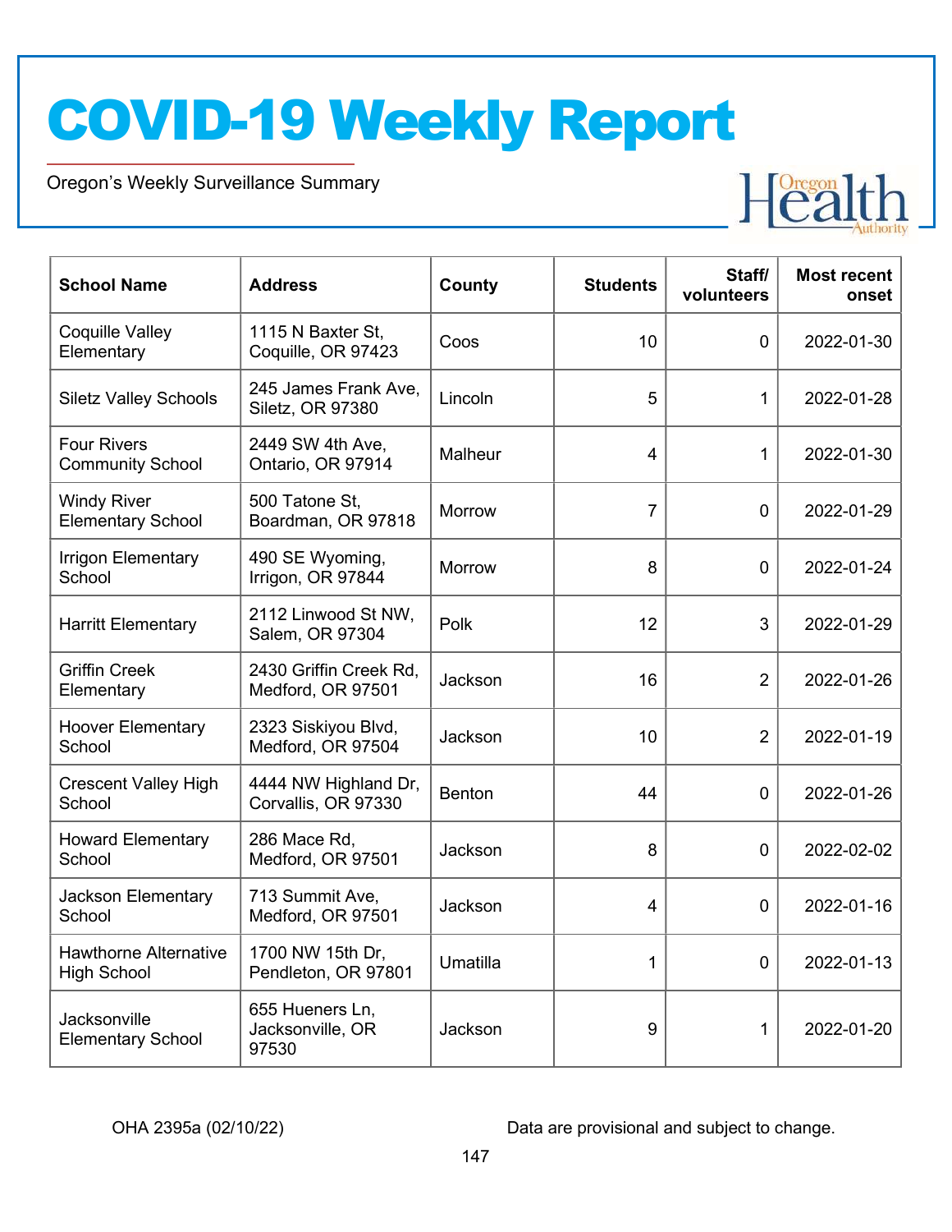# COVID-19 Weekly Report

Oregon's Weekly Surveillance Summary

| School Name | Address | County | Students | Staff/ volunteers | Most recent onset |
|---|---|---|---|---|---|
| Coquille Valley Elementary | 1115 N Baxter St, Coquille, OR 97423 | Coos | 10 | 0 | 2022-01-30 |
| Siletz Valley Schools | 245 James Frank Ave, Siletz, OR 97380 | Lincoln | 5 | 1 | 2022-01-28 |
| Four Rivers Community School | 2449 SW 4th Ave, Ontario, OR 97914 | Malheur | 4 | 1 | 2022-01-30 |
| Windy River Elementary School | 500 Tatone St, Boardman, OR 97818 | Morrow | 7 | 0 | 2022-01-29 |
| Irrigon Elementary School | 490 SE Wyoming, Irrigon, OR 97844 | Morrow | 8 | 0 | 2022-01-24 |
| Harritt Elementary | 2112 Linwood St NW, Salem, OR 97304 | Polk | 12 | 3 | 2022-01-29 |
| Griffin Creek Elementary | 2430 Griffin Creek Rd, Medford, OR 97501 | Jackson | 16 | 2 | 2022-01-26 |
| Hoover Elementary School | 2323 Siskiyou Blvd, Medford, OR 97504 | Jackson | 10 | 2 | 2022-01-19 |
| Crescent Valley High School | 4444 NW Highland Dr, Corvallis, OR 97330 | Benton | 44 | 0 | 2022-01-26 |
| Howard Elementary School | 286 Mace Rd, Medford, OR 97501 | Jackson | 8 | 0 | 2022-02-02 |
| Jackson Elementary School | 713 Summit Ave, Medford, OR 97501 | Jackson | 4 | 0 | 2022-01-16 |
| Hawthorne Alternative High School | 1700 NW 15th Dr, Pendleton, OR 97801 | Umatilla | 1 | 0 | 2022-01-13 |
| Jacksonville Elementary School | 655 Hueners Ln, Jacksonville, OR 97530 | Jackson | 9 | 1 | 2022-01-20 |

OHA 2395a (02/10/22) Data are provisional and subject to change.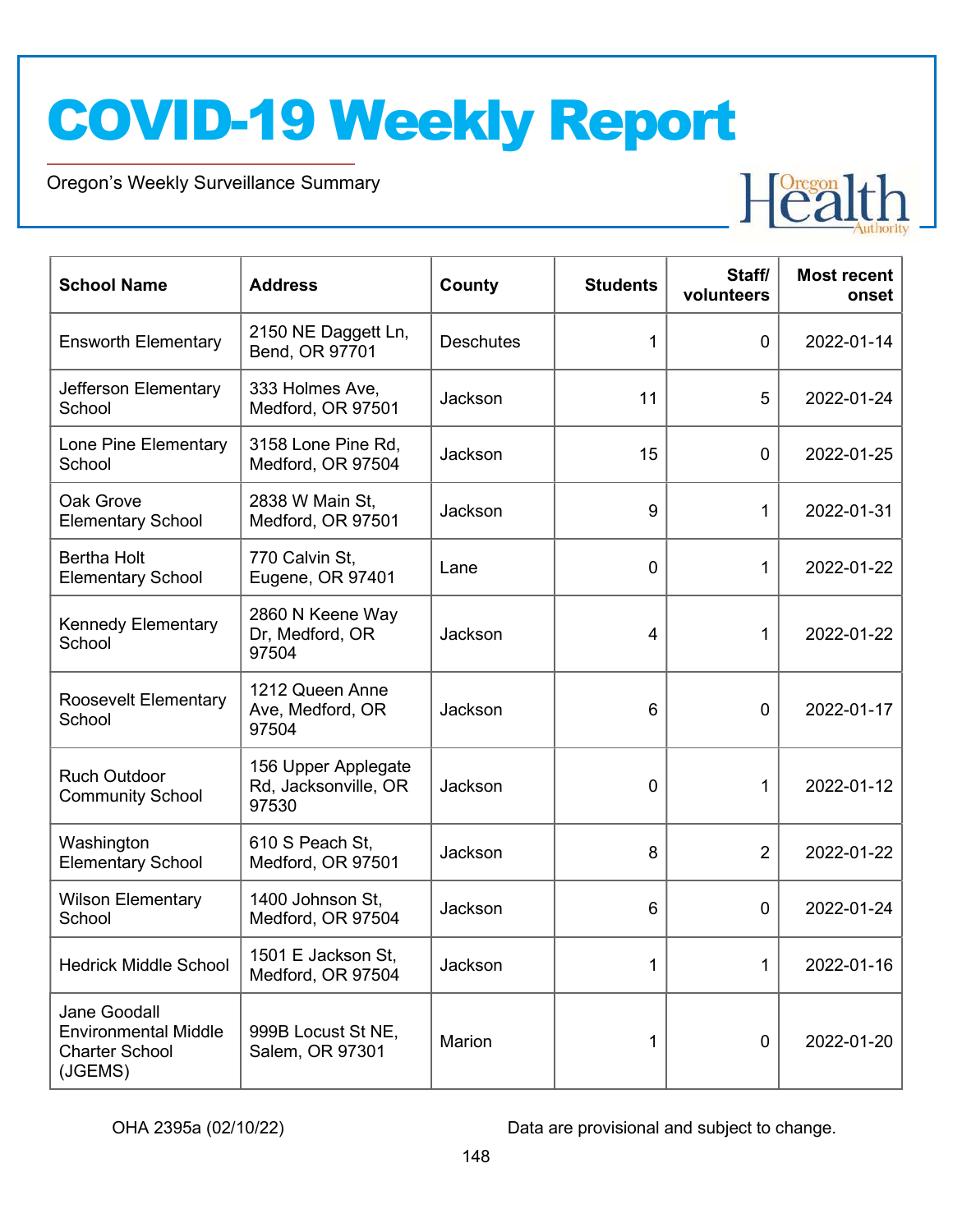# COVID-19 Weekly Report

Oregon's Weekly Surveillance Summary

| School Name | Address | County | Students | Staff/ volunteers | Most recent onset |
|---|---|---|---|---|---|
| Ensworth Elementary | 2150 NE Daggett Ln, Bend, OR 97701 | Deschutes | 1 | 0 | 2022-01-14 |
| Jefferson Elementary School | 333 Holmes Ave, Medford, OR 97501 | Jackson | 11 | 5 | 2022-01-24 |
| Lone Pine Elementary School | 3158 Lone Pine Rd, Medford, OR 97504 | Jackson | 15 | 0 | 2022-01-25 |
| Oak Grove Elementary School | 2838 W Main St, Medford, OR 97501 | Jackson | 9 | 1 | 2022-01-31 |
| Bertha Holt Elementary School | 770 Calvin St, Eugene, OR 97401 | Lane | 0 | 1 | 2022-01-22 |
| Kennedy Elementary School | 2860 N Keene Way Dr, Medford, OR 97504 | Jackson | 4 | 1 | 2022-01-22 |
| Roosevelt Elementary School | 1212 Queen Anne Ave, Medford, OR 97504 | Jackson | 6 | 0 | 2022-01-17 |
| Ruch Outdoor Community School | 156 Upper Applegate Rd, Jacksonville, OR 97530 | Jackson | 0 | 1 | 2022-01-12 |
| Washington Elementary School | 610 S Peach St, Medford, OR 97501 | Jackson | 8 | 2 | 2022-01-22 |
| Wilson Elementary School | 1400 Johnson St, Medford, OR 97504 | Jackson | 6 | 0 | 2022-01-24 |
| Hedrick Middle School | 1501 E Jackson St, Medford, OR 97504 | Jackson | 1 | 1 | 2022-01-16 |
| Jane Goodall Environmental Middle Charter School (JGEMS) | 999B Locust St NE, Salem, OR 97301 | Marion | 1 | 0 | 2022-01-20 |

OHA 2395a (02/10/22)

Data are provisional and subject to change.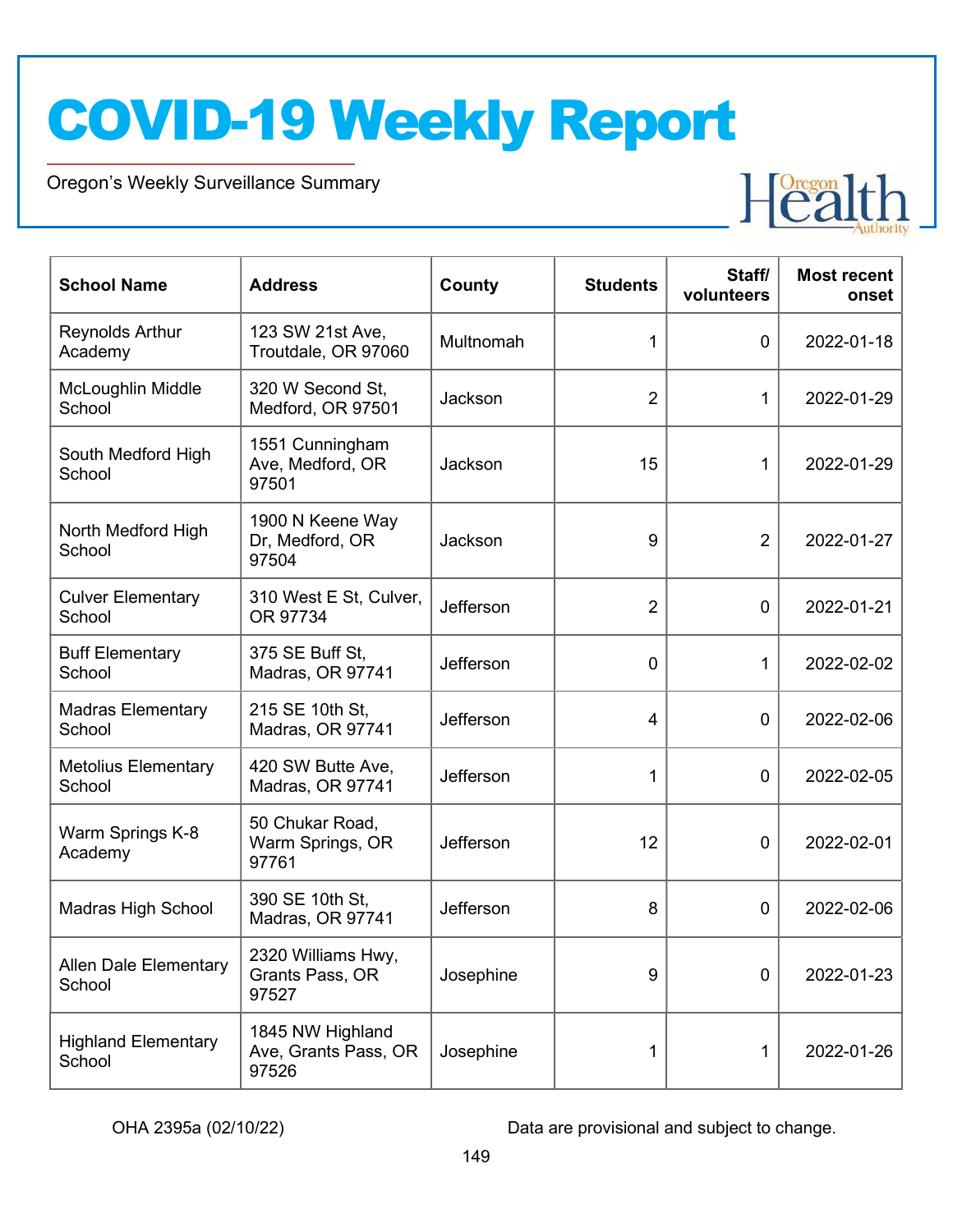# COVID-19 Weekly Report

Oregon's Weekly Surveillance Summary

| School Name | Address | County | Students | Staff/ volunteers | Most recent onset |
|---|---|---|---|---|---|
| Reynolds Arthur Academy | 123 SW 21st Ave, Troutdale, OR 97060 | Multnomah | 1 | 0 | 2022-01-18 |
| McLoughlin Middle School | 320 W Second St, Medford, OR 97501 | Jackson | 2 | 1 | 2022-01-29 |
| South Medford High School | 1551 Cunningham Ave, Medford, OR 97501 | Jackson | 15 | 1 | 2022-01-29 |
| North Medford High School | 1900 N Keene Way Dr, Medford, OR 97504 | Jackson | 9 | 2 | 2022-01-27 |
| Culver Elementary School | 310 West E St, Culver, OR 97734 | Jefferson | 2 | 0 | 2022-01-21 |
| Buff Elementary School | 375 SE Buff St, Madras, OR 97741 | Jefferson | 0 | 1 | 2022-02-02 |
| Madras Elementary School | 215 SE 10th St, Madras, OR 97741 | Jefferson | 4 | 0 | 2022-02-06 |
| Metolius Elementary School | 420 SW Butte Ave, Madras, OR 97741 | Jefferson | 1 | 0 | 2022-02-05 |
| Warm Springs K-8 Academy | 50 Chukar Road, Warm Springs, OR 97761 | Jefferson | 12 | 0 | 2022-02-01 |
| Madras High School | 390 SE 10th St, Madras, OR 97741 | Jefferson | 8 | 0 | 2022-02-06 |
| Allen Dale Elementary School | 2320 Williams Hwy, Grants Pass, OR 97527 | Josephine | 9 | 0 | 2022-01-23 |
| Highland Elementary School | 1845 NW Highland Ave, Grants Pass, OR 97526 | Josephine | 1 | 1 | 2022-01-26 |

OHA 2395a (02/10/22)

Data are provisional and subject to change.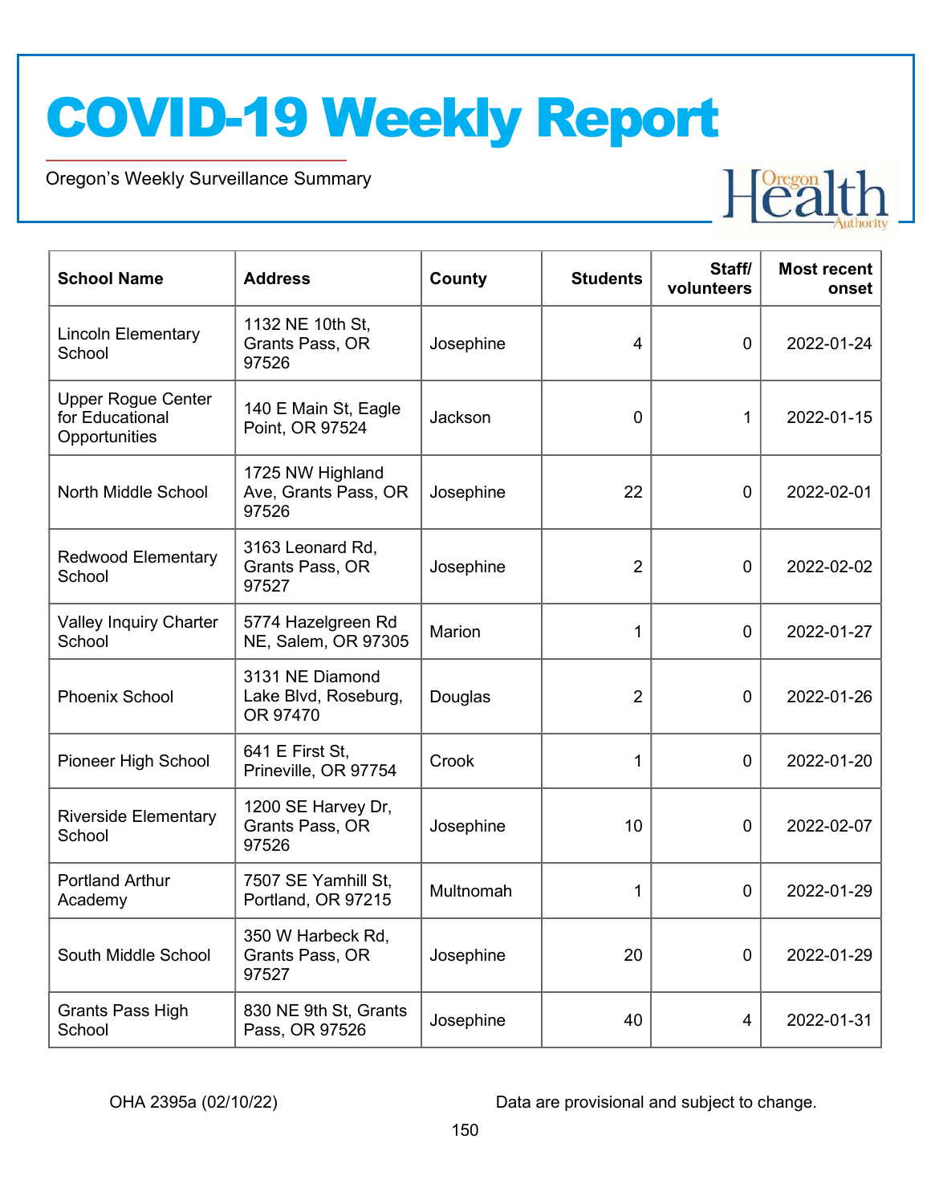# COVID-19 Weekly Report

Oregon's Weekly Surveillance Summary

| School Name | Address | County | Students | Staff/ volunteers | Most recent onset |
|---|---|---|---|---|---|
| Lincoln Elementary School | 1132 NE 10th St, Grants Pass, OR 97526 | Josephine | 4 | 0 | 2022-01-24 |
| Upper Rogue Center for Educational Opportunities | 140 E Main St, Eagle Point, OR 97524 | Jackson | 0 | 1 | 2022-01-15 |
| North Middle School | 1725 NW Highland Ave, Grants Pass, OR 97526 | Josephine | 22 | 0 | 2022-02-01 |
| Redwood Elementary School | 3163 Leonard Rd, Grants Pass, OR 97527 | Josephine | 2 | 0 | 2022-02-02 |
| Valley Inquiry Charter School | 5774 Hazelgreen Rd NE, Salem, OR 97305 | Marion | 1 | 0 | 2022-01-27 |
| Phoenix School | 3131 NE Diamond Lake Blvd, Roseburg, OR 97470 | Douglas | 2 | 0 | 2022-01-26 |
| Pioneer High School | 641 E First St, Prineville, OR 97754 | Crook | 1 | 0 | 2022-01-20 |
| Riverside Elementary School | 1200 SE Harvey Dr, Grants Pass, OR 97526 | Josephine | 10 | 0 | 2022-02-07 |
| Portland Arthur Academy | 7507 SE Yamhill St, Portland, OR 97215 | Multnomah | 1 | 0 | 2022-01-29 |
| South Middle School | 350 W Harbeck Rd, Grants Pass, OR 97527 | Josephine | 20 | 0 | 2022-01-29 |
| Grants Pass High School | 830 NE 9th St, Grants Pass, OR 97526 | Josephine | 40 | 4 | 2022-01-31 |

OHA 2395a (02/10/22) Data are provisional and subject to change.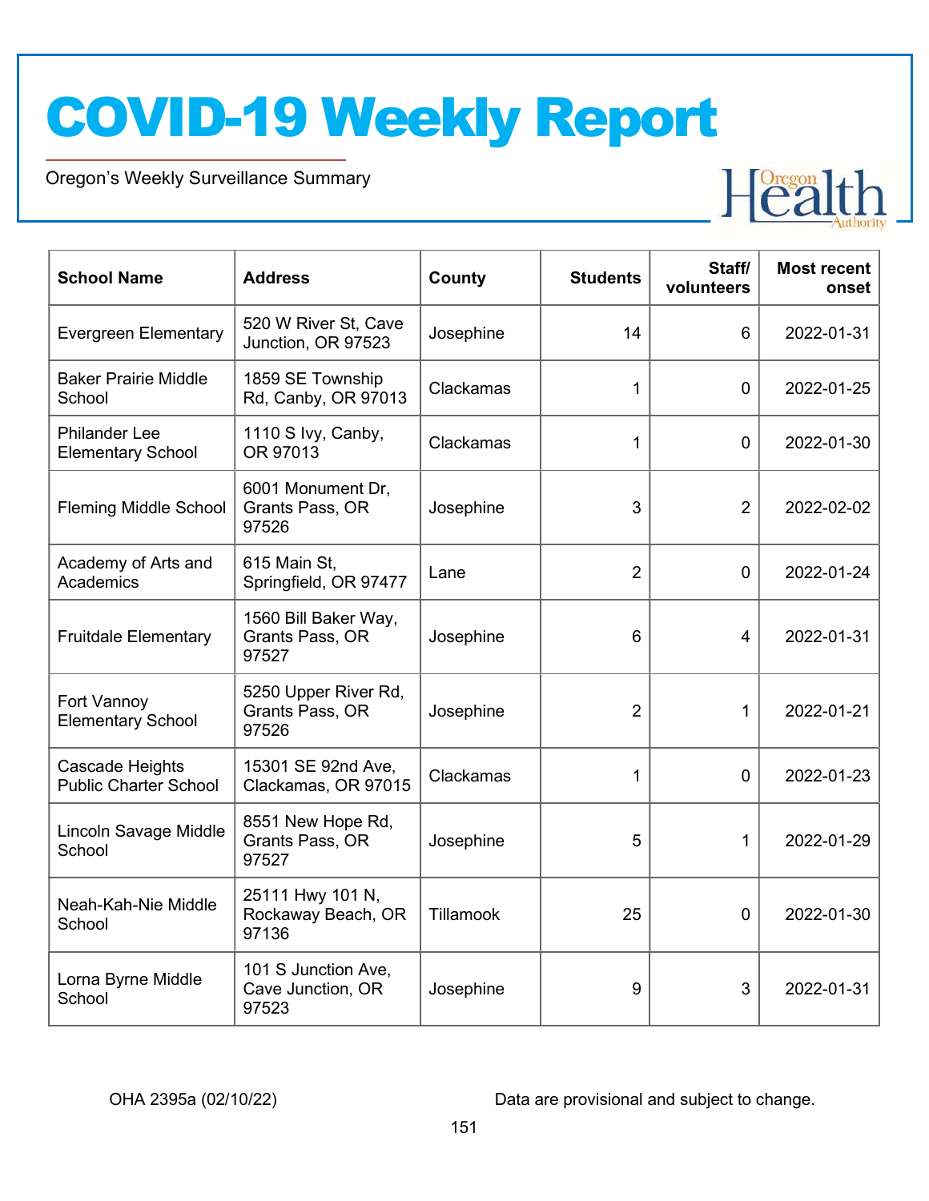| School Name | Address | County | Students | Staff/ volunteers | Most recent onset |
| --- | --- | --- | --- | --- | --- |
| Evergreen Elementary | 520 W River St, Cave Junction, OR 97523 | Josephine | 14 | 6 | 2022-01-31 |
| Baker Prairie Middle School | 1859 SE Township Rd, Canby, OR 97013 | Clackamas | 1 | 0 | 2022-01-25 |
| Philander Lee Elementary School | 1110 S Ivy, Canby, OR 97013 | Clackamas | 1 | 0 | 2022-01-30 |
| Fleming Middle School | 6001 Monument Dr, Grants Pass, OR 97526 | Josephine | 3 | 2 | 2022-02-02 |
| Academy of Arts and Academics | 615 Main St, Springfield, OR 97477 | Lane | 2 | 0 | 2022-01-24 |
| Fruitdale Elementary | 1560 Bill Baker Way, Grants Pass, OR 97527 | Josephine | 6 | 4 | 2022-01-31 |
| Fort Vannoy Elementary School | 5250 Upper River Rd, Grants Pass, OR 97526 | Josephine | 2 | 1 | 2022-01-21 |
| Cascade Heights Public Charter School | 15301 SE 92nd Ave, Clackamas, OR 97015 | Clackamas | 1 | 0 | 2022-01-23 |
| Lincoln Savage Middle School | 8551 New Hope Rd, Grants Pass, OR 97527 | Josephine | 5 | 1 | 2022-01-29 |
| Neah-Kah-Nie Middle School | 25111 Hwy 101 N, Rockaway Beach, OR 97136 | Tillamook | 25 | 0 | 2022-01-30 |
| Lorna Byrne Middle School | 101 S Junction Ave, Cave Junction, OR 97523 | Josephine | 9 | 3 | 2022-01-31 |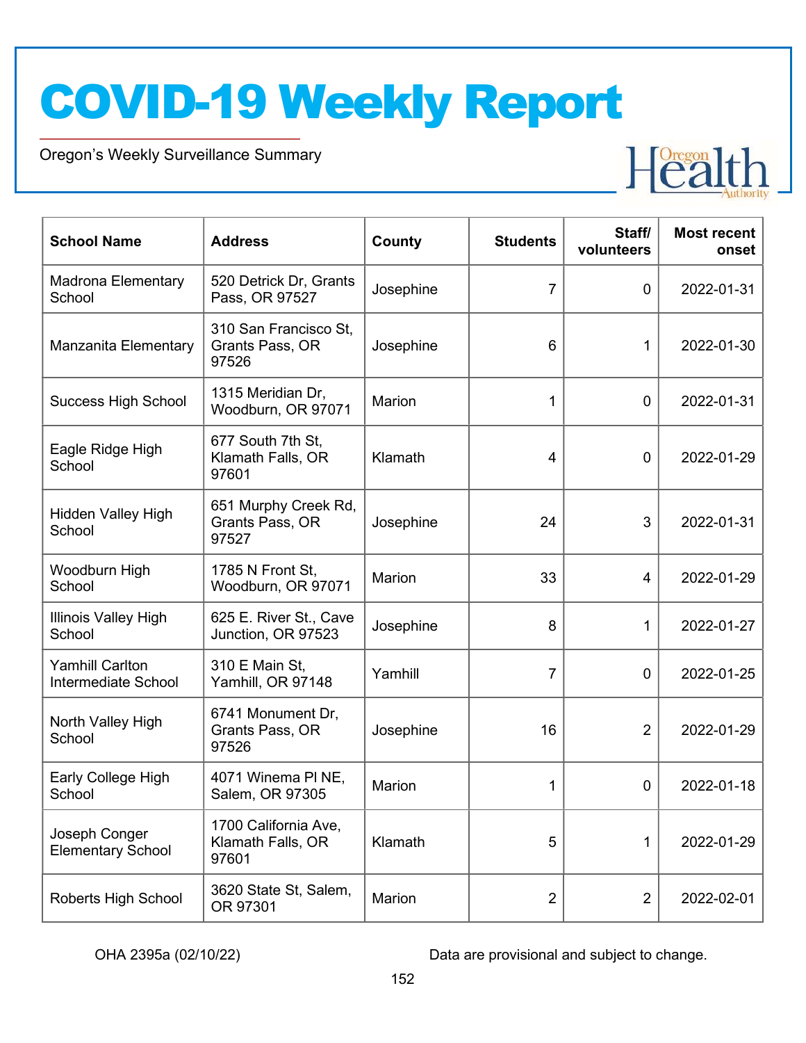# COVID-19 Weekly Report

Oregon's Weekly Surveillance Summary

| School Name | Address | County | Students | Staff/ volunteers | Most recent onset |
|---|---|---|---|---|---|
| Madrona Elementary School | 520 Detrick Dr, Grants Pass, OR 97527 | Josephine | 7 | 0 | 2022-01-31 |
| Manzanita Elementary | 310 San Francisco St, Grants Pass, OR 97526 | Josephine | 6 | 1 | 2022-01-30 |
| Success High School | 1315 Meridian Dr, Woodburn, OR 97071 | Marion | 1 | 0 | 2022-01-31 |
| Eagle Ridge High School | 677 South 7th St, Klamath Falls, OR 97601 | Klamath | 4 | 0 | 2022-01-29 |
| Hidden Valley High School | 651 Murphy Creek Rd, Grants Pass, OR 97527 | Josephine | 24 | 3 | 2022-01-31 |
| Woodburn High School | 1785 N Front St, Woodburn, OR 97071 | Marion | 33 | 4 | 2022-01-29 |
| Illinois Valley High School | 625 E. River St., Cave Junction, OR 97523 | Josephine | 8 | 1 | 2022-01-27 |
| Yamhill Carlton Intermediate School | 310 E Main St, Yamhill, OR 97148 | Yamhill | 7 | 0 | 2022-01-25 |
| North Valley High School | 6741 Monument Dr, Grants Pass, OR 97526 | Josephine | 16 | 2 | 2022-01-29 |
| Early College High School | 4071 Winema Pl NE, Salem, OR 97305 | Marion | 1 | 0 | 2022-01-18 |
| Joseph Conger Elementary School | 1700 California Ave, Klamath Falls, OR 97601 | Klamath | 5 | 1 | 2022-01-29 |
| Roberts High School | 3620 State St, Salem, OR 97301 | Marion | 2 | 2 | 2022-02-01 |

OHA 2395a (02/10/22) Data are provisional and subject to change.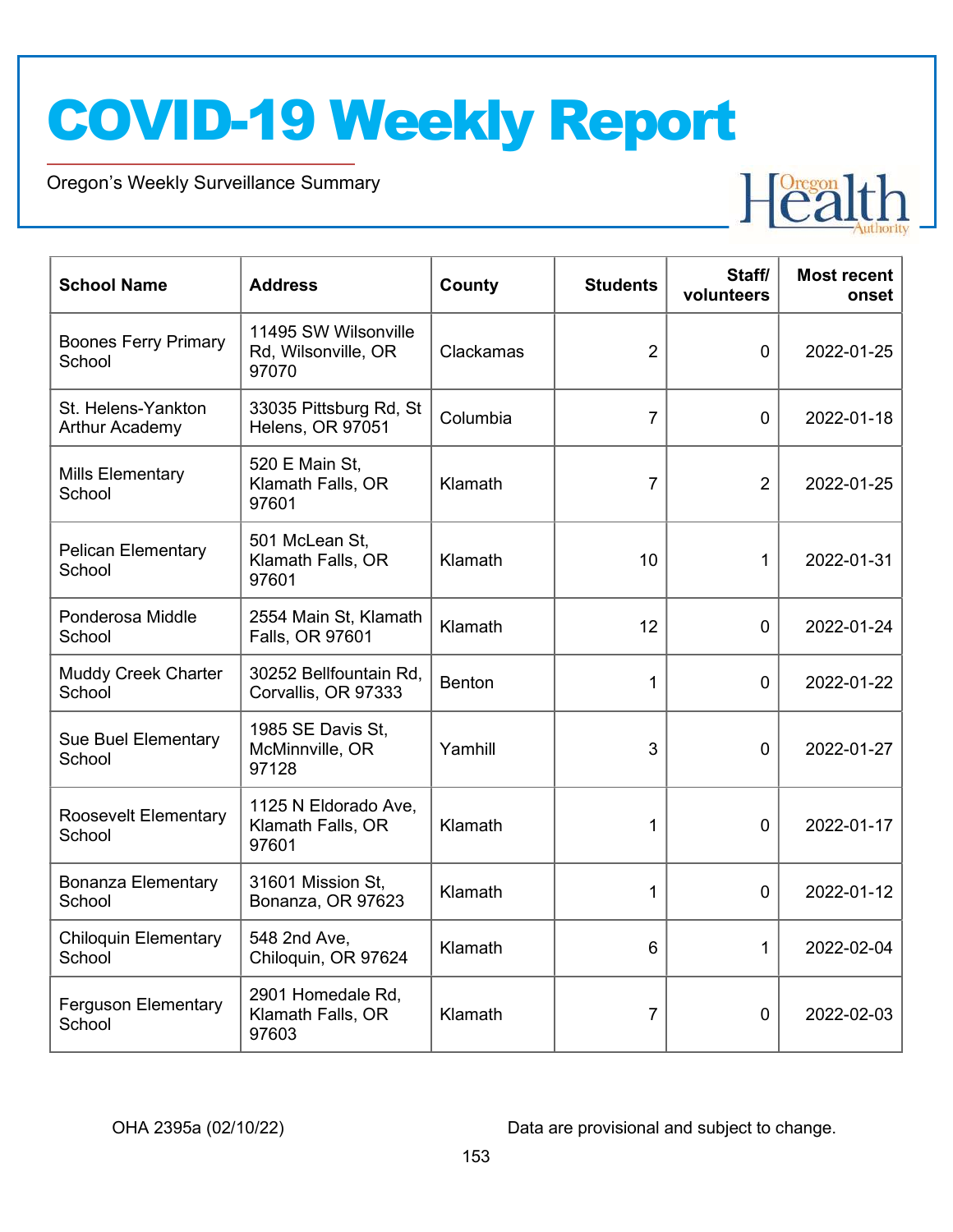| School Name | Address | County | Students | Staff/ volunteers | Most recent onset |
|---|---|---|---|---|---|
| Boones Ferry Primary School | 11495 SW Wilsonville Rd, Wilsonville, OR 97070 | Clackamas | 2 | 0 | 2022-01-25 |
| St. Helens-Yankton Arthur Academy | 33035 Pittsburg Rd, St Helens, OR 97051 | Columbia | 7 | 0 | 2022-01-18 |
| Mills Elementary School | 520 E Main St, Klamath Falls, OR 97601 | Klamath | 7 | 2 | 2022-01-25 |
| Pelican Elementary School | 501 McLean St, Klamath Falls, OR 97601 | Klamath | 10 | 1 | 2022-01-31 |
| Ponderosa Middle School | 2554 Main St, Klamath Falls, OR 97601 | Klamath | 12 | 0 | 2022-01-24 |
| Muddy Creek Charter School | 30252 Bellfountain Rd, Corvallis, OR 97333 | Benton | 1 | 0 | 2022-01-22 |
| Sue Buel Elementary School | 1985 SE Davis St, McMinnville, OR 97128 | Yamhill | 3 | 0 | 2022-01-27 |
| Roosevelt Elementary School | 1125 N Eldorado Ave, Klamath Falls, OR 97601 | Klamath | 1 | 0 | 2022-01-17 |
| Bonanza Elementary School | 31601 Mission St, Bonanza, OR 97623 | Klamath | 1 | 0 | 2022-01-12 |
| Chiloquin Elementary School | 548 2nd Ave, Chiloquin, OR 97624 | Klamath | 6 | 1 | 2022-02-04 |
| Ferguson Elementary School | 2901 Homedale Rd, Klamath Falls, OR 97603 | Klamath | 7 | 0 | 2022-02-03 |

OHA 2395a (02/10/22) Data are provisional and subject to change.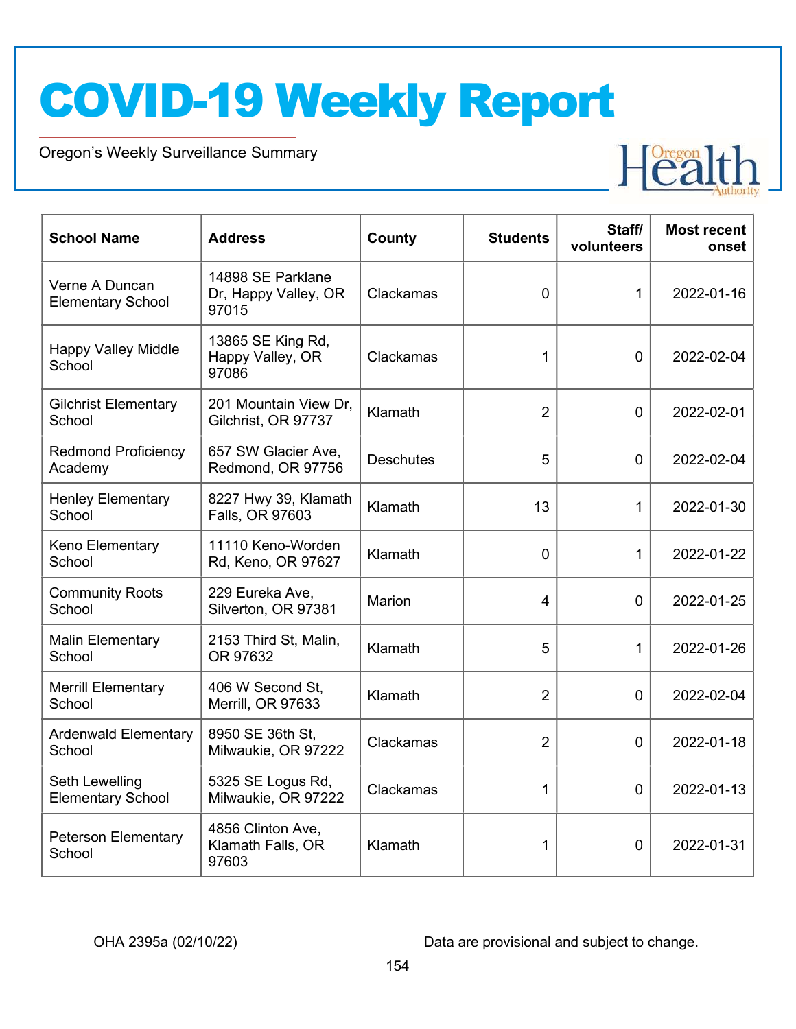# COVID-19 Weekly Report

Oregon's Weekly Surveillance Summary

| School Name | Address | County | Students | Staff/ volunteers | Most recent onset |
|---|---|---|---|---|---|
| Verne A Duncan Elementary School | 14898 SE Parklane Dr, Happy Valley, OR 97015 | Clackamas | 0 | 1 | 2022-01-16 |
| Happy Valley Middle School | 13865 SE King Rd, Happy Valley, OR 97086 | Clackamas | 1 | 0 | 2022-02-04 |
| Gilchrist Elementary School | 201 Mountain View Dr, Gilchrist, OR 97737 | Klamath | 2 | 0 | 2022-02-01 |
| Redmond Proficiency Academy | 657 SW Glacier Ave, Redmond, OR 97756 | Deschutes | 5 | 0 | 2022-02-04 |
| Henley Elementary School | 8227 Hwy 39, Klamath Falls, OR 97603 | Klamath | 13 | 1 | 2022-01-30 |
| Keno Elementary School | 11110 Keno-Worden Rd, Keno, OR 97627 | Klamath | 0 | 1 | 2022-01-22 |
| Community Roots School | 229 Eureka Ave, Silverton, OR 97381 | Marion | 4 | 0 | 2022-01-25 |
| Malin Elementary School | 2153 Third St, Malin, OR 97632 | Klamath | 5 | 1 | 2022-01-26 |
| Merrill Elementary School | 406 W Second St, Merrill, OR 97633 | Klamath | 2 | 0 | 2022-02-04 |
| Ardenwald Elementary School | 8950 SE 36th St, Milwaukie, OR 97222 | Clackamas | 2 | 0 | 2022-01-18 |
| Seth Lewelling Elementary School | 5325 SE Logus Rd, Milwaukie, OR 97222 | Clackamas | 1 | 0 | 2022-01-13 |
| Peterson Elementary School | 4856 Clinton Ave, Klamath Falls, OR 97603 | Klamath | 1 | 0 | 2022-01-31 |

OHA 2395a (02/10/22) Data are provisional and subject to change.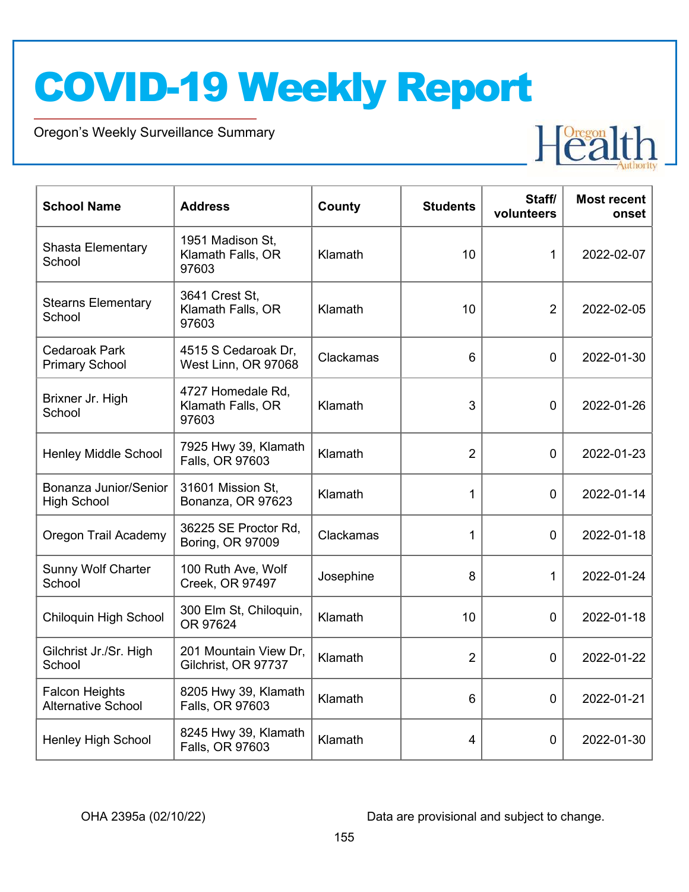# COVID-19 Weekly Report

Oregon's Weekly Surveillance Summary

| School Name | Address | County | Students | Staff/ volunteers | Most recent onset |
|---|---|---|---|---|---|
| Shasta Elementary School | 1951 Madison St, Klamath Falls, OR 97603 | Klamath | 10 | 1 | 2022-02-07 |
| Stearns Elementary School | 3641 Crest St, Klamath Falls, OR 97603 | Klamath | 10 | 2 | 2022-02-05 |
| Cedaroak Park Primary School | 4515 S Cedaroak Dr, West Linn, OR 97068 | Clackamas | 6 | 0 | 2022-01-30 |
| Brixner Jr. High School | 4727 Homedale Rd, Klamath Falls, OR 97603 | Klamath | 3 | 0 | 2022-01-26 |
| Henley Middle School | 7925 Hwy 39, Klamath Falls, OR 97603 | Klamath | 2 | 0 | 2022-01-23 |
| Bonanza Junior/Senior High School | 31601 Mission St, Bonanza, OR 97623 | Klamath | 1 | 0 | 2022-01-14 |
| Oregon Trail Academy | 36225 SE Proctor Rd, Boring, OR 97009 | Clackamas | 1 | 0 | 2022-01-18 |
| Sunny Wolf Charter School | 100 Ruth Ave, Wolf Creek, OR 97497 | Josephine | 8 | 1 | 2022-01-24 |
| Chiloquin High School | 300 Elm St, Chiloquin, OR 97624 | Klamath | 10 | 0 | 2022-01-18 |
| Gilchrist Jr./Sr. High School | 201 Mountain View Dr, Gilchrist, OR 97737 | Klamath | 2 | 0 | 2022-01-22 |
| Falcon Heights Alternative School | 8205 Hwy 39, Klamath Falls, OR 97603 | Klamath | 6 | 0 | 2022-01-21 |
| Henley High School | 8245 Hwy 39, Klamath Falls, OR 97603 | Klamath | 4 | 0 | 2022-01-30 |

OHA 2395a (02/10/22) Data are provisional and subject to change.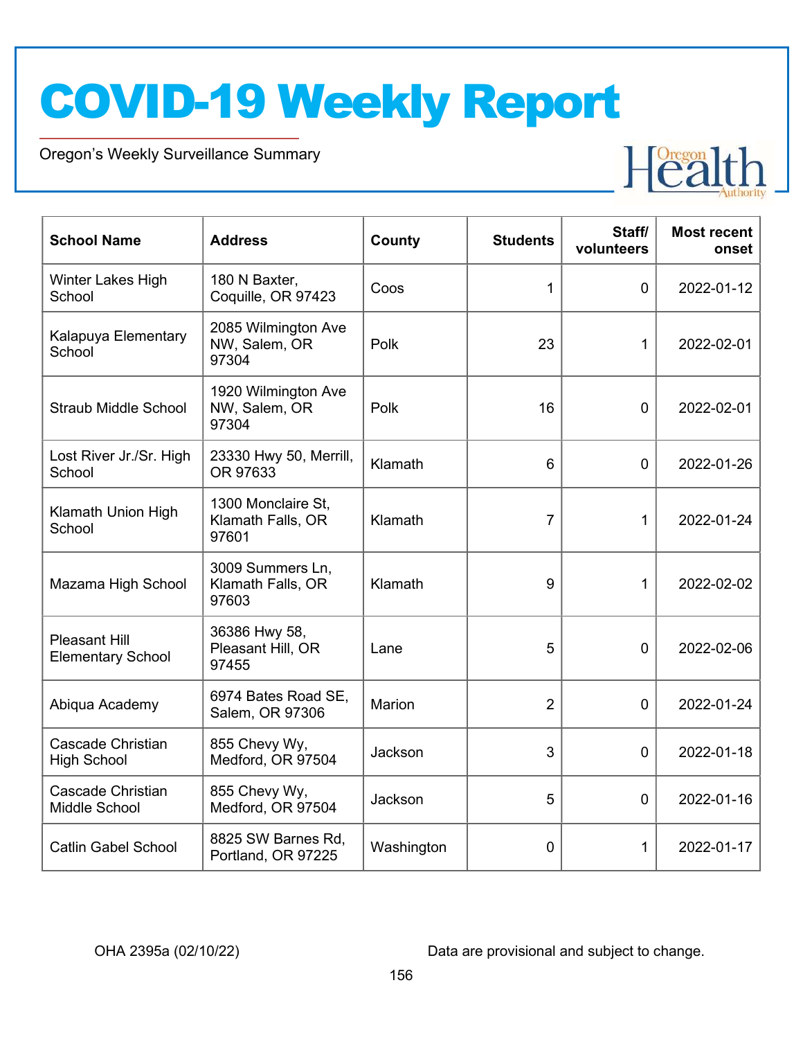| School Name | Address | County | Students | Staff/ volunteers | Most recent onset |
|---|---|---|---|---|---|
| Winter Lakes High School | 180 N Baxter, Coquille, OR 97423 | Coos | 1 | 0 | 2022-01-12 |
| Kalapuya Elementary School | 2085 Wilmington Ave NW, Salem, OR 97304 | Polk | 23 | 1 | 2022-02-01 |
| Straub Middle School | 1920 Wilmington Ave NW, Salem, OR 97304 | Polk | 16 | 0 | 2022-02-01 |
| Lost River Jr./Sr. High School | 23330 Hwy 50, Merrill, OR 97633 | Klamath | 6 | 0 | 2022-01-26 |
| Klamath Union High School | 1300 Monclaire St, Klamath Falls, OR 97601 | Klamath | 7 | 1 | 2022-01-24 |
| Mazama High School | 3009 Summers Ln, Klamath Falls, OR 97603 | Klamath | 9 | 1 | 2022-02-02 |
| Pleasant Hill Elementary School | 36386 Hwy 58, Pleasant Hill, OR 97455 | Lane | 5 | 0 | 2022-02-06 |
| Abiqua Academy | 6974 Bates Road SE, Salem, OR 97306 | Marion | 2 | 0 | 2022-01-24 |
| Cascade Christian High School | 855 Chevy Wy, Medford, OR 97504 | Jackson | 3 | 0 | 2022-01-18 |
| Cascade Christian Middle School | 855 Chevy Wy, Medford, OR 97504 | Jackson | 5 | 0 | 2022-01-16 |
| Catlin Gabel School | 8825 SW Barnes Rd, Portland, OR 97225 | Washington | 0 | 1 | 2022-01-17 |

OHA 2395a (02/10/22)

Data are provisional and subject to change.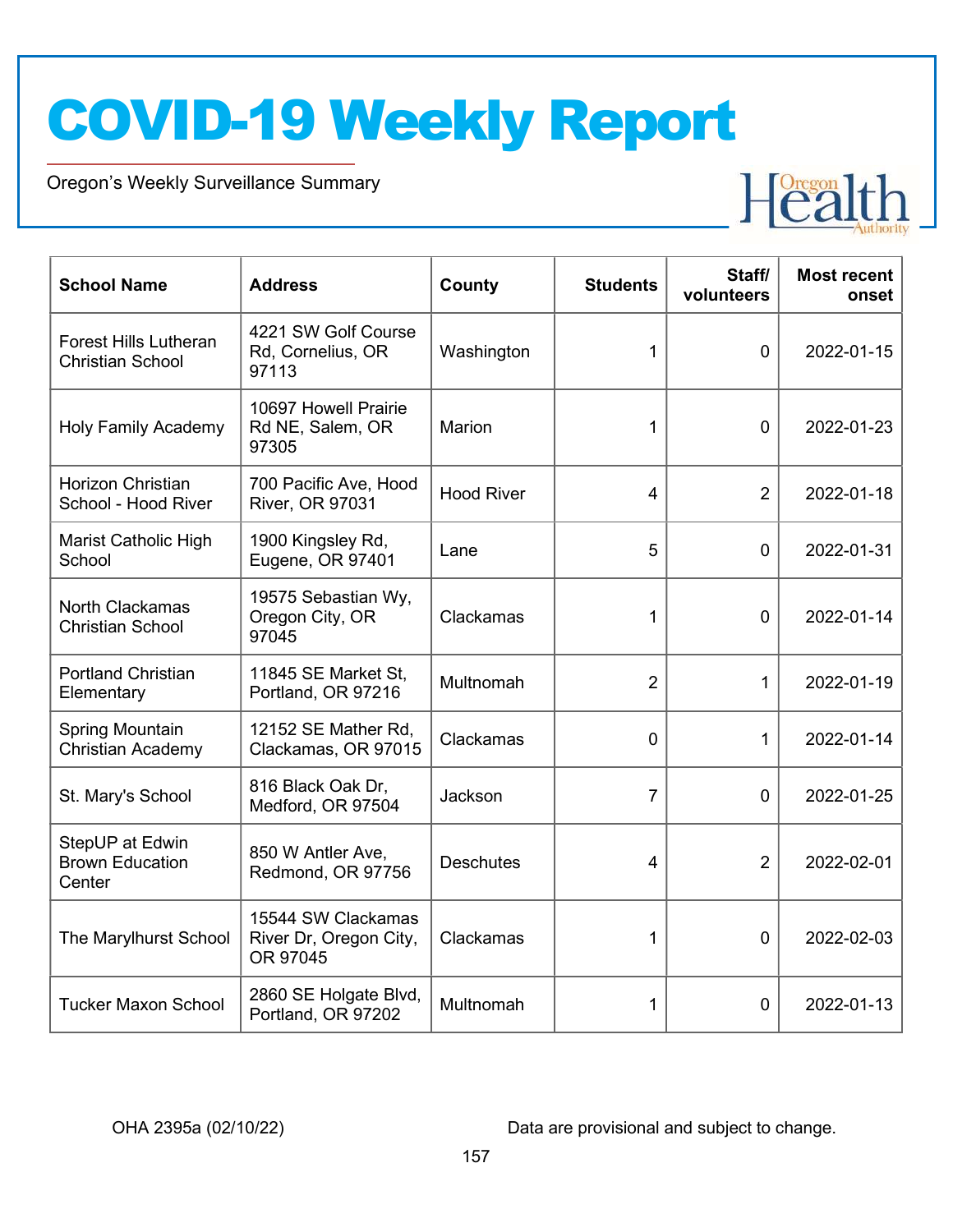# COVID-19 Weekly Report

Oregon's Weekly Surveillance Summary

| School Name | Address | County | Students | Staff/ volunteers | Most recent onset |
|---|---|---|---|---|---|
| Forest Hills Lutheran Christian School | 4221 SW Golf Course Rd, Cornelius, OR 97113 | Washington | 1 | 0 | 2022-01-15 |
| Holy Family Academy | 10697 Howell Prairie Rd NE, Salem, OR 97305 | Marion | 1 | 0 | 2022-01-23 |
| Horizon Christian School - Hood River | 700 Pacific Ave, Hood River, OR 97031 | Hood River | 4 | 2 | 2022-01-18 |
| Marist Catholic High School | 1900 Kingsley Rd, Eugene, OR 97401 | Lane | 5 | 0 | 2022-01-31 |
| North Clackamas Christian School | 19575 Sebastian Wy, Oregon City, OR 97045 | Clackamas | 1 | 0 | 2022-01-14 |
| Portland Christian Elementary | 11845 SE Market St, Portland, OR 97216 | Multnomah | 2 | 1 | 2022-01-19 |
| Spring Mountain Christian Academy | 12152 SE Mather Rd, Clackamas, OR 97015 | Clackamas | 0 | 1 | 2022-01-14 |
| St. Mary's School | 816 Black Oak Dr, Medford, OR 97504 | Jackson | 7 | 0 | 2022-01-25 |
| StepUP at Edwin Brown Education Center | 850 W Antler Ave, Redmond, OR 97756 | Deschutes | 4 | 2 | 2022-02-01 |
| The Marylhurst School | 15544 SW Clackamas River Dr, Oregon City, OR 97045 | Clackamas | 1 | 0 | 2022-02-03 |
| Tucker Maxon School | 2860 SE Holgate Blvd, Portland, OR 97202 | Multnomah | 1 | 0 | 2022-01-13 |

OHA 2395a (02/10/22)

Data are provisional and subject to change.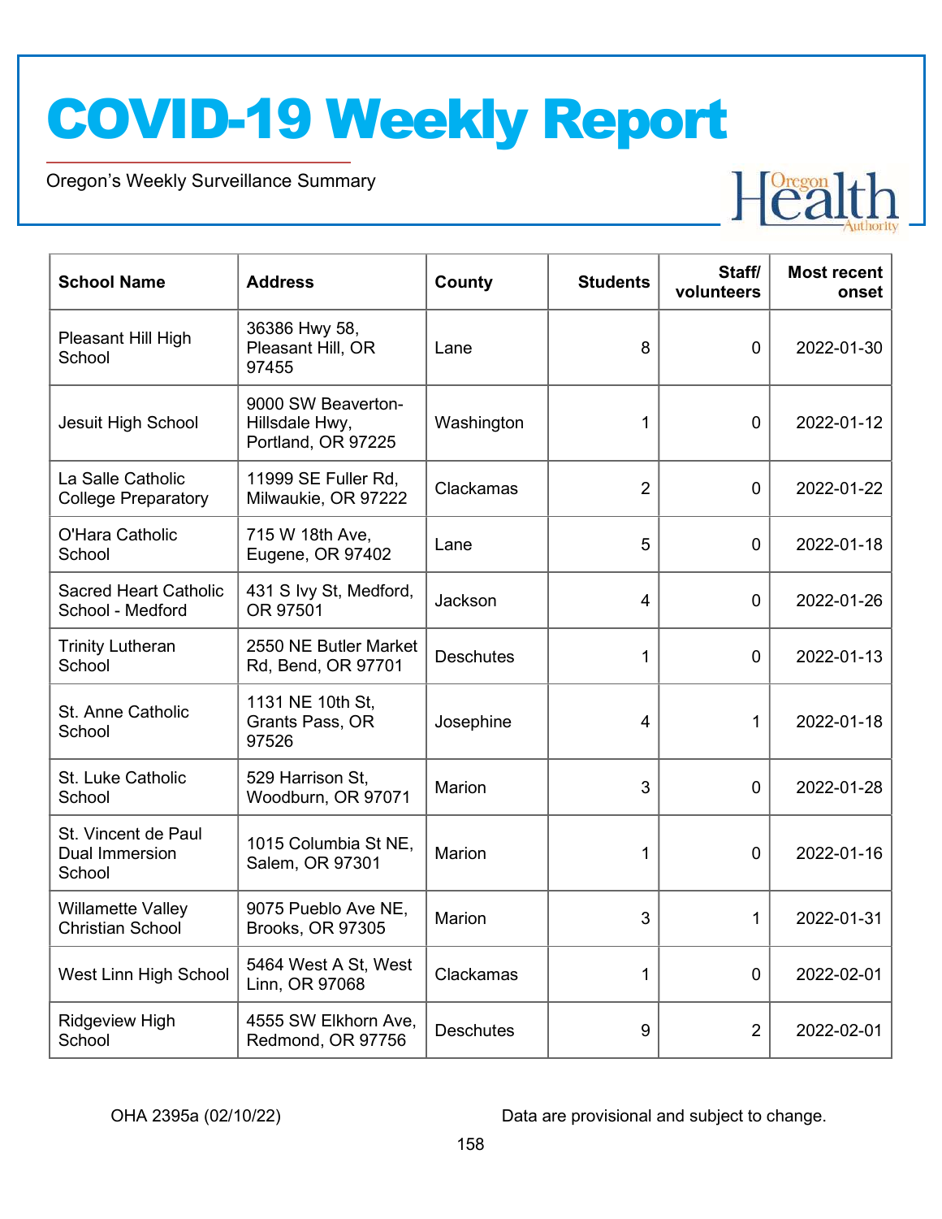# COVID-19 Weekly Report

Oregon's Weekly Surveillance Summary

| School Name | Address | County | Students | Staff/ volunteers | Most recent onset |
| --- | --- | --- | --- | --- | --- |
| Pleasant Hill High School | 36386 Hwy 58, Pleasant Hill, OR 97455 | Lane | 8 | 0 | 2022-01-30 |
| Jesuit High School | 9000 SW Beaverton-Hillsdale Hwy, Portland, OR 97225 | Washington | 1 | 0 | 2022-01-12 |
| La Salle Catholic College Preparatory | 11999 SE Fuller Rd, Milwaukie, OR 97222 | Clackamas | 2 | 0 | 2022-01-22 |
| O'Hara Catholic School | 715 W 18th Ave, Eugene, OR 97402 | Lane | 5 | 0 | 2022-01-18 |
| Sacred Heart Catholic School - Medford | 431 S Ivy St, Medford, OR 97501 | Jackson | 4 | 0 | 2022-01-26 |
| Trinity Lutheran School | 2550 NE Butler Market Rd, Bend, OR 97701 | Deschutes | 1 | 0 | 2022-01-13 |
| St. Anne Catholic School | 1131 NE 10th St, Grants Pass, OR 97526 | Josephine | 4 | 1 | 2022-01-18 |
| St. Luke Catholic School | 529 Harrison St, Woodburn, OR 97071 | Marion | 3 | 0 | 2022-01-28 |
| St. Vincent de Paul Dual Immersion School | 1015 Columbia St NE, Salem, OR 97301 | Marion | 1 | 0 | 2022-01-16 |
| Willamette Valley Christian School | 9075 Pueblo Ave NE, Brooks, OR 97305 | Marion | 3 | 1 | 2022-01-31 |
| West Linn High School | 5464 West A St, West Linn, OR 97068 | Clackamas | 1 | 0 | 2022-02-01 |
| Ridgeview High School | 4555 SW Elkhorn Ave, Redmond, OR 97756 | Deschutes | 9 | 2 | 2022-02-01 |

OHA 2395a (02/10/22) Data are provisional and subject to change.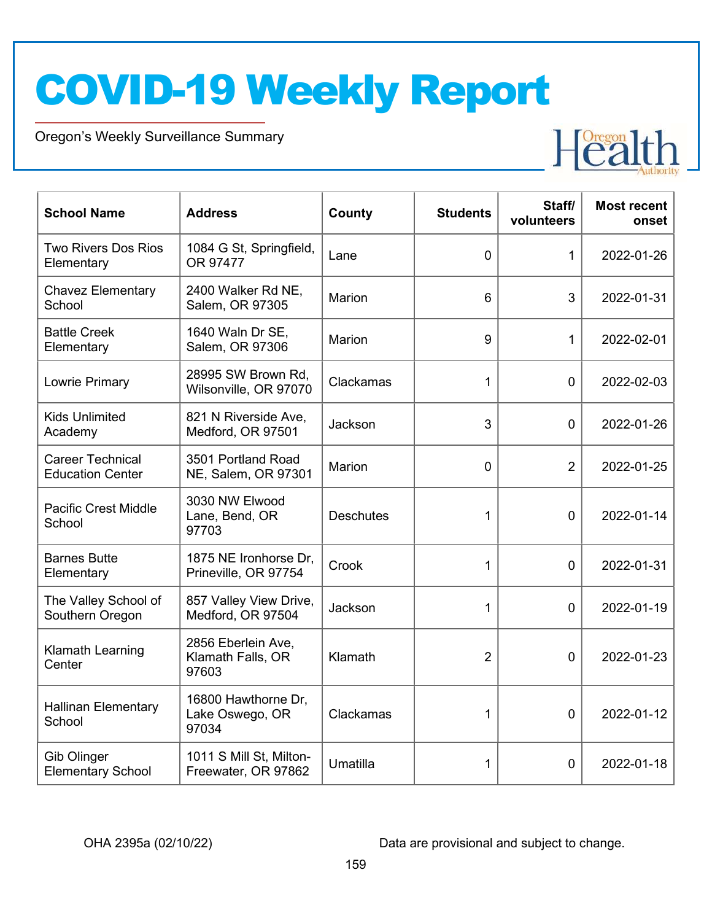| School Name | Address | County | Students | Staff/ volunteers | Most recent onset |
|---|---|---|---|---|---|
| Two Rivers Dos Rios Elementary | 1084 G St, Springfield, OR 97477 | Lane | 0 | 1 | 2022-01-26 |
| Chavez Elementary School | 2400 Walker Rd NE, Salem, OR 97305 | Marion | 6 | 3 | 2022-01-31 |
| Battle Creek Elementary | 1640 Waln Dr SE, Salem, OR 97306 | Marion | 9 | 1 | 2022-02-01 |
| Lowrie Primary | 28995 SW Brown Rd, Wilsonville, OR 97070 | Clackamas | 1 | 0 | 2022-02-03 |
| Kids Unlimited Academy | 821 N Riverside Ave, Medford, OR 97501 | Jackson | 3 | 0 | 2022-01-26 |
| Career Technical Education Center | 3501 Portland Road NE, Salem, OR 97301 | Marion | 0 | 2 | 2022-01-25 |
| Pacific Crest Middle School | 3030 NW Elwood Lane, Bend, OR 97703 | Deschutes | 1 | 0 | 2022-01-14 |
| Barnes Butte Elementary | 1875 NE Ironhorse Dr, Prineville, OR 97754 | Crook | 1 | 0 | 2022-01-31 |
| The Valley School of Southern Oregon | 857 Valley View Drive, Medford, OR 97504 | Jackson | 1 | 0 | 2022-01-19 |
| Klamath Learning Center | 2856 Eberlein Ave, Klamath Falls, OR 97603 | Klamath | 2 | 0 | 2022-01-23 |
| Hallinan Elementary School | 16800 Hawthorne Dr, Lake Oswego, OR 97034 | Clackamas | 1 | 0 | 2022-01-12 |
| Gib Olinger Elementary School | 1011 S Mill St, Milton-Freewater, OR 97862 | Umatilla | 1 | 0 | 2022-01-18 |

OHA 2395a (02/10/22) Data are provisional and subject to change.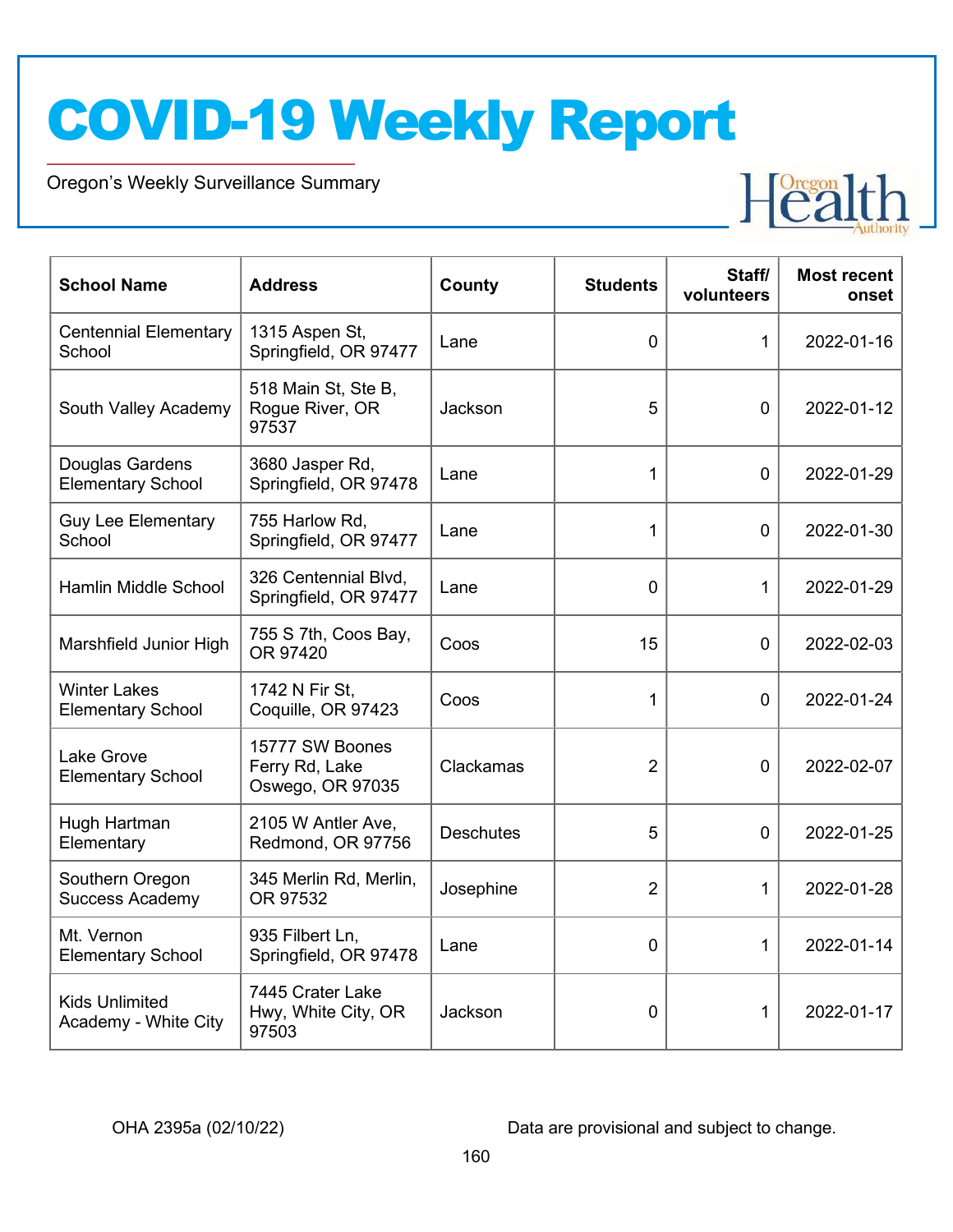# COVID-19 Weekly Report

Oregon's Weekly Surveillance Summary

| School Name | Address | County | Students | Staff/ volunteers | Most recent onset |
|---|---|---|---|---|---|
| Centennial Elementary School | 1315 Aspen St, Springfield, OR 97477 | Lane | 0 | 1 | 2022-01-16 |
| South Valley Academy | 518 Main St, Ste B, Rogue River, OR 97537 | Jackson | 5 | 0 | 2022-01-12 |
| Douglas Gardens Elementary School | 3680 Jasper Rd, Springfield, OR 97478 | Lane | 1 | 0 | 2022-01-29 |
| Guy Lee Elementary School | 755 Harlow Rd, Springfield, OR 97477 | Lane | 1 | 0 | 2022-01-30 |
| Hamlin Middle School | 326 Centennial Blvd, Springfield, OR 97477 | Lane | 0 | 1 | 2022-01-29 |
| Marshfield Junior High | 755 S 7th, Coos Bay, OR 97420 | Coos | 15 | 0 | 2022-02-03 |
| Winter Lakes Elementary School | 1742 N Fir St, Coquille, OR 97423 | Coos | 1 | 0 | 2022-01-24 |
| Lake Grove Elementary School | 15777 SW Boones Ferry Rd, Lake Oswego, OR 97035 | Clackamas | 2 | 0 | 2022-02-07 |
| Hugh Hartman Elementary | 2105 W Antler Ave, Redmond, OR 97756 | Deschutes | 5 | 0 | 2022-01-25 |
| Southern Oregon Success Academy | 345 Merlin Rd, Merlin, OR 97532 | Josephine | 2 | 1 | 2022-01-28 |
| Mt. Vernon Elementary School | 935 Filbert Ln, Springfield, OR 97478 | Lane | 0 | 1 | 2022-01-14 |
| Kids Unlimited Academy - White City | 7445 Crater Lake Hwy, White City, OR 97503 | Jackson | 0 | 1 | 2022-01-17 |

OHA 2395a (02/10/22) Data are provisional and subject to change.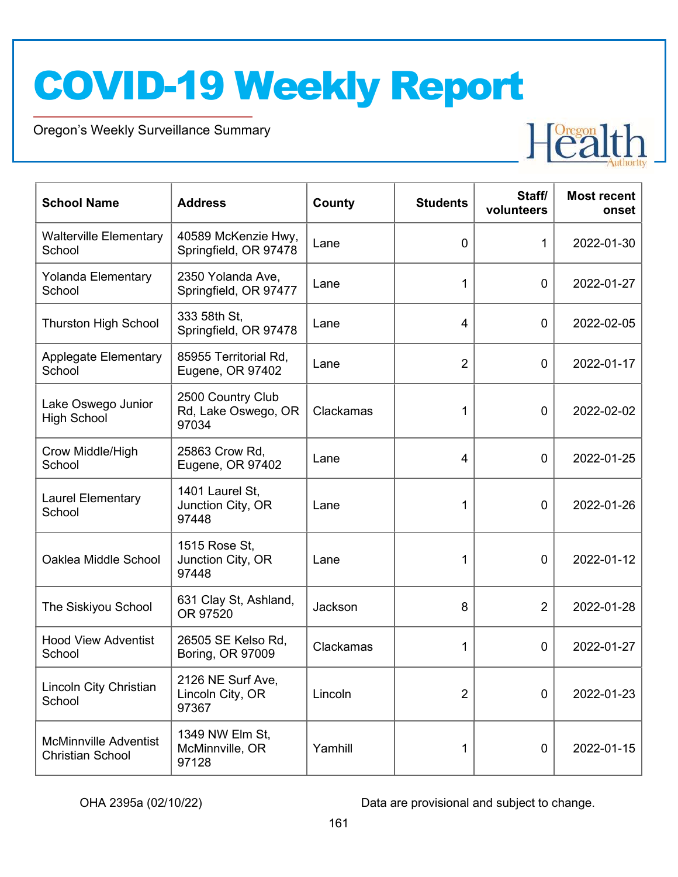| School Name | Address | County | Students | Staff/ volunteers | Most recent onset |
|---|---|---|---|---|---|
| Walterville Elementary School | 40589 McKenzie Hwy, Springfield, OR 97478 | Lane | 0 | 1 | 2022-01-30 |
| Yolanda Elementary School | 2350 Yolanda Ave, Springfield, OR 97477 | Lane | 1 | 0 | 2022-01-27 |
| Thurston High School | 333 58th St, Springfield, OR 97478 | Lane | 4 | 0 | 2022-02-05 |
| Applegate Elementary School | 85955 Territorial Rd, Eugene, OR 97402 | Lane | 2 | 0 | 2022-01-17 |
| Lake Oswego Junior High School | 2500 Country Club Rd, Lake Oswego, OR 97034 | Clackamas | 1 | 0 | 2022-02-02 |
| Crow Middle/High School | 25863 Crow Rd, Eugene, OR 97402 | Lane | 4 | 0 | 2022-01-25 |
| Laurel Elementary School | 1401 Laurel St, Junction City, OR 97448 | Lane | 1 | 0 | 2022-01-26 |
| Oaklea Middle School | 1515 Rose St, Junction City, OR 97448 | Lane | 1 | 0 | 2022-01-12 |
| The Siskiyou School | 631 Clay St, Ashland, OR 97520 | Jackson | 8 | 2 | 2022-01-28 |
| Hood View Adventist School | 26505 SE Kelso Rd, Boring, OR 97009 | Clackamas | 1 | 0 | 2022-01-27 |
| Lincoln City Christian School | 2126 NE Surf Ave, Lincoln City, OR 97367 | Lincoln | 2 | 0 | 2022-01-23 |
| McMinnville Adventist Christian School | 1349 NW Elm St, McMinnville, OR 97128 | Yamhill | 1 | 0 | 2022-01-15 |

OHA 2395a (02/10/22)

Data are provisional and subject to change.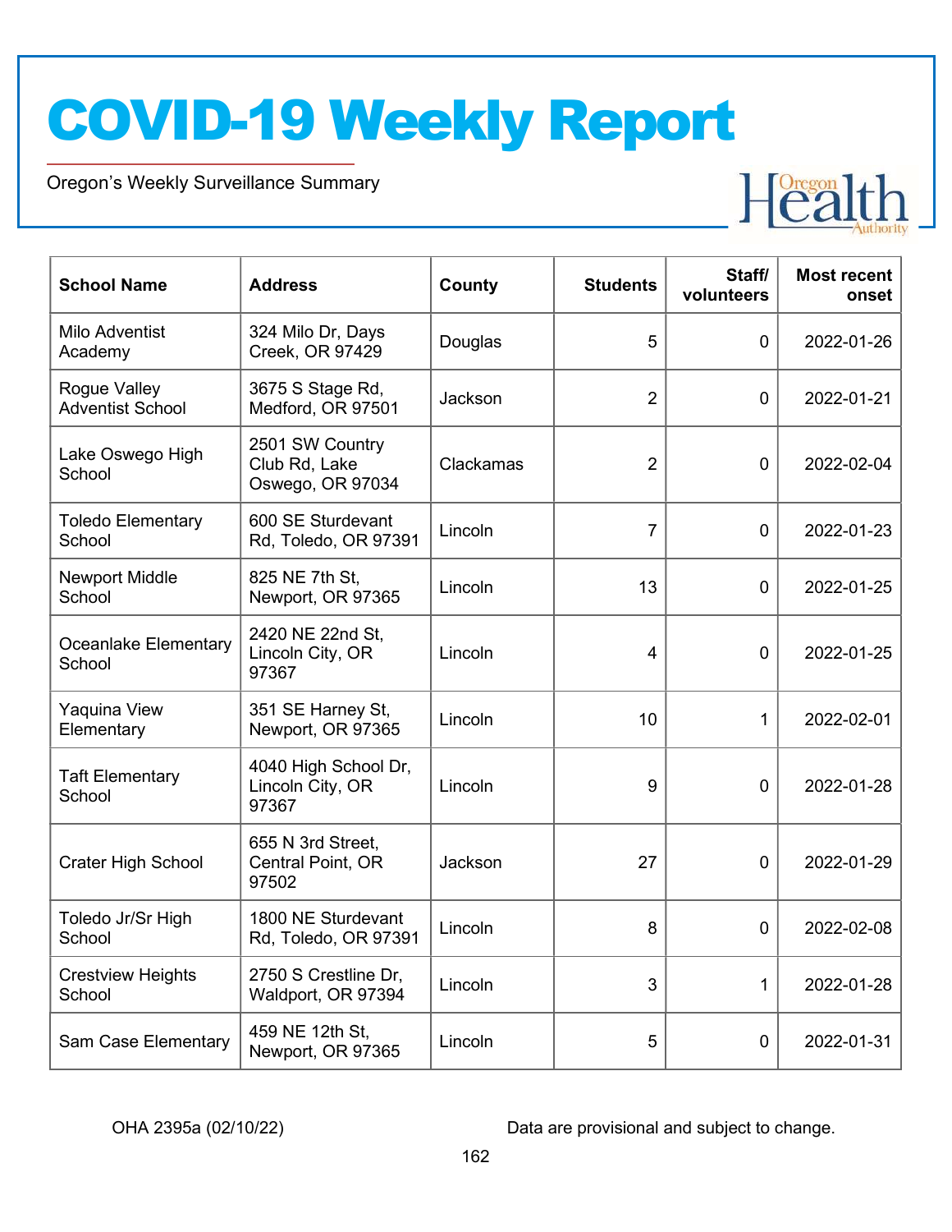# COVID-19 Weekly Report

Oregon's Weekly Surveillance Summary

| School Name | Address | County | Students | Staff/ volunteers | Most recent onset |
|---|---|---|---|---|---|
| Milo Adventist Academy | 324 Milo Dr, Days Creek, OR 97429 | Douglas | 5 | 0 | 2022-01-26 |
| Rogue Valley Adventist School | 3675 S Stage Rd, Medford, OR 97501 | Jackson | 2 | 0 | 2022-01-21 |
| Lake Oswego High School | 2501 SW Country Club Rd, Lake Oswego, OR 97034 | Clackamas | 2 | 0 | 2022-02-04 |
| Toledo Elementary School | 600 SE Sturdevant Rd, Toledo, OR 97391 | Lincoln | 7 | 0 | 2022-01-23 |
| Newport Middle School | 825 NE 7th St, Newport, OR 97365 | Lincoln | 13 | 0 | 2022-01-25 |
| Oceanlake Elementary School | 2420 NE 22nd St, Lincoln City, OR 97367 | Lincoln | 4 | 0 | 2022-01-25 |
| Yaquina View Elementary | 351 SE Harney St, Newport, OR 97365 | Lincoln | 10 | 1 | 2022-02-01 |
| Taft Elementary School | 4040 High School Dr, Lincoln City, OR 97367 | Lincoln | 9 | 0 | 2022-01-28 |
| Crater High School | 655 N 3rd Street, Central Point, OR 97502 | Jackson | 27 | 0 | 2022-01-29 |
| Toledo Jr/Sr High School | 1800 NE Sturdevant Rd, Toledo, OR 97391 | Lincoln | 8 | 0 | 2022-02-08 |
| Crestview Heights School | 2750 S Crestline Dr, Waldport, OR 97394 | Lincoln | 3 | 1 | 2022-01-28 |
| Sam Case Elementary | 459 NE 12th St, Newport, OR 97365 | Lincoln | 5 | 0 | 2022-01-31 |

OHA 2395a (02/10/22)

Data are provisional and subject to change.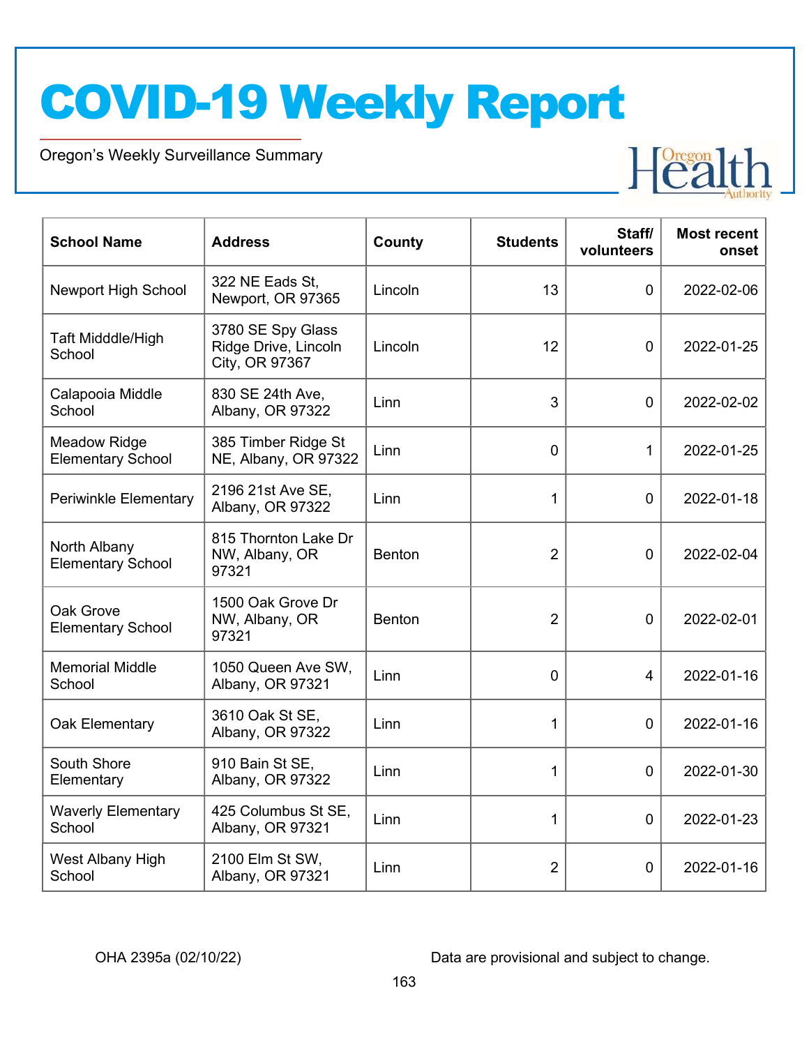# COVID-19 Weekly Report

Oregon's Weekly Surveillance Summary

| School Name | Address | County | Students | Staff/ volunteers | Most recent onset |
|---|---|---|---|---|---|
| Newport High School | 322 NE Eads St, Newport, OR 97365 | Lincoln | 13 | 0 | 2022-02-06 |
| Taft Midddle/High School | 3780 SE Spy Glass Ridge Drive, Lincoln City, OR 97367 | Lincoln | 12 | 0 | 2022-01-25 |
| Calapooia Middle School | 830 SE 24th Ave, Albany, OR 97322 | Linn | 3 | 0 | 2022-02-02 |
| Meadow Ridge Elementary School | 385 Timber Ridge St NE, Albany, OR 97322 | Linn | 0 | 1 | 2022-01-25 |
| Periwinkle Elementary | 2196 21st Ave SE, Albany, OR 97322 | Linn | 1 | 0 | 2022-01-18 |
| North Albany Elementary School | 815 Thornton Lake Dr NW, Albany, OR 97321 | Benton | 2 | 0 | 2022-02-04 |
| Oak Grove Elementary School | 1500 Oak Grove Dr NW, Albany, OR 97321 | Benton | 2 | 0 | 2022-02-01 |
| Memorial Middle School | 1050 Queen Ave SW, Albany, OR 97321 | Linn | 0 | 4 | 2022-01-16 |
| Oak Elementary | 3610 Oak St SE, Albany, OR 97322 | Linn | 1 | 0 | 2022-01-16 |
| South Shore Elementary | 910 Bain St SE, Albany, OR 97322 | Linn | 1 | 0 | 2022-01-30 |
| Waverly Elementary School | 425 Columbus St SE, Albany, OR 97321 | Linn | 1 | 0 | 2022-01-23 |
| West Albany High School | 2100 Elm St SW, Albany, OR 97321 | Linn | 2 | 0 | 2022-01-16 |

OHA 2395a (02/10/22)

Data are provisional and subject to change.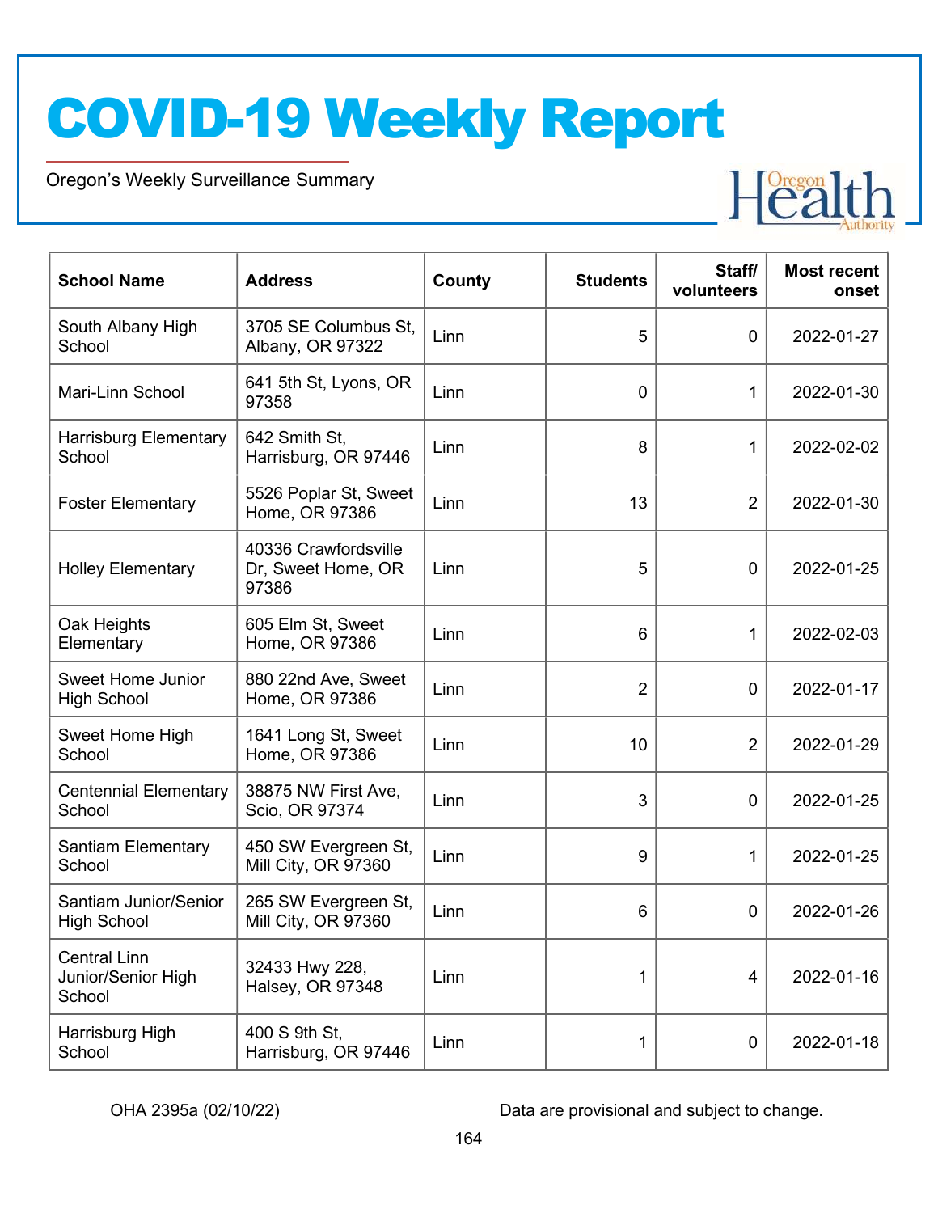# COVID-19 Weekly Report

Oregon's Weekly Surveillance Summary

| School Name | Address | County | Students | Staff/ volunteers | Most recent onset |
|---|---|---|---|---|---|
| South Albany High School | 3705 SE Columbus St, Albany, OR 97322 | Linn | 5 | 0 | 2022-01-27 |
| Mari-Linn School | 641 5th St, Lyons, OR 97358 | Linn | 0 | 1 | 2022-01-30 |
| Harrisburg Elementary School | 642 Smith St, Harrisburg, OR 97446 | Linn | 8 | 1 | 2022-02-02 |
| Foster Elementary | 5526 Poplar St, Sweet Home, OR 97386 | Linn | 13 | 2 | 2022-01-30 |
| Holley Elementary | 40336 Crawfordsville Dr, Sweet Home, OR 97386 | Linn | 5 | 0 | 2022-01-25 |
| Oak Heights Elementary | 605 Elm St, Sweet Home, OR 97386 | Linn | 6 | 1 | 2022-02-03 |
| Sweet Home Junior High School | 880 22nd Ave, Sweet Home, OR 97386 | Linn | 2 | 0 | 2022-01-17 |
| Sweet Home High School | 1641 Long St, Sweet Home, OR 97386 | Linn | 10 | 2 | 2022-01-29 |
| Centennial Elementary School | 38875 NW First Ave, Scio, OR 97374 | Linn | 3 | 0 | 2022-01-25 |
| Santiam Elementary School | 450 SW Evergreen St, Mill City, OR 97360 | Linn | 9 | 1 | 2022-01-25 |
| Santiam Junior/Senior High School | 265 SW Evergreen St, Mill City, OR 97360 | Linn | 6 | 0 | 2022-01-26 |
| Central Linn Junior/Senior High School | 32433 Hwy 228, Halsey, OR 97348 | Linn | 1 | 4 | 2022-01-16 |
| Harrisburg High School | 400 S 9th St, Harrisburg, OR 97446 | Linn | 1 | 0 | 2022-01-18 |

OHA 2395a (02/10/22)

Data are provisional and subject to change.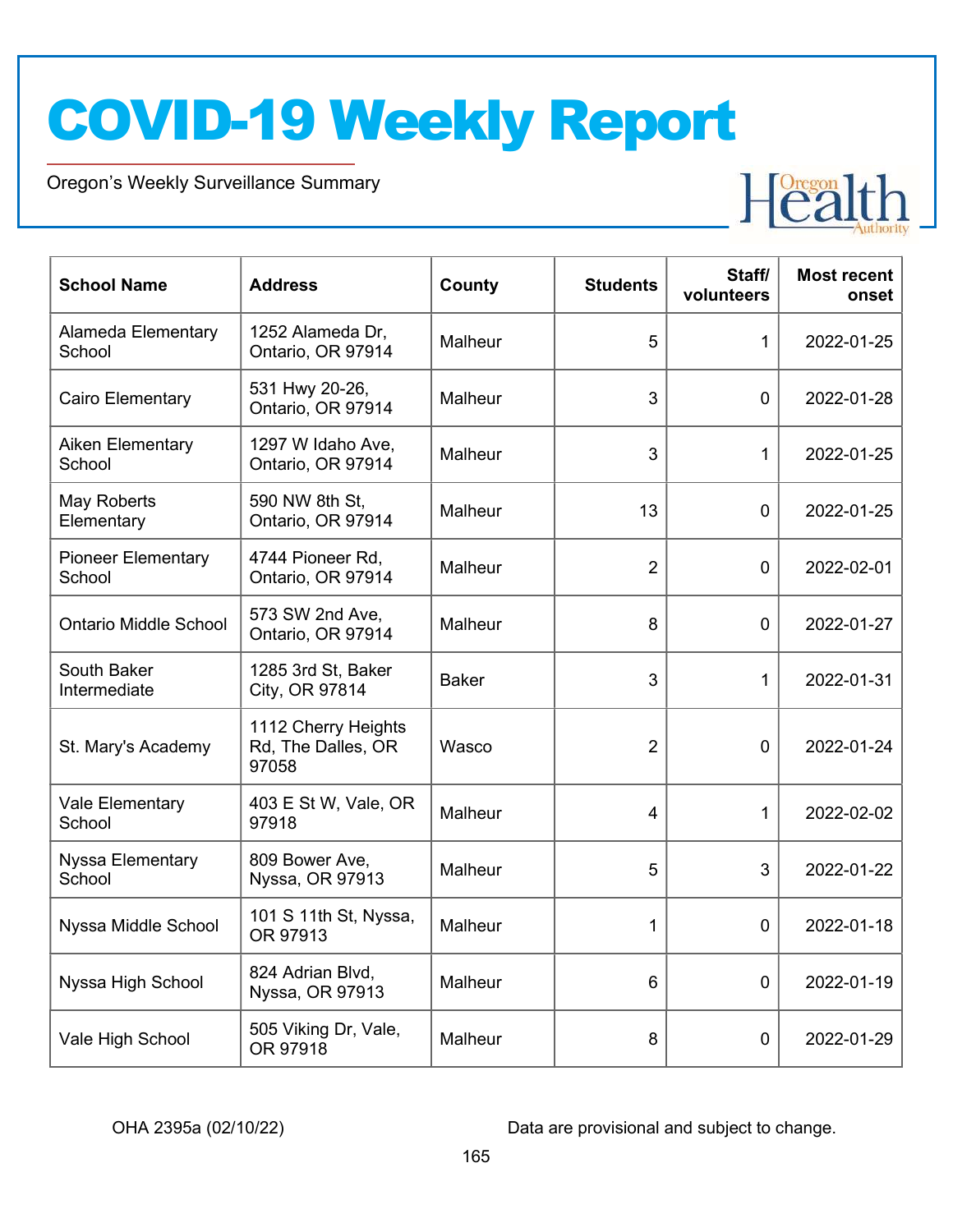# COVID-19 Weekly Report

Oregon's Weekly Surveillance Summary

| School Name | Address | County | Students | Staff/ volunteers | Most recent onset |
|---|---|---|---|---|---|
| Alameda Elementary School | 1252 Alameda Dr, Ontario, OR 97914 | Malheur | 5 | 1 | 2022-01-25 |
| Cairo Elementary | 531 Hwy 20-26, Ontario, OR 97914 | Malheur | 3 | 0 | 2022-01-28 |
| Aiken Elementary School | 1297 W Idaho Ave, Ontario, OR 97914 | Malheur | 3 | 1 | 2022-01-25 |
| May Roberts Elementary | 590 NW 8th St, Ontario, OR 97914 | Malheur | 13 | 0 | 2022-01-25 |
| Pioneer Elementary School | 4744 Pioneer Rd, Ontario, OR 97914 | Malheur | 2 | 0 | 2022-02-01 |
| Ontario Middle School | 573 SW 2nd Ave, Ontario, OR 97914 | Malheur | 8 | 0 | 2022-01-27 |
| South Baker Intermediate | 1285 3rd St, Baker City, OR 97814 | Baker | 3 | 1 | 2022-01-31 |
| St. Mary's Academy | 1112 Cherry Heights Rd, The Dalles, OR 97058 | Wasco | 2 | 0 | 2022-01-24 |
| Vale Elementary School | 403 E St W, Vale, OR 97918 | Malheur | 4 | 1 | 2022-02-02 |
| Nyssa Elementary School | 809 Bower Ave, Nyssa, OR 97913 | Malheur | 5 | 3 | 2022-01-22 |
| Nyssa Middle School | 101 S 11th St, Nyssa, OR 97913 | Malheur | 1 | 0 | 2022-01-18 |
| Nyssa High School | 824 Adrian Blvd, Nyssa, OR 97913 | Malheur | 6 | 0 | 2022-01-19 |
| Vale High School | 505 Viking Dr, Vale, OR 97918 | Malheur | 8 | 0 | 2022-01-29 |

OHA 2395a (02/10/22) Data are provisional and subject to change.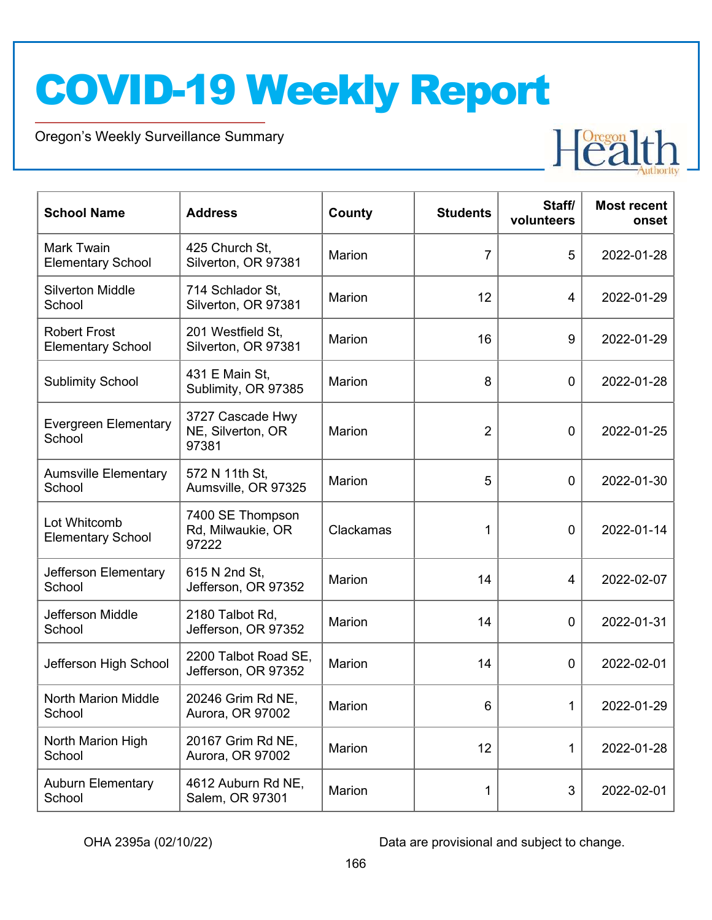# COVID-19 Weekly Report

Oregon's Weekly Surveillance Summary

| School Name | Address | County | Students | Staff/ volunteers | Most recent onset |
|---|---|---|---|---|---|
| Mark Twain Elementary School | 425 Church St, Silverton, OR 97381 | Marion | 7 | 5 | 2022-01-28 |
| Silverton Middle School | 714 Schlador St, Silverton, OR 97381 | Marion | 12 | 4 | 2022-01-29 |
| Robert Frost Elementary School | 201 Westfield St, Silverton, OR 97381 | Marion | 16 | 9 | 2022-01-29 |
| Sublimity School | 431 E Main St, Sublimity, OR 97385 | Marion | 8 | 0 | 2022-01-28 |
| Evergreen Elementary School | 3727 Cascade Hwy NE, Silverton, OR 97381 | Marion | 2 | 0 | 2022-01-25 |
| Aumsville Elementary School | 572 N 11th St, Aumsville, OR 97325 | Marion | 5 | 0 | 2022-01-30 |
| Lot Whitcomb Elementary School | 7400 SE Thompson Rd, Milwaukie, OR 97222 | Clackamas | 1 | 0 | 2022-01-14 |
| Jefferson Elementary School | 615 N 2nd St, Jefferson, OR 97352 | Marion | 14 | 4 | 2022-02-07 |
| Jefferson Middle School | 2180 Talbot Rd, Jefferson, OR 97352 | Marion | 14 | 0 | 2022-01-31 |
| Jefferson High School | 2200 Talbot Road SE, Jefferson, OR 97352 | Marion | 14 | 0 | 2022-02-01 |
| North Marion Middle School | 20246 Grim Rd NE, Aurora, OR 97002 | Marion | 6 | 1 | 2022-01-29 |
| North Marion High School | 20167 Grim Rd NE, Aurora, OR 97002 | Marion | 12 | 1 | 2022-01-28 |
| Auburn Elementary School | 4612 Auburn Rd NE, Salem, OR 97301 | Marion | 1 | 3 | 2022-02-01 |

OHA 2395a (02/10/22)

Data are provisional and subject to change.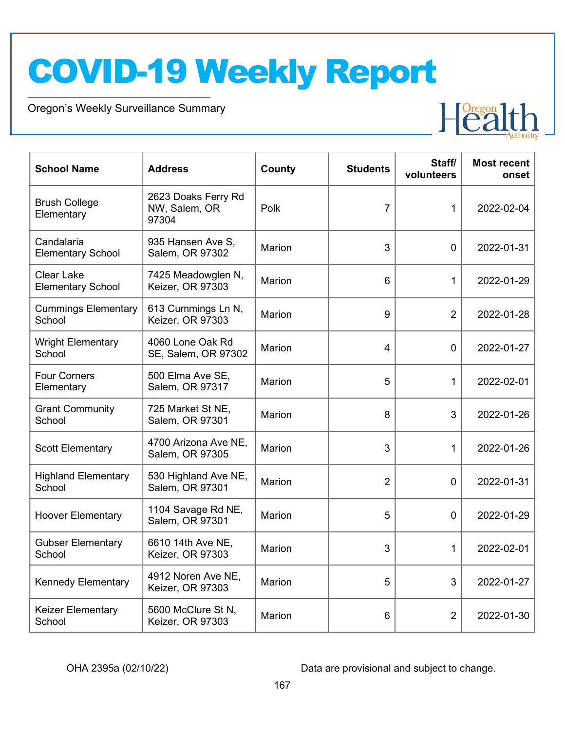# COVID-19 Weekly Report

Oregon's Weekly Surveillance Summary

| School Name | Address | County | Students | Staff/ volunteers | Most recent onset |
|---|---|---|---|---|---|
| Brush College Elementary | 2623 Doaks Ferry Rd NW, Salem, OR 97304 | Polk | 7 | 1 | 2022-02-04 |
| Candalaria Elementary School | 935 Hansen Ave S, Salem, OR 97302 | Marion | 3 | 0 | 2022-01-31 |
| Clear Lake Elementary School | 7425 Meadowglen N, Keizer, OR 97303 | Marion | 6 | 1 | 2022-01-29 |
| Cummings Elementary School | 613 Cummings Ln N, Keizer, OR 97303 | Marion | 9 | 2 | 2022-01-28 |
| Wright Elementary School | 4060 Lone Oak Rd SE, Salem, OR 97302 | Marion | 4 | 0 | 2022-01-27 |
| Four Corners Elementary | 500 Elma Ave SE, Salem, OR 97317 | Marion | 5 | 1 | 2022-02-01 |
| Grant Community School | 725 Market St NE, Salem, OR 97301 | Marion | 8 | 3 | 2022-01-26 |
| Scott Elementary | 4700 Arizona Ave NE, Salem, OR 97305 | Marion | 3 | 1 | 2022-01-26 |
| Highland Elementary School | 530 Highland Ave NE, Salem, OR 97301 | Marion | 2 | 0 | 2022-01-31 |
| Hoover Elementary | 1104 Savage Rd NE, Salem, OR 97301 | Marion | 5 | 0 | 2022-01-29 |
| Gubser Elementary School | 6610 14th Ave NE, Keizer, OR 97303 | Marion | 3 | 1 | 2022-02-01 |
| Kennedy Elementary | 4912 Noren Ave NE, Keizer, OR 97303 | Marion | 5 | 3 | 2022-01-27 |
| Keizer Elementary School | 5600 McClure St N, Keizer, OR 97303 | Marion | 6 | 2 | 2022-01-30 |

OHA 2395a (02/10/22) Data are provisional and subject to change.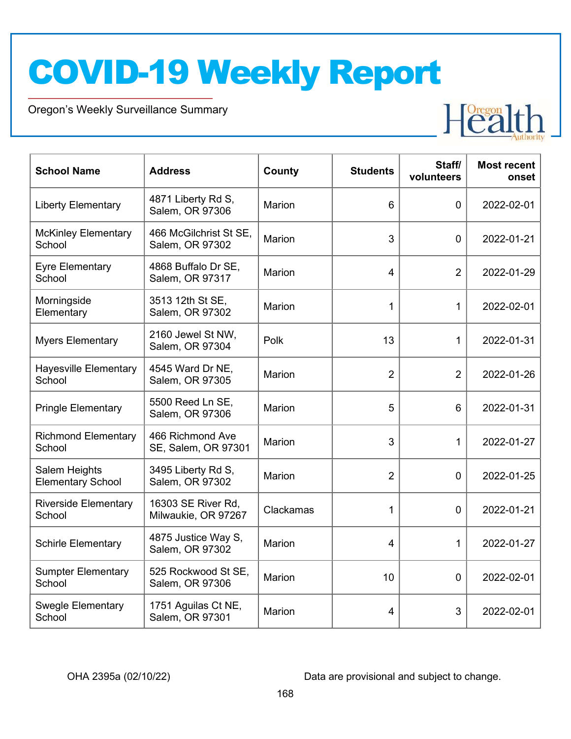# COVID-19 Weekly Report

Oregon's Weekly Surveillance Summary

| School Name | Address | County | Students | Staff/ volunteers | Most recent onset |
|---|---|---|---|---|---|
| Liberty Elementary | 4871 Liberty Rd S, Salem, OR 97306 | Marion | 6 | 0 | 2022-02-01 |
| McKinley Elementary School | 466 McGilchrist St SE, Salem, OR 97302 | Marion | 3 | 0 | 2022-01-21 |
| Eyre Elementary School | 4868 Buffalo Dr SE, Salem, OR 97317 | Marion | 4 | 2 | 2022-01-29 |
| Morningside Elementary | 3513 12th St SE, Salem, OR 97302 | Marion | 1 | 1 | 2022-02-01 |
| Myers Elementary | 2160 Jewel St NW, Salem, OR 97304 | Polk | 13 | 1 | 2022-01-31 |
| Hayesville Elementary School | 4545 Ward Dr NE, Salem, OR 97305 | Marion | 2 | 2 | 2022-01-26 |
| Pringle Elementary | 5500 Reed Ln SE, Salem, OR 97306 | Marion | 5 | 6 | 2022-01-31 |
| Richmond Elementary School | 466 Richmond Ave SE, Salem, OR 97301 | Marion | 3 | 1 | 2022-01-27 |
| Salem Heights Elementary School | 3495 Liberty Rd S, Salem, OR 97302 | Marion | 2 | 0 | 2022-01-25 |
| Riverside Elementary School | 16303 SE River Rd, Milwaukie, OR 97267 | Clackamas | 1 | 0 | 2022-01-21 |
| Schirle Elementary | 4875 Justice Way S, Salem, OR 97302 | Marion | 4 | 1 | 2022-01-27 |
| Sumpter Elementary School | 525 Rockwood St SE, Salem, OR 97306 | Marion | 10 | 0 | 2022-02-01 |
| Swegle Elementary School | 1751 Aguilas Ct NE, Salem, OR 97301 | Marion | 4 | 3 | 2022-02-01 |

OHA 2395a (02/10/22) Data are provisional and subject to change.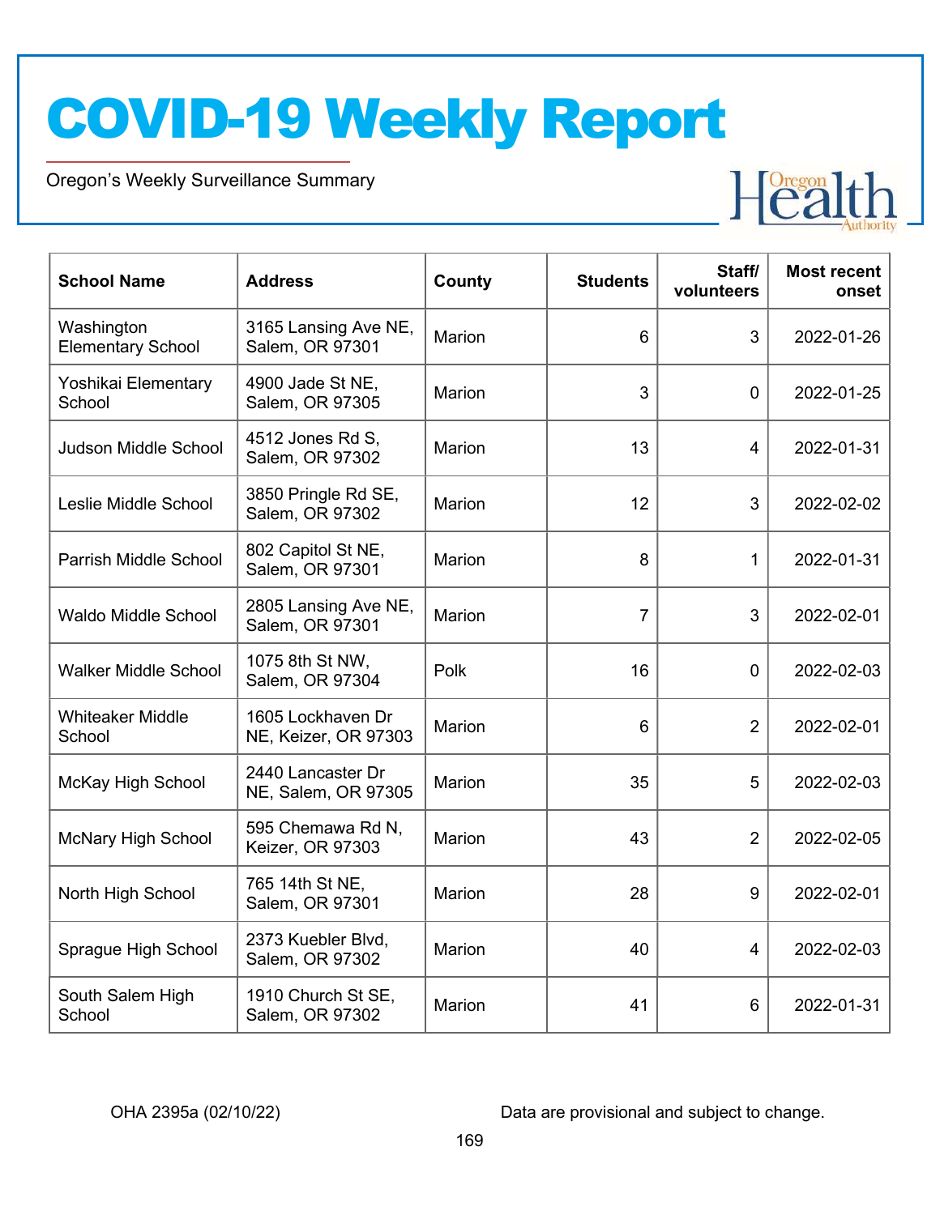# COVID-19 Weekly Report

Oregon's Weekly Surveillance Summary

| School Name | Address | County | Students | Staff/ volunteers | Most recent onset |
|---|---|---|---|---|---|
| Washington Elementary School | 3165 Lansing Ave NE, Salem, OR 97301 | Marion | 6 | 3 | 2022-01-26 |
| Yoshikai Elementary School | 4900 Jade St NE, Salem, OR 97305 | Marion | 3 | 0 | 2022-01-25 |
| Judson Middle School | 4512 Jones Rd S, Salem, OR 97302 | Marion | 13 | 4 | 2022-01-31 |
| Leslie Middle School | 3850 Pringle Rd SE, Salem, OR 97302 | Marion | 12 | 3 | 2022-02-02 |
| Parrish Middle School | 802 Capitol St NE, Salem, OR 97301 | Marion | 8 | 1 | 2022-01-31 |
| Waldo Middle School | 2805 Lansing Ave NE, Salem, OR 97301 | Marion | 7 | 3 | 2022-02-01 |
| Walker Middle School | 1075 8th St NW, Salem, OR 97304 | Polk | 16 | 0 | 2022-02-03 |
| Whiteaker Middle School | 1605 Lockhaven Dr NE, Keizer, OR 97303 | Marion | 6 | 2 | 2022-02-01 |
| McKay High School | 2440 Lancaster Dr NE, Salem, OR 97305 | Marion | 35 | 5 | 2022-02-03 |
| McNary High School | 595 Chemawa Rd N, Keizer, OR 97303 | Marion | 43 | 2 | 2022-02-05 |
| North High School | 765 14th St NE, Salem, OR 97301 | Marion | 28 | 9 | 2022-02-01 |
| Sprague High School | 2373 Kuebler Blvd, Salem, OR 97302 | Marion | 40 | 4 | 2022-02-03 |
| South Salem High School | 1910 Church St SE, Salem, OR 97302 | Marion | 41 | 6 | 2022-01-31 |

OHA 2395a (02/10/22)

Data are provisional and subject to change.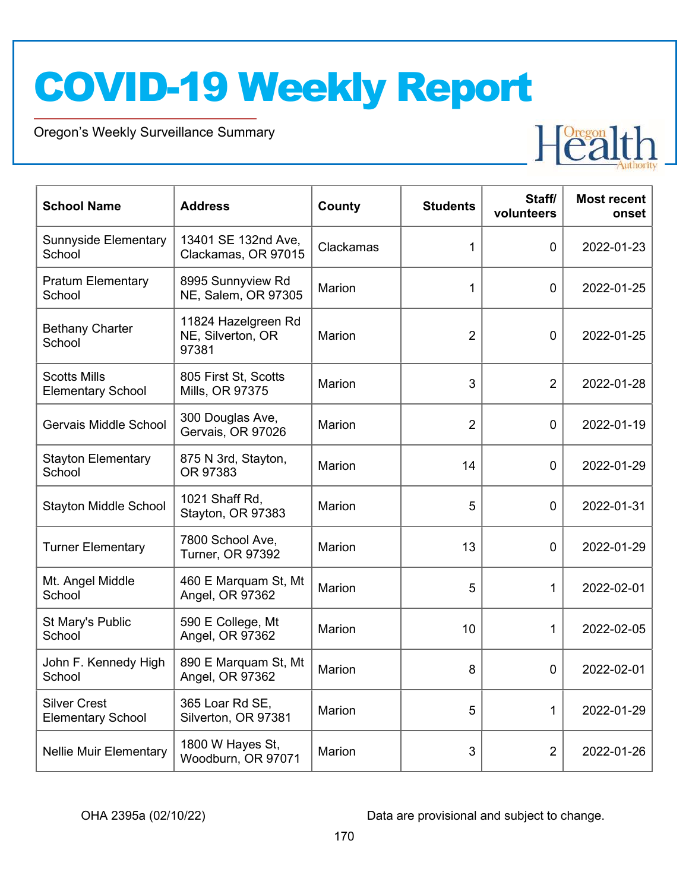# COVID-19 Weekly Report

Oregon's Weekly Surveillance Summary

| School Name | Address | County | Students | Staff/ volunteers | Most recent onset |
|---|---|---|---|---|---|
| Sunnyside Elementary School | 13401 SE 132nd Ave, Clackamas, OR 97015 | Clackamas | 1 | 0 | 2022-01-23 |
| Pratum Elementary School | 8995 Sunnyview Rd NE, Salem, OR 97305 | Marion | 1 | 0 | 2022-01-25 |
| Bethany Charter School | 11824 Hazelgreen Rd NE, Silverton, OR 97381 | Marion | 2 | 0 | 2022-01-25 |
| Scotts Mills Elementary School | 805 First St, Scotts Mills, OR 97375 | Marion | 3 | 2 | 2022-01-28 |
| Gervais Middle School | 300 Douglas Ave, Gervais, OR 97026 | Marion | 2 | 0 | 2022-01-19 |
| Stayton Elementary School | 875 N 3rd, Stayton, OR 97383 | Marion | 14 | 0 | 2022-01-29 |
| Stayton Middle School | 1021 Shaff Rd, Stayton, OR 97383 | Marion | 5 | 0 | 2022-01-31 |
| Turner Elementary | 7800 School Ave, Turner, OR 97392 | Marion | 13 | 0 | 2022-01-29 |
| Mt. Angel Middle School | 460 E Marquam St, Mt Angel, OR 97362 | Marion | 5 | 1 | 2022-02-01 |
| St Mary's Public School | 590 E College, Mt Angel, OR 97362 | Marion | 10 | 1 | 2022-02-05 |
| John F. Kennedy High School | 890 E Marquam St, Mt Angel, OR 97362 | Marion | 8 | 0 | 2022-02-01 |
| Silver Crest Elementary School | 365 Loar Rd SE, Silverton, OR 97381 | Marion | 5 | 1 | 2022-01-29 |
| Nellie Muir Elementary | 1800 W Hayes St, Woodburn, OR 97071 | Marion | 3 | 2 | 2022-01-26 |

OHA 2395a (02/10/22)

Data are provisional and subject to change.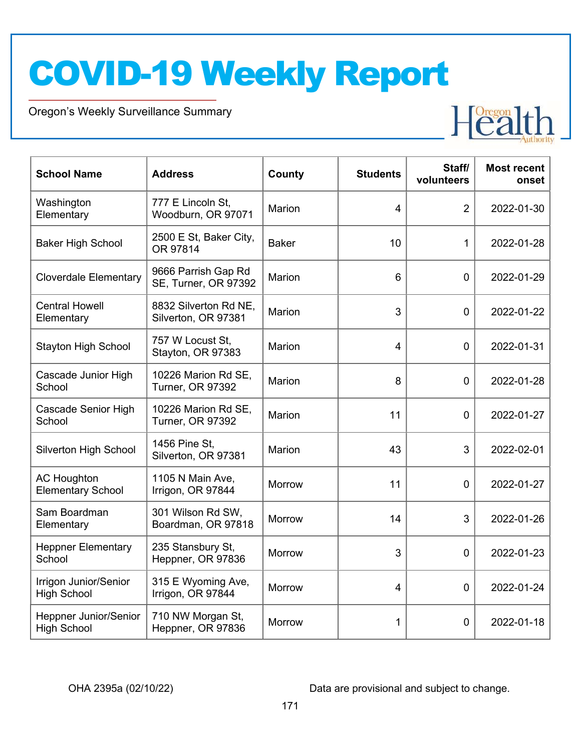# COVID-19 Weekly Report

Oregon's Weekly Surveillance Summary

| School Name | Address | County | Students | Staff/ volunteers | Most recent onset |
|---|---|---|---|---|---|
| Washington Elementary | 777 E Lincoln St, Woodburn, OR 97071 | Marion | 4 | 2 | 2022-01-30 |
| Baker High School | 2500 E St, Baker City, OR 97814 | Baker | 10 | 1 | 2022-01-28 |
| Cloverdale Elementary | 9666 Parrish Gap Rd SE, Turner, OR 97392 | Marion | 6 | 0 | 2022-01-29 |
| Central Howell Elementary | 8832 Silverton Rd NE, Silverton, OR 97381 | Marion | 3 | 0 | 2022-01-22 |
| Stayton High School | 757 W Locust St, Stayton, OR 97383 | Marion | 4 | 0 | 2022-01-31 |
| Cascade Junior High School | 10226 Marion Rd SE, Turner, OR 97392 | Marion | 8 | 0 | 2022-01-28 |
| Cascade Senior High School | 10226 Marion Rd SE, Turner, OR 97392 | Marion | 11 | 0 | 2022-01-27 |
| Silverton High School | 1456 Pine St, Silverton, OR 97381 | Marion | 43 | 3 | 2022-02-01 |
| AC Houghton Elementary School | 1105 N Main Ave, Irrigon, OR 97844 | Morrow | 11 | 0 | 2022-01-27 |
| Sam Boardman Elementary | 301 Wilson Rd SW, Boardman, OR 97818 | Morrow | 14 | 3 | 2022-01-26 |
| Heppner Elementary School | 235 Stansbury St, Heppner, OR 97836 | Morrow | 3 | 0 | 2022-01-23 |
| Irrigon Junior/Senior High School | 315 E Wyoming Ave, Irrigon, OR 97844 | Morrow | 4 | 0 | 2022-01-24 |
| Heppner Junior/Senior High School | 710 NW Morgan St, Heppner, OR 97836 | Morrow | 1 | 0 | 2022-01-18 |

OHA 2395a (02/10/22)

Data are provisional and subject to change.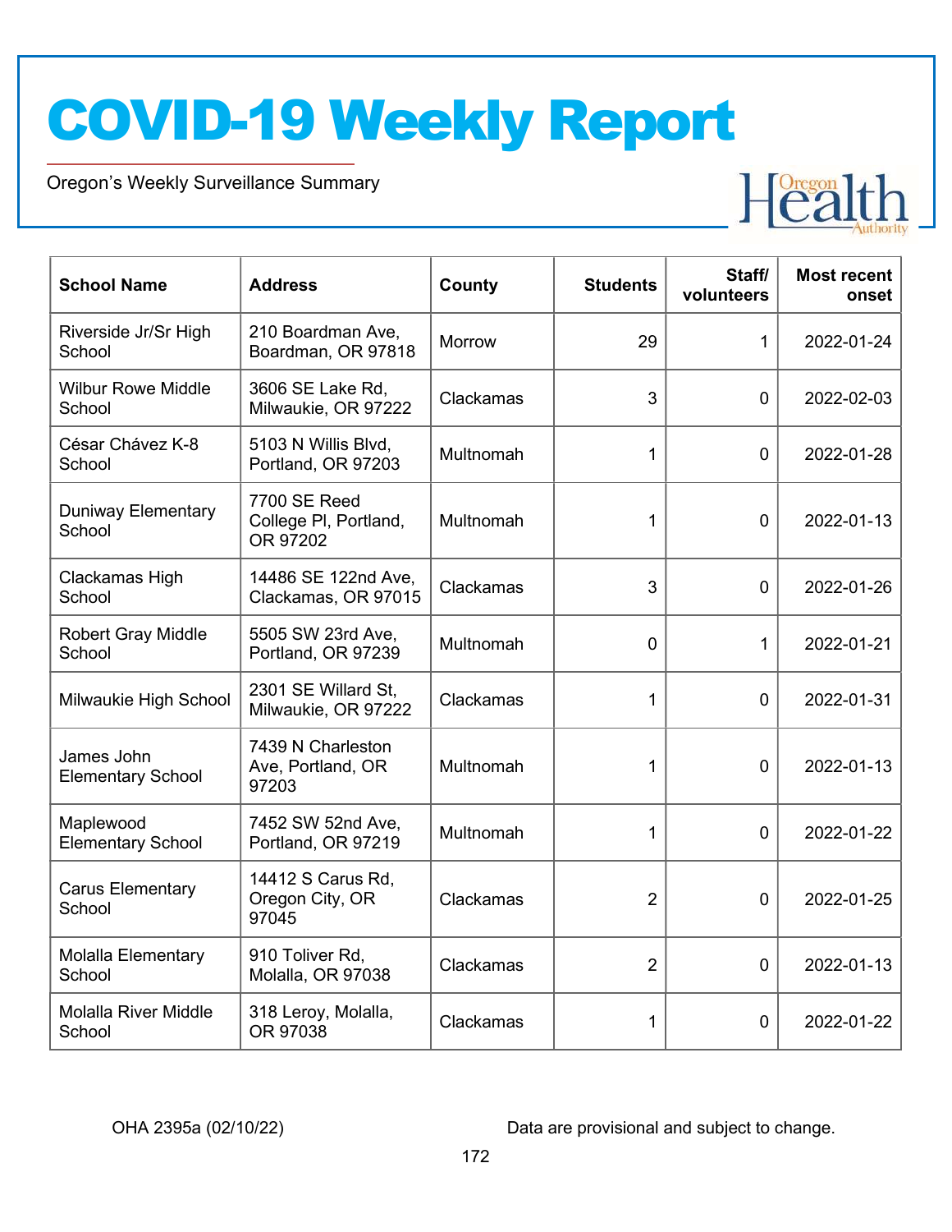# COVID-19 Weekly Report

Oregon's Weekly Surveillance Summary

| School Name | Address | County | Students | Staff/ volunteers | Most recent onset |
| --- | --- | --- | --- | --- | --- |
| Riverside Jr/Sr High School | 210 Boardman Ave, Boardman, OR 97818 | Morrow | 29 | 1 | 2022-01-24 |
| Wilbur Rowe Middle School | 3606 SE Lake Rd, Milwaukie, OR 97222 | Clackamas | 3 | 0 | 2022-02-03 |
| César Chávez K-8 School | 5103 N Willis Blvd, Portland, OR 97203 | Multnomah | 1 | 0 | 2022-01-28 |
| Duniway Elementary School | 7700 SE Reed College Pl, Portland, OR 97202 | Multnomah | 1 | 0 | 2022-01-13 |
| Clackamas High School | 14486 SE 122nd Ave, Clackamas, OR 97015 | Clackamas | 3 | 0 | 2022-01-26 |
| Robert Gray Middle School | 5505 SW 23rd Ave, Portland, OR 97239 | Multnomah | 0 | 1 | 2022-01-21 |
| Milwaukie High School | 2301 SE Willard St, Milwaukie, OR 97222 | Clackamas | 1 | 0 | 2022-01-31 |
| James John Elementary School | 7439 N Charleston Ave, Portland, OR 97203 | Multnomah | 1 | 0 | 2022-01-13 |
| Maplewood Elementary School | 7452 SW 52nd Ave, Portland, OR 97219 | Multnomah | 1 | 0 | 2022-01-22 |
| Carus Elementary School | 14412 S Carus Rd, Oregon City, OR 97045 | Clackamas | 2 | 0 | 2022-01-25 |
| Molalla Elementary School | 910 Toliver Rd, Molalla, OR 97038 | Clackamas | 2 | 0 | 2022-01-13 |
| Molalla River Middle School | 318 Leroy, Molalla, OR 97038 | Clackamas | 1 | 0 | 2022-01-22 |

OHA 2395a (02/10/22) Data are provisional and subject to change.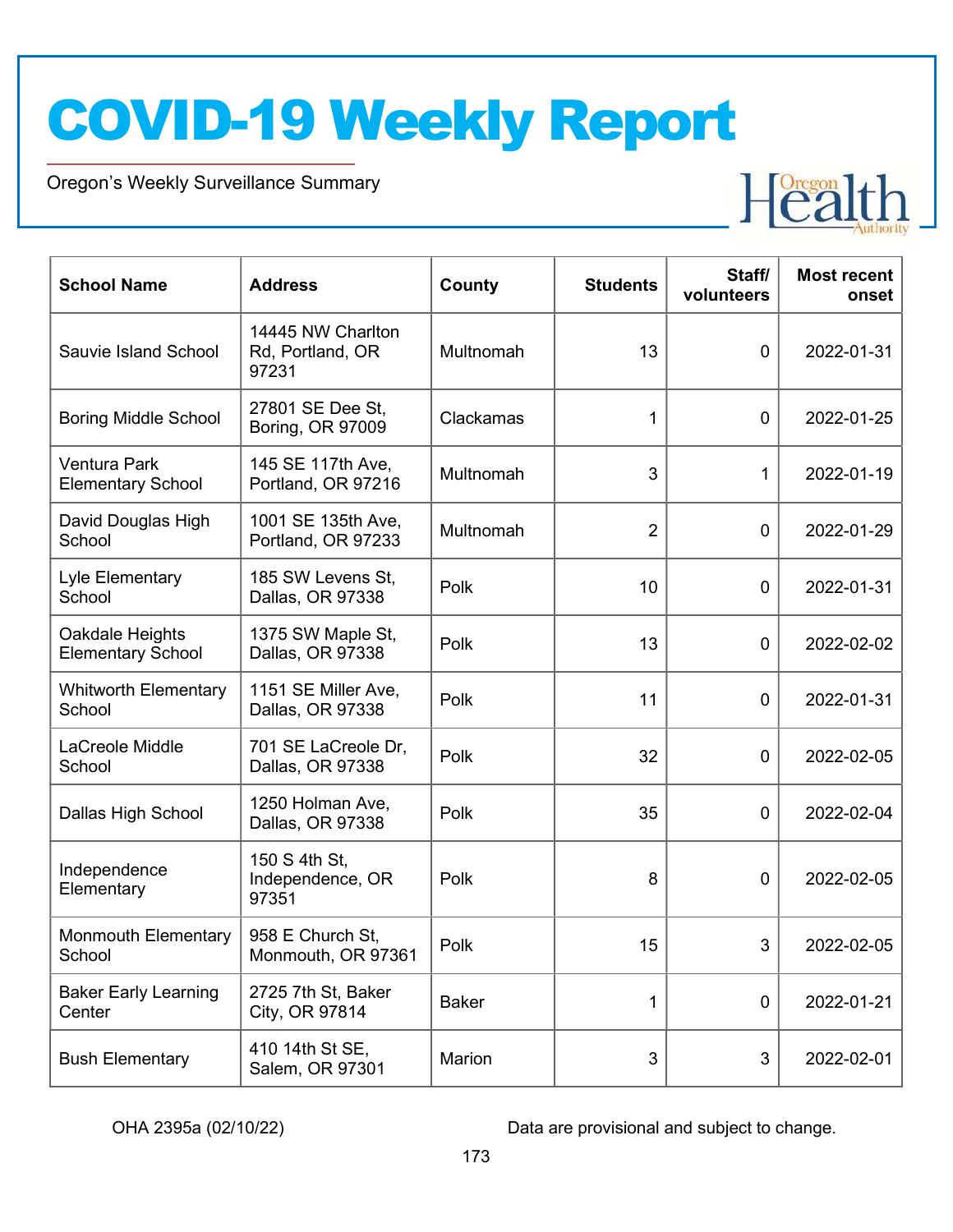# COVID-19 Weekly Report

Oregon's Weekly Surveillance Summary

| School Name | Address | County | Students | Staff/ volunteers | Most recent onset |
|---|---|---|---|---|---|
| Sauvie Island School | 14445 NW Charlton Rd, Portland, OR 97231 | Multnomah | 13 | 0 | 2022-01-31 |
| Boring Middle School | 27801 SE Dee St, Boring, OR 97009 | Clackamas | 1 | 0 | 2022-01-25 |
| Ventura Park Elementary School | 145 SE 117th Ave, Portland, OR 97216 | Multnomah | 3 | 1 | 2022-01-19 |
| David Douglas High School | 1001 SE 135th Ave, Portland, OR 97233 | Multnomah | 2 | 0 | 2022-01-29 |
| Lyle Elementary School | 185 SW Levens St, Dallas, OR 97338 | Polk | 10 | 0 | 2022-01-31 |
| Oakdale Heights Elementary School | 1375 SW Maple St, Dallas, OR 97338 | Polk | 13 | 0 | 2022-02-02 |
| Whitworth Elementary School | 1151 SE Miller Ave, Dallas, OR 97338 | Polk | 11 | 0 | 2022-01-31 |
| LaCreole Middle School | 701 SE LaCreole Dr, Dallas, OR 97338 | Polk | 32 | 0 | 2022-02-05 |
| Dallas High School | 1250 Holman Ave, Dallas, OR 97338 | Polk | 35 | 0 | 2022-02-04 |
| Independence Elementary | 150 S 4th St, Independence, OR 97351 | Polk | 8 | 0 | 2022-02-05 |
| Monmouth Elementary School | 958 E Church St, Monmouth, OR 97361 | Polk | 15 | 3 | 2022-02-05 |
| Baker Early Learning Center | 2725 7th St, Baker City, OR 97814 | Baker | 1 | 0 | 2022-01-21 |
| Bush Elementary | 410 14th St SE, Salem, OR 97301 | Marion | 3 | 3 | 2022-02-01 |

OHA 2395a (02/10/22) Data are provisional and subject to change.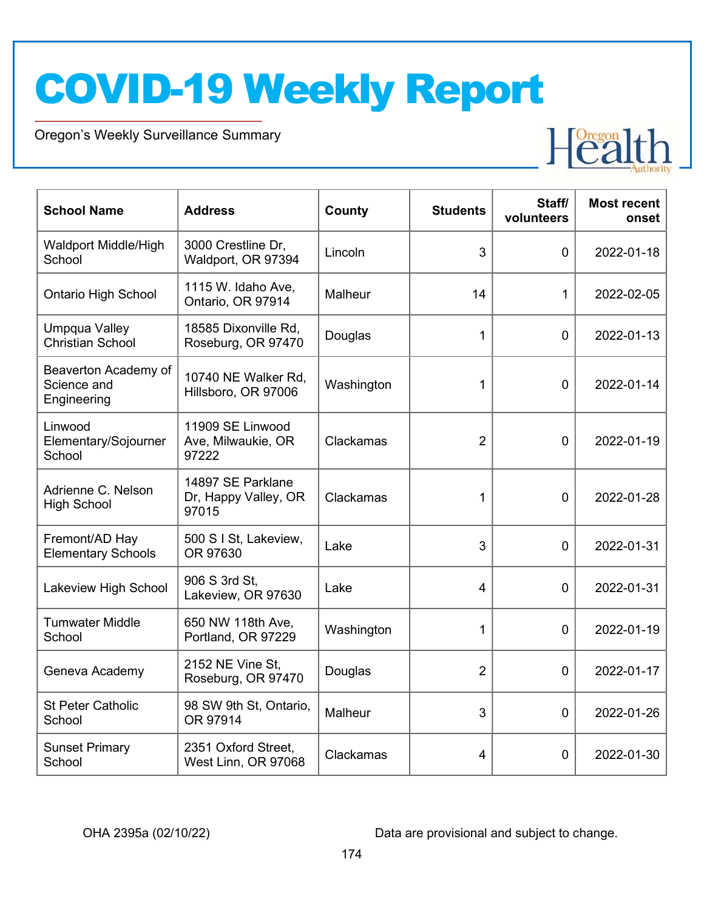# COVID-19 Weekly Report

Oregon's Weekly Surveillance Summary

| School Name | Address | County | Students | Staff/ volunteers | Most recent onset |
|---|---|---|---|---|---|
| Waldport Middle/High School | 3000 Crestline Dr, Waldport, OR 97394 | Lincoln | 3 | 0 | 2022-01-18 |
| Ontario High School | 1115 W. Idaho Ave, Ontario, OR 97914 | Malheur | 14 | 1 | 2022-02-05 |
| Umpqua Valley Christian School | 18585 Dixonville Rd, Roseburg, OR 97470 | Douglas | 1 | 0 | 2022-01-13 |
| Beaverton Academy of Science and Engineering | 10740 NE Walker Rd, Hillsboro, OR 97006 | Washington | 1 | 0 | 2022-01-14 |
| Linwood Elementary/Sojourner School | 11909 SE Linwood Ave, Milwaukie, OR 97222 | Clackamas | 2 | 0 | 2022-01-19 |
| Adrienne C. Nelson High School | 14897 SE Parklane Dr, Happy Valley, OR 97015 | Clackamas | 1 | 0 | 2022-01-28 |
| Fremont/AD Hay Elementary Schools | 500 S I St, Lakeview, OR 97630 | Lake | 3 | 0 | 2022-01-31 |
| Lakeview High School | 906 S 3rd St, Lakeview, OR 97630 | Lake | 4 | 0 | 2022-01-31 |
| Tumwater Middle School | 650 NW 118th Ave, Portland, OR 97229 | Washington | 1 | 0 | 2022-01-19 |
| Geneva Academy | 2152 NE Vine St, Roseburg, OR 97470 | Douglas | 2 | 0 | 2022-01-17 |
| St Peter Catholic School | 98 SW 9th St, Ontario, OR 97914 | Malheur | 3 | 0 | 2022-01-26 |
| Sunset Primary School | 2351 Oxford Street, West Linn, OR 97068 | Clackamas | 4 | 0 | 2022-01-30 |

OHA 2395a (02/10/22) Data are provisional and subject to change.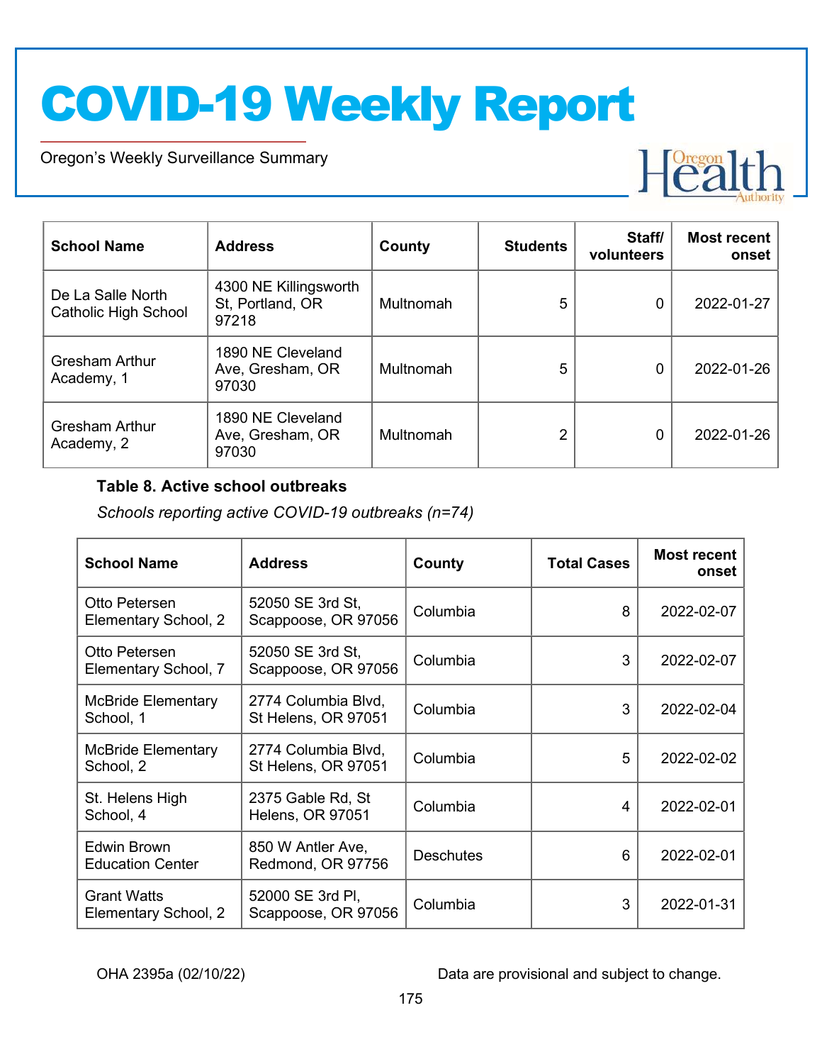| School Name | Address | County | Students | Staff/ volunteers | Most recent onset |
|---|---|---|---|---|---|
| De La Salle North Catholic High School | 4300 NE Killingsworth St, Portland, OR 97218 | Multnomah | 5 | 0 | 2022-01-27 |
| Gresham Arthur Academy, 1 | 1890 NE Cleveland Ave, Gresham, OR 97030 | Multnomah | 5 | 0 | 2022-01-26 |
| Gresham Arthur Academy, 2 | 1890 NE Cleveland Ave, Gresham, OR 97030 | Multnomah | 2 | 0 | 2022-01-26 |

**Table 8. Active school outbreaks**

*Schools reporting active COVID-19 outbreaks (n=74)*

| School Name | Address | County | Total Cases | Most recent onset |
|---|---|---|---|---|
| Otto Petersen Elementary School, 2 | 52050 SE 3rd St, Scappoose, OR 97056 | Columbia | 8 | 2022-02-07 |
| Otto Petersen Elementary School, 7 | 52050 SE 3rd St, Scappoose, OR 97056 | Columbia | 3 | 2022-02-07 |
| McBride Elementary School, 1 | 2774 Columbia Blvd, St Helens, OR 97051 | Columbia | 3 | 2022-02-04 |
| McBride Elementary School, 2 | 2774 Columbia Blvd, St Helens, OR 97051 | Columbia | 5 | 2022-02-02 |
| St. Helens High School, 4 | 2375 Gable Rd, St Helens, OR 97051 | Columbia | 4 | 2022-02-01 |
| Edwin Brown Education Center | 850 W Antler Ave, Redmond, OR 97756 | Deschutes | 6 | 2022-02-01 |
| Grant Watts Elementary School, 2 | 52000 SE 3rd Pl, Scappoose, OR 97056 | Columbia | 3 | 2022-01-31 |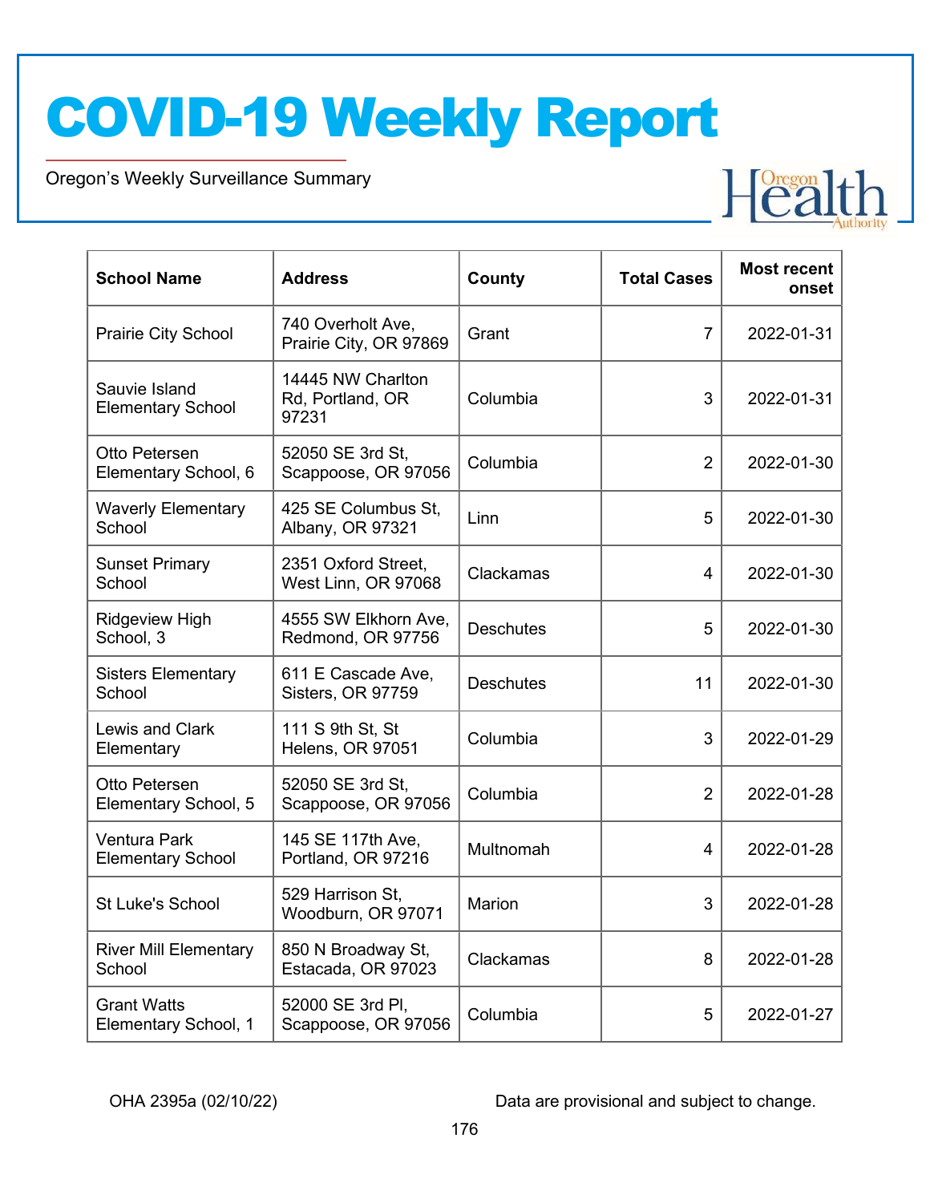| School Name | Address | County | Total Cases | Most recent onset |
|---|---|---|---|---|
| Prairie City School | 740 Overholt Ave, Prairie City, OR 97869 | Grant | 7 | 2022-01-31 |
| Sauvie Island Elementary School | 14445 NW Charlton Rd, Portland, OR 97231 | Columbia | 3 | 2022-01-31 |
| Otto Petersen Elementary School, 6 | 52050 SE 3rd St, Scappoose, OR 97056 | Columbia | 2 | 2022-01-30 |
| Waverly Elementary School | 425 SE Columbus St, Albany, OR 97321 | Linn | 5 | 2022-01-30 |
| Sunset Primary School | 2351 Oxford Street, West Linn, OR 97068 | Clackamas | 4 | 2022-01-30 |
| Ridgeview High School, 3 | 4555 SW Elkhorn Ave, Redmond, OR 97756 | Deschutes | 5 | 2022-01-30 |
| Sisters Elementary School | 611 E Cascade Ave, Sisters, OR 97759 | Deschutes | 11 | 2022-01-30 |
| Lewis and Clark Elementary | 111 S 9th St, St Helens, OR 97051 | Columbia | 3 | 2022-01-29 |
| Otto Petersen Elementary School, 5 | 52050 SE 3rd St, Scappoose, OR 97056 | Columbia | 2 | 2022-01-28 |
| Ventura Park Elementary School | 145 SE 117th Ave, Portland, OR 97216 | Multnomah | 4 | 2022-01-28 |
| St Luke's School | 529 Harrison St, Woodburn, OR 97071 | Marion | 3 | 2022-01-28 |
| River Mill Elementary School | 850 N Broadway St, Estacada, OR 97023 | Clackamas | 8 | 2022-01-28 |
| Grant Watts Elementary School, 1 | 52000 SE 3rd Pl, Scappoose, OR 97056 | Columbia | 5 | 2022-01-27 |

OHA 2395a (02/10/22) Data are provisional and subject to change.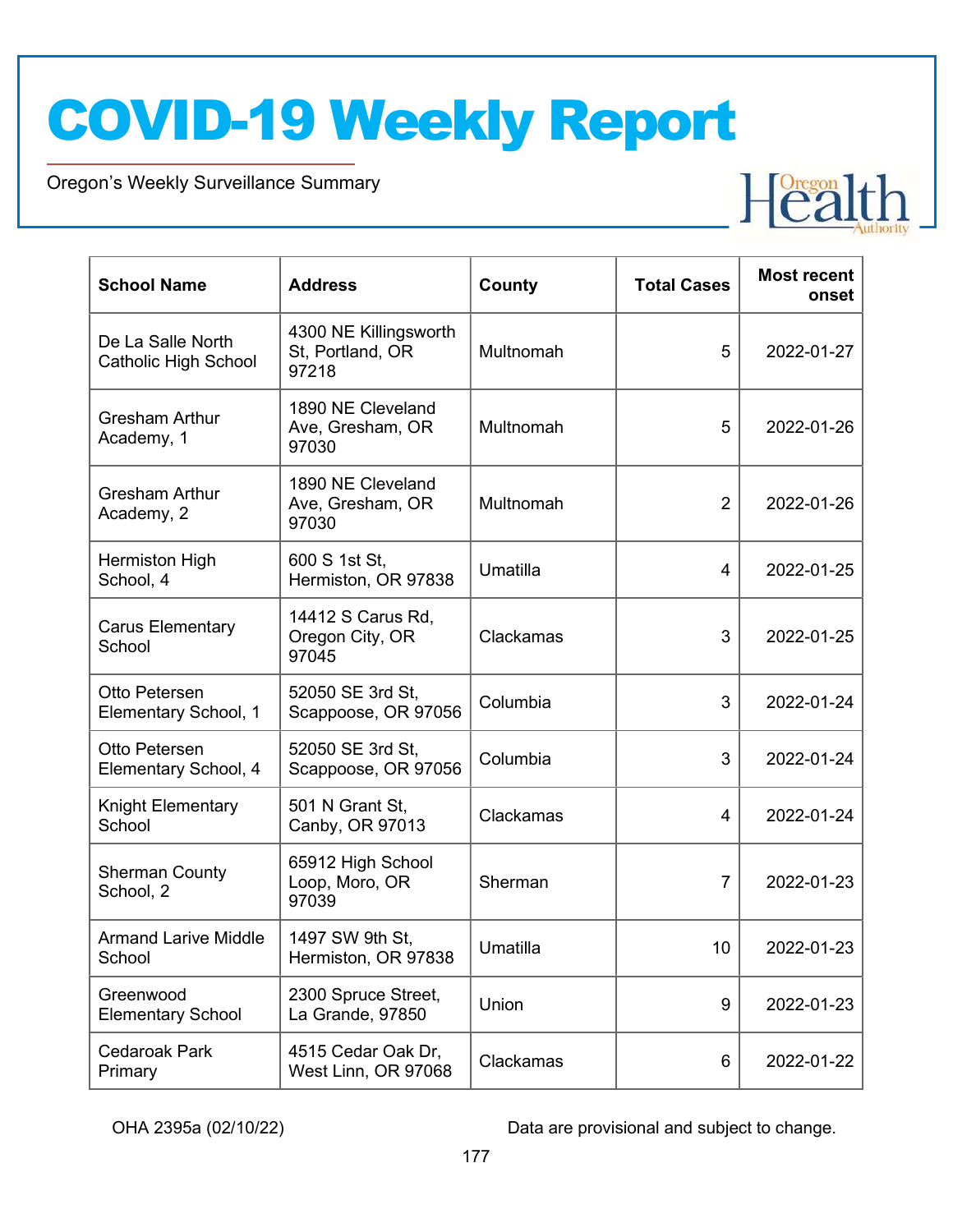# COVID-19 Weekly Report

Oregon's Weekly Surveillance Summary

| School Name | Address | County | Total Cases | Most recent onset |
| --- | --- | --- | --- | --- |
| De La Salle North Catholic High School | 4300 NE Killingsworth St, Portland, OR 97218 | Multnomah | 5 | 2022-01-27 |
| Gresham Arthur Academy, 1 | 1890 NE Cleveland Ave, Gresham, OR 97030 | Multnomah | 5 | 2022-01-26 |
| Gresham Arthur Academy, 2 | 1890 NE Cleveland Ave, Gresham, OR 97030 | Multnomah | 2 | 2022-01-26 |
| Hermiston High School, 4 | 600 S 1st St, Hermiston, OR 97838 | Umatilla | 4 | 2022-01-25 |
| Carus Elementary School | 14412 S Carus Rd, Oregon City, OR 97045 | Clackamas | 3 | 2022-01-25 |
| Otto Petersen Elementary School, 1 | 52050 SE 3rd St, Scappoose, OR 97056 | Columbia | 3 | 2022-01-24 |
| Otto Petersen Elementary School, 4 | 52050 SE 3rd St, Scappoose, OR 97056 | Columbia | 3 | 2022-01-24 |
| Knight Elementary School | 501 N Grant St, Canby, OR 97013 | Clackamas | 4 | 2022-01-24 |
| Sherman County School, 2 | 65912 High School Loop, Moro, OR 97039 | Sherman | 7 | 2022-01-23 |
| Armand Larive Middle School | 1497 SW 9th St, Hermiston, OR 97838 | Umatilla | 10 | 2022-01-23 |
| Greenwood Elementary School | 2300 Spruce Street, La Grande, 97850 | Union | 9 | 2022-01-23 |
| Cedaroak Park Primary | 4515 Cedar Oak Dr, West Linn, OR 97068 | Clackamas | 6 | 2022-01-22 |

OHA 2395a (02/10/22)

Data are provisional and subject to change.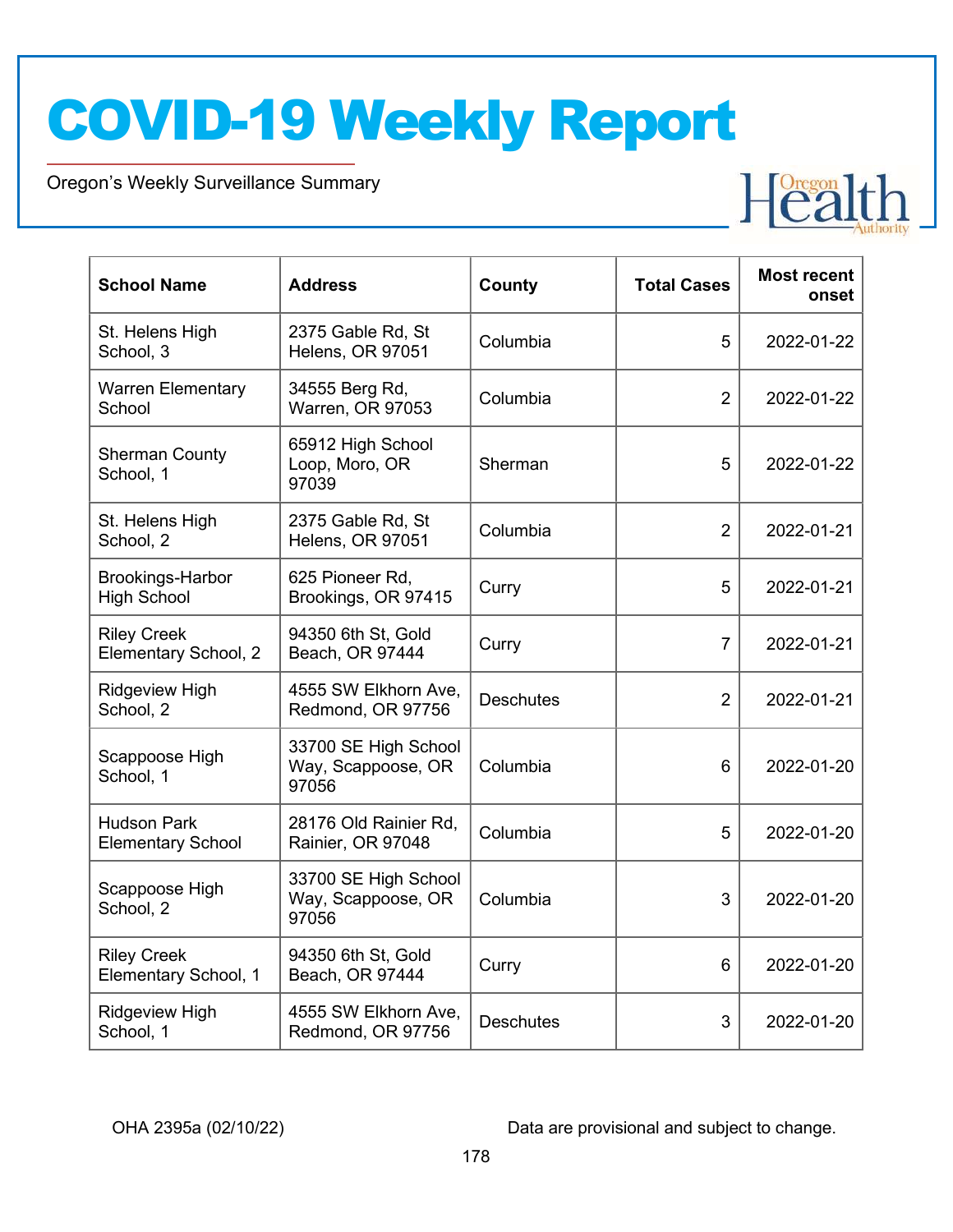| School Name | Address | County | Total Cases | Most recent onset |
|---|---|---|---|---|
| St. Helens High School, 3 | 2375 Gable Rd, St Helens, OR 97051 | Columbia | 5 | 2022-01-22 |
| Warren Elementary School | 34555 Berg Rd, Warren, OR 97053 | Columbia | 2 | 2022-01-22 |
| Sherman County School, 1 | 65912 High School Loop, Moro, OR 97039 | Sherman | 5 | 2022-01-22 |
| St. Helens High School, 2 | 2375 Gable Rd, St Helens, OR 97051 | Columbia | 2 | 2022-01-21 |
| Brookings-Harbor High School | 625 Pioneer Rd, Brookings, OR 97415 | Curry | 5 | 2022-01-21 |
| Riley Creek Elementary School, 2 | 94350 6th St, Gold Beach, OR 97444 | Curry | 7 | 2022-01-21 |
| Ridgeview High School, 2 | 4555 SW Elkhorn Ave, Redmond, OR 97756 | Deschutes | 2 | 2022-01-21 |
| Scappoose High School, 1 | 33700 SE High School Way, Scappoose, OR 97056 | Columbia | 6 | 2022-01-20 |
| Hudson Park Elementary School | 28176 Old Rainier Rd, Rainier, OR 97048 | Columbia | 5 | 2022-01-20 |
| Scappoose High School, 2 | 33700 SE High School Way, Scappoose, OR 97056 | Columbia | 3 | 2022-01-20 |
| Riley Creek Elementary School, 1 | 94350 6th St, Gold Beach, OR 97444 | Curry | 6 | 2022-01-20 |
| Ridgeview High School, 1 | 4555 SW Elkhorn Ave, Redmond, OR 97756 | Deschutes | 3 | 2022-01-20 |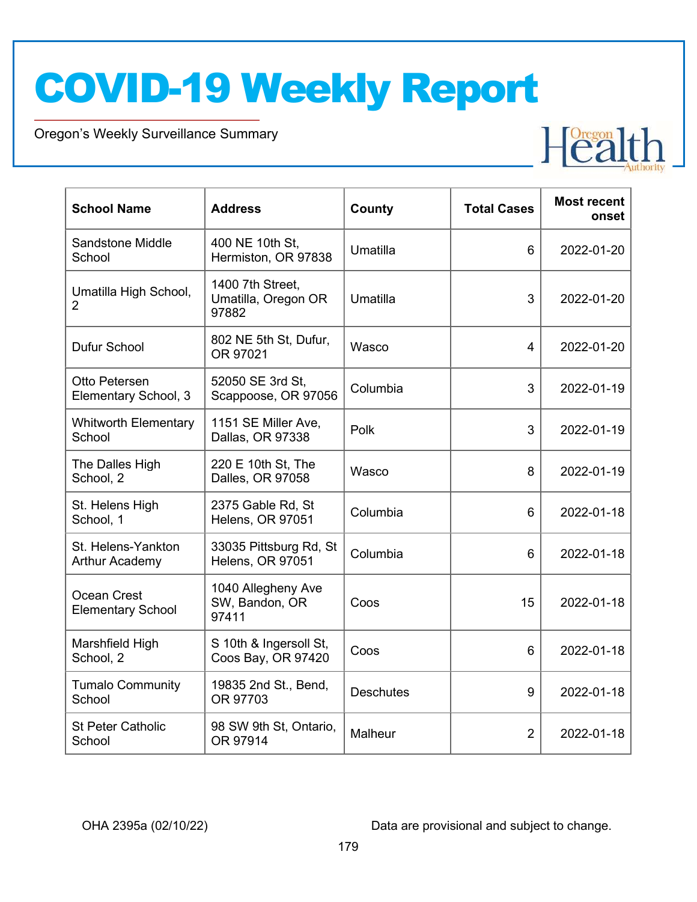# COVID-19 Weekly Report

Oregon's Weekly Surveillance Summary

| School Name | Address | County | Total Cases | Most recent onset |
|---|---|---|---|---|
| Sandstone Middle School | 400 NE 10th St, Hermiston, OR 97838 | Umatilla | 6 | 2022-01-20 |
| Umatilla High School, 2 | 1400 7th Street, Umatilla, Oregon OR 97882 | Umatilla | 3 | 2022-01-20 |
| Dufur School | 802 NE 5th St, Dufur, OR 97021 | Wasco | 4 | 2022-01-20 |
| Otto Petersen Elementary School, 3 | 52050 SE 3rd St, Scappoose, OR 97056 | Columbia | 3 | 2022-01-19 |
| Whitworth Elementary School | 1151 SE Miller Ave, Dallas, OR 97338 | Polk | 3 | 2022-01-19 |
| The Dalles High School, 2 | 220 E 10th St, The Dalles, OR 97058 | Wasco | 8 | 2022-01-19 |
| St. Helens High School, 1 | 2375 Gable Rd, St Helens, OR 97051 | Columbia | 6 | 2022-01-18 |
| St. Helens-Yankton Arthur Academy | 33035 Pittsburg Rd, St Helens, OR 97051 | Columbia | 6 | 2022-01-18 |
| Ocean Crest Elementary School | 1040 Allegheny Ave SW, Bandon, OR 97411 | Coos | 15 | 2022-01-18 |
| Marshfield High School, 2 | S 10th & Ingersoll St, Coos Bay, OR 97420 | Coos | 6 | 2022-01-18 |
| Tumalo Community School | 19835 2nd St., Bend, OR 97703 | Deschutes | 9 | 2022-01-18 |
| St Peter Catholic School | 98 SW 9th St, Ontario, OR 97914 | Malheur | 2 | 2022-01-18 |

OHA 2395a (02/10/22) Data are provisional and subject to change.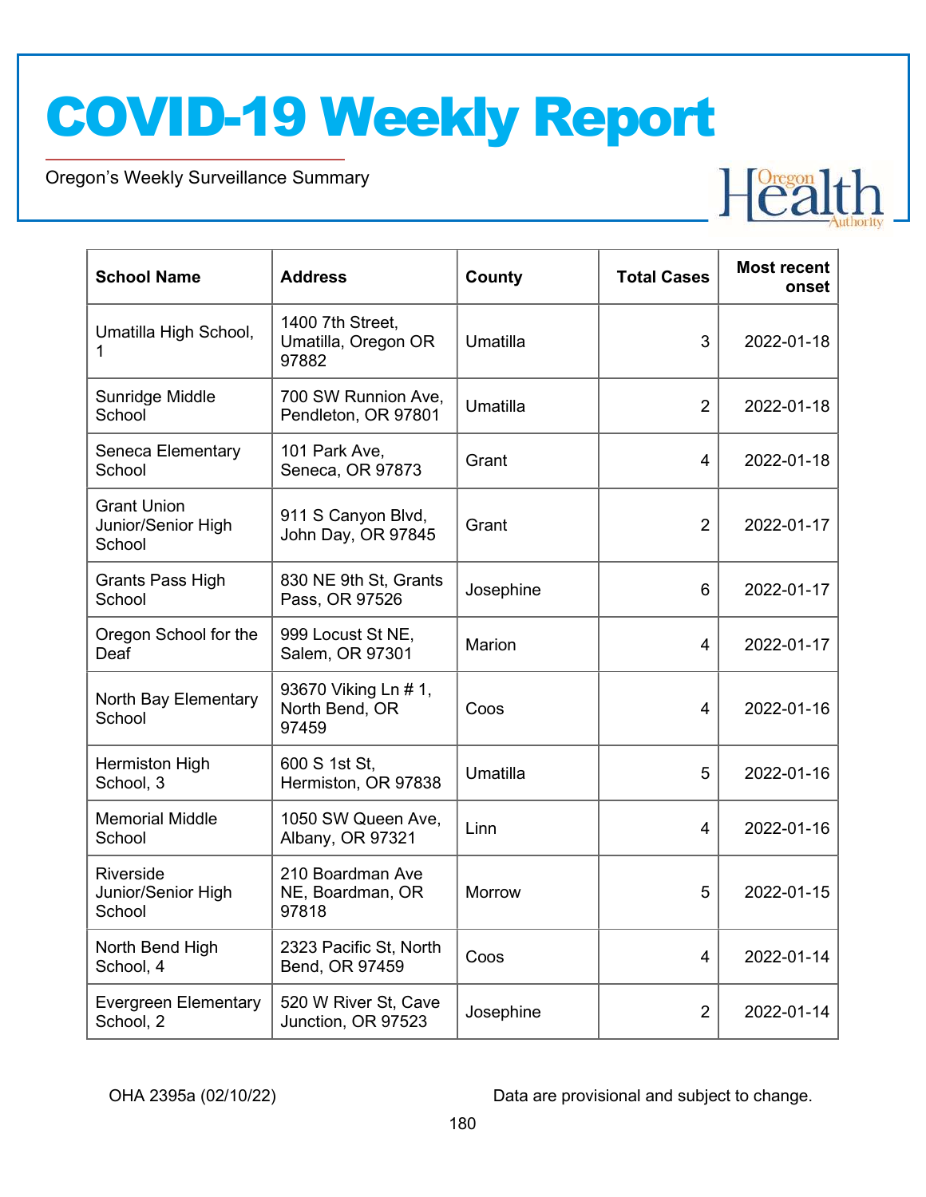# COVID-19 Weekly Report

Oregon's Weekly Surveillance Summary

| School Name | Address | County | Total Cases | Most recent onset |
|---|---|---|---|---|
| Umatilla High School, 1 | 1400 7th Street, Umatilla, Oregon OR 97882 | Umatilla | 3 | 2022-01-18 |
| Sunridge Middle School | 700 SW Runnion Ave, Pendleton, OR 97801 | Umatilla | 2 | 2022-01-18 |
| Seneca Elementary School | 101 Park Ave, Seneca, OR 97873 | Grant | 4 | 2022-01-18 |
| Grant Union Junior/Senior High School | 911 S Canyon Blvd, John Day, OR 97845 | Grant | 2 | 2022-01-17 |
| Grants Pass High School | 830 NE 9th St, Grants Pass, OR 97526 | Josephine | 6 | 2022-01-17 |
| Oregon School for the Deaf | 999 Locust St NE, Salem, OR 97301 | Marion | 4 | 2022-01-17 |
| North Bay Elementary School | 93670 Viking Ln # 1, North Bend, OR 97459 | Coos | 4 | 2022-01-16 |
| Hermiston High School, 3 | 600 S 1st St, Hermiston, OR 97838 | Umatilla | 5 | 2022-01-16 |
| Memorial Middle School | 1050 SW Queen Ave, Albany, OR 97321 | Linn | 4 | 2022-01-16 |
| Riverside Junior/Senior High School | 210 Boardman Ave NE, Boardman, OR 97818 | Morrow | 5 | 2022-01-15 |
| North Bend High School, 4 | 2323 Pacific St, North Bend, OR 97459 | Coos | 4 | 2022-01-14 |
| Evergreen Elementary School, 2 | 520 W River St, Cave Junction, OR 97523 | Josephine | 2 | 2022-01-14 |

OHA 2395a (02/10/22)

Data are provisional and subject to change.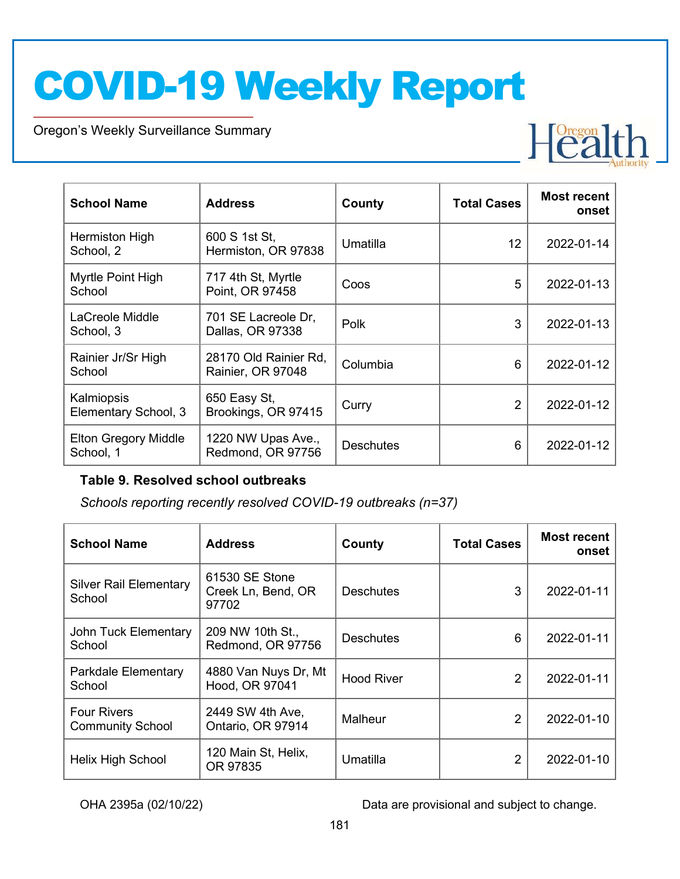| School Name | Address | County | Total Cases | Most recent onset |
|---|---|---|---|---|
| Hermiston High School, 2 | 600 S 1st St, Hermiston, OR 97838 | Umatilla | 12 | 2022-01-14 |
| Myrtle Point High School | 717 4th St, Myrtle Point, OR 97458 | Coos | 5 | 2022-01-13 |
| LaCreole Middle School, 3 | 701 SE Lacreole Dr, Dallas, OR 97338 | Polk | 3 | 2022-01-13 |
| Rainier Jr/Sr High School | 28170 Old Rainier Rd, Rainier, OR 97048 | Columbia | 6 | 2022-01-12 |
| Kalmiopsis Elementary School, 3 | 650 Easy St, Brookings, OR 97415 | Curry | 2 | 2022-01-12 |
| Elton Gregory Middle School, 1 | 1220 NW Upas Ave., Redmond, OR 97756 | Deschutes | 6 | 2022-01-12 |

**Table 9. Resolved school outbreaks**

*Schools reporting recently resolved COVID-19 outbreaks (n=37)*

| School Name | Address | County | Total Cases | Most recent onset |
|---|---|---|---|---|
| Silver Rail Elementary School | 61530 SE Stone Creek Ln, Bend, OR 97702 | Deschutes | 3 | 2022-01-11 |
| John Tuck Elementary School | 209 NW 10th St., Redmond, OR 97756 | Deschutes | 6 | 2022-01-11 |
| Parkdale Elementary School | 4880 Van Nuys Dr, Mt Hood, OR 97041 | Hood River | 2 | 2022-01-11 |
| Four Rivers Community School | 2449 SW 4th Ave, Ontario, OR 97914 | Malheur | 2 | 2022-01-10 |
| Helix High School | 120 Main St, Helix, OR 97835 | Umatilla | 2 | 2022-01-10 |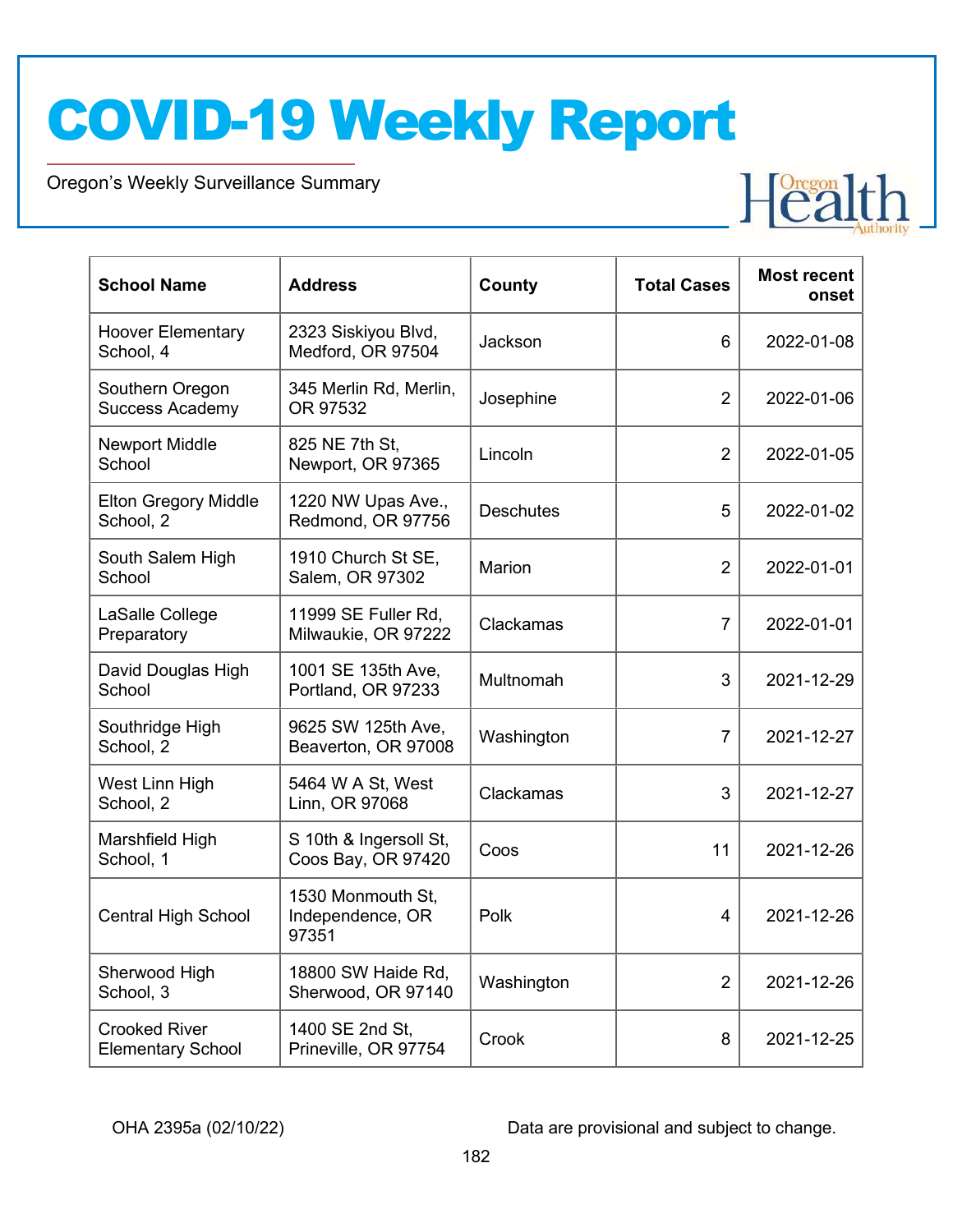| School Name | Address | County | Total Cases | Most recent onset |
|---|---|---|---|---|
| Hoover Elementary School, 4 | 2323 Siskiyou Blvd, Medford, OR 97504 | Jackson | 6 | 2022-01-08 |
| Southern Oregon Success Academy | 345 Merlin Rd, Merlin, OR 97532 | Josephine | 2 | 2022-01-06 |
| Newport Middle School | 825 NE 7th St, Newport, OR 97365 | Lincoln | 2 | 2022-01-05 |
| Elton Gregory Middle School, 2 | 1220 NW Upas Ave., Redmond, OR 97756 | Deschutes | 5 | 2022-01-02 |
| South Salem High School | 1910 Church St SE, Salem, OR 97302 | Marion | 2 | 2022-01-01 |
| LaSalle College Preparatory | 11999 SE Fuller Rd, Milwaukie, OR 97222 | Clackamas | 7 | 2022-01-01 |
| David Douglas High School | 1001 SE 135th Ave, Portland, OR 97233 | Multnomah | 3 | 2021-12-29 |
| Southridge High School, 2 | 9625 SW 125th Ave, Beaverton, OR 97008 | Washington | 7 | 2021-12-27 |
| West Linn High School, 2 | 5464 W A St, West Linn, OR 97068 | Clackamas | 3 | 2021-12-27 |
| Marshfield High School, 1 | S 10th & Ingersoll St, Coos Bay, OR 97420 | Coos | 11 | 2021-12-26 |
| Central High School | 1530 Monmouth St, Independence, OR 97351 | Polk | 4 | 2021-12-26 |
| Sherwood High School, 3 | 18800 SW Haide Rd, Sherwood, OR 97140 | Washington | 2 | 2021-12-26 |
| Crooked River Elementary School | 1400 SE 2nd St, Prineville, OR 97754 | Crook | 8 | 2021-12-25 |

OHA 2395a (02/10/22) Data are provisional and subject to change.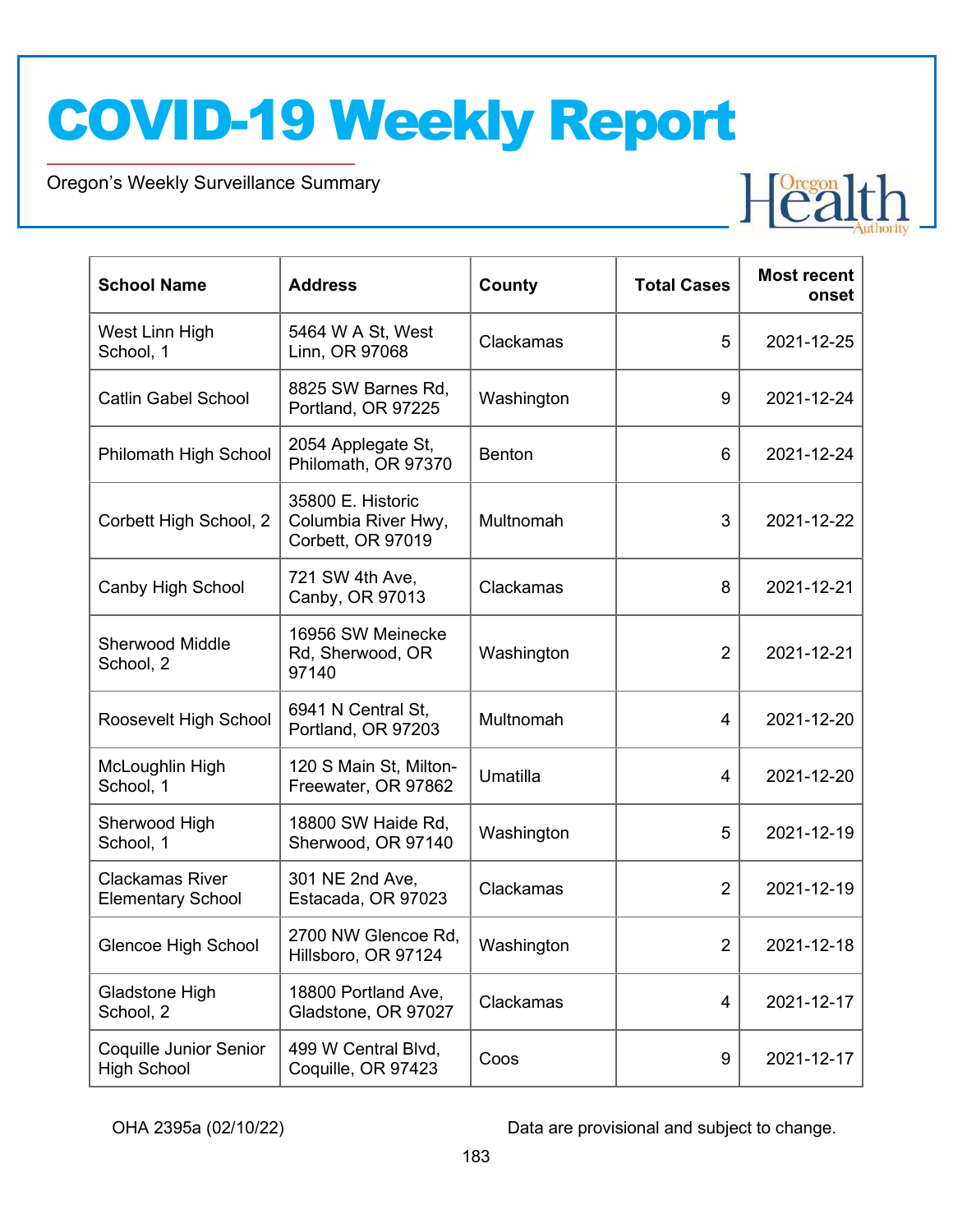| School Name | Address | County | Total Cases | Most recent onset |
|---|---|---|---|---|
| West Linn High School, 1 | 5464 W A St, West Linn, OR 97068 | Clackamas | 5 | 2021-12-25 |
| Catlin Gabel School | 8825 SW Barnes Rd, Portland, OR 97225 | Washington | 9 | 2021-12-24 |
| Philomath High School | 2054 Applegate St, Philomath, OR 97370 | Benton | 6 | 2021-12-24 |
| Corbett High School, 2 | 35800 E. Historic Columbia River Hwy, Corbett, OR 97019 | Multnomah | 3 | 2021-12-22 |
| Canby High School | 721 SW 4th Ave, Canby, OR 97013 | Clackamas | 8 | 2021-12-21 |
| Sherwood Middle School, 2 | 16956 SW Meinecke Rd, Sherwood, OR 97140 | Washington | 2 | 2021-12-21 |
| Roosevelt High School | 6941 N Central St, Portland, OR 97203 | Multnomah | 4 | 2021-12-20 |
| McLoughlin High School, 1 | 120 S Main St, Milton-Freewater, OR 97862 | Umatilla | 4 | 2021-12-20 |
| Sherwood High School, 1 | 18800 SW Haide Rd, Sherwood, OR 97140 | Washington | 5 | 2021-12-19 |
| Clackamas River Elementary School | 301 NE 2nd Ave, Estacada, OR 97023 | Clackamas | 2 | 2021-12-19 |
| Glencoe High School | 2700 NW Glencoe Rd, Hillsboro, OR 97124 | Washington | 2 | 2021-12-18 |
| Gladstone High School, 2 | 18800 Portland Ave, Gladstone, OR 97027 | Clackamas | 4 | 2021-12-17 |
| Coquille Junior Senior High School | 499 W Central Blvd, Coquille, OR 97423 | Coos | 9 | 2021-12-17 |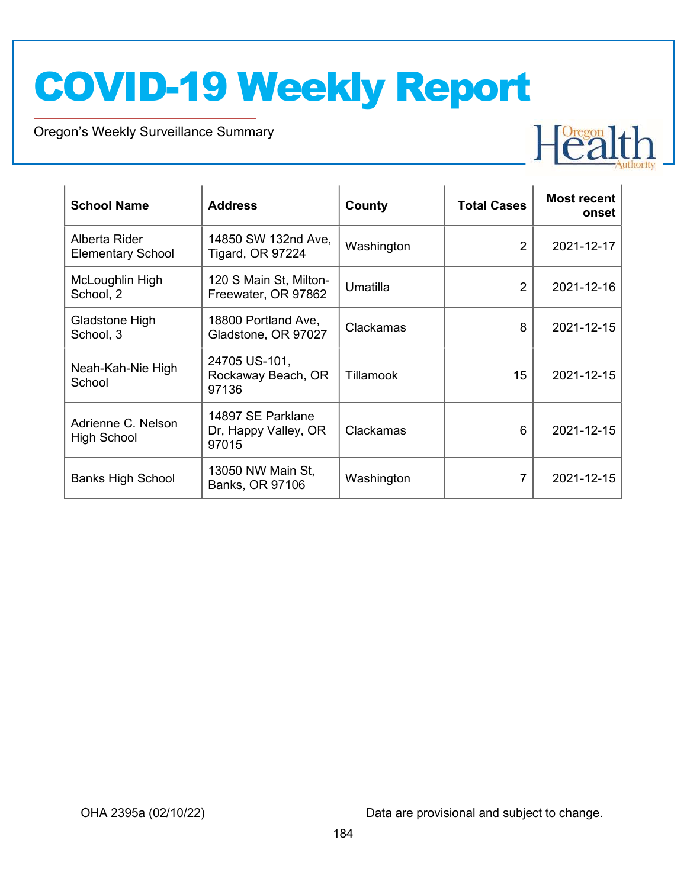| School Name | Address | County | Total Cases | Most recent onset |
|---|---|---|---|---|
| Alberta Rider Elementary School | 14850 SW 132nd Ave, Tigard, OR 97224 | Washington | 2 | 2021-12-17 |
| McLoughlin High School, 2 | 120 S Main St, Milton-Freewater, OR 97862 | Umatilla | 2 | 2021-12-16 |
| Gladstone High School, 3 | 18800 Portland Ave, Gladstone, OR 97027 | Clackamas | 8 | 2021-12-15 |
| Neah-Kah-Nie High School | 24705 US-101, Rockaway Beach, OR 97136 | Tillamook | 15 | 2021-12-15 |
| Adrienne C. Nelson High School | 14897 SE Parklane Dr, Happy Valley, OR 97015 | Clackamas | 6 | 2021-12-15 |
| Banks High School | 13050 NW Main St, Banks, OR 97106 | Washington | 7 | 2021-12-15 |